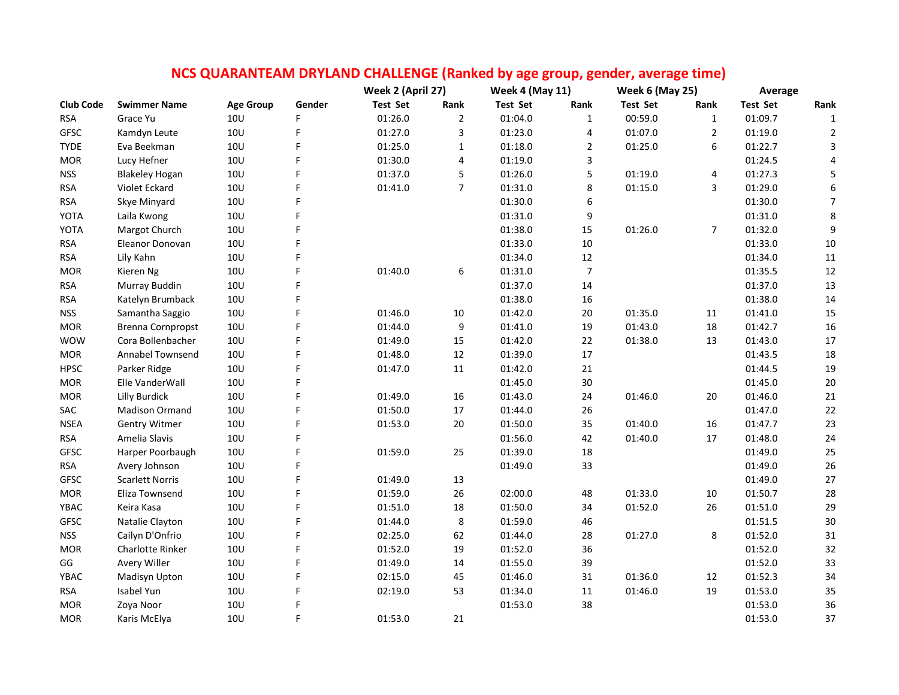# NCS QUARANTEAM DRYLAND CHALLENGE (Ranked by age group, gender, average time)

| | | | | Week 2 (April 27) | | Week 4 (May 11) | | Week 6 (May 25) | | Average | |
|---|---|---|---|---|---|---|---|---|---|---|---|
| Club Code | Swimmer Name | Age Group | Gender | Test Set | Rank | Test Set | Rank | Test Set | Rank | Test Set | Rank |
| RSA | Grace Yu | 10U | F | 01:26.0 | 2 | 01:04.0 | 1 | 00:59.0 | 1 | 01:09.7 | 1 |
| GFSC | Kamdyn Leute | 10U | F | 01:27.0 | 3 | 01:23.0 | 4 | 01:07.0 | 2 | 01:19.0 | 2 |
| TYDE | Eva Beekman | 10U | F | 01:25.0 | 1 | 01:18.0 | 2 | 01:25.0 | 6 | 01:22.7 | 3 |
| MOR | Lucy Hefner | 10U | F | 01:30.0 | 4 | 01:19.0 | 3 | | | 01:24.5 | 4 |
| NSS | Blakeley Hogan | 10U | F | 01:37.0 | 5 | 01:26.0 | 5 | 01:19.0 | 4 | 01:27.3 | 5 |
| RSA | Violet Eckard | 10U | F | 01:41.0 | 7 | 01:31.0 | 8 | 01:15.0 | 3 | 01:29.0 | 6 |
| RSA | Skye Minyard | 10U | F | | | 01:30.0 | 6 | | | 01:30.0 | 7 |
| YOTA | Laila Kwong | 10U | F | | | 01:31.0 | 9 | | | 01:31.0 | 8 |
| YOTA | Margot Church | 10U | F | | | 01:38.0 | 15 | 01:26.0 | 7 | 01:32.0 | 9 |
| RSA | Eleanor Donovan | 10U | F | | | 01:33.0 | 10 | | | 01:33.0 | 10 |
| RSA | Lily Kahn | 10U | F | | | 01:34.0 | 12 | | | 01:34.0 | 11 |
| MOR | Kieren Ng | 10U | F | 01:40.0 | 6 | 01:31.0 | 7 | | | 01:35.5 | 12 |
| RSA | Murray Buddin | 10U | F | | | 01:37.0 | 14 | | | 01:37.0 | 13 |
| RSA | Katelyn Brumback | 10U | F | | | 01:38.0 | 16 | | | 01:38.0 | 14 |
| NSS | Samantha Saggio | 10U | F | 01:46.0 | 10 | 01:42.0 | 20 | 01:35.0 | 11 | 01:41.0 | 15 |
| MOR | Brenna Cornpropst | 10U | F | 01:44.0 | 9 | 01:41.0 | 19 | 01:43.0 | 18 | 01:42.7 | 16 |
| WOW | Cora Bollenbacher | 10U | F | 01:49.0 | 15 | 01:42.0 | 22 | 01:38.0 | 13 | 01:43.0 | 17 |
| MOR | Annabel Townsend | 10U | F | 01:48.0 | 12 | 01:39.0 | 17 | | | 01:43.5 | 18 |
| HPSC | Parker Ridge | 10U | F | 01:47.0 | 11 | 01:42.0 | 21 | | | 01:44.5 | 19 |
| MOR | Elle VanderWall | 10U | F | | | 01:45.0 | 30 | | | 01:45.0 | 20 |
| MOR | Lilly Burdick | 10U | F | 01:49.0 | 16 | 01:43.0 | 24 | 01:46.0 | 20 | 01:46.0 | 21 |
| SAC | Madison Ormand | 10U | F | 01:50.0 | 17 | 01:44.0 | 26 | | | 01:47.0 | 22 |
| NSEA | Gentry Witmer | 10U | F | 01:53.0 | 20 | 01:50.0 | 35 | 01:40.0 | 16 | 01:47.7 | 23 |
| RSA | Amelia Slavis | 10U | F | | | 01:56.0 | 42 | 01:40.0 | 17 | 01:48.0 | 24 |
| GFSC | Harper Poorbaugh | 10U | F | 01:59.0 | 25 | 01:39.0 | 18 | | | 01:49.0 | 25 |
| RSA | Avery Johnson | 10U | F | | | 01:49.0 | 33 | | | 01:49.0 | 26 |
| GFSC | Scarlett Norris | 10U | F | 01:49.0 | 13 | | | | | 01:49.0 | 27 |
| MOR | Eliza Townsend | 10U | F | 01:59.0 | 26 | 02:00.0 | 48 | 01:33.0 | 10 | 01:50.7 | 28 |
| YBAC | Keira Kasa | 10U | F | 01:51.0 | 18 | 01:50.0 | 34 | 01:52.0 | 26 | 01:51.0 | 29 |
| GFSC | Natalie Clayton | 10U | F | 01:44.0 | 8 | 01:59.0 | 46 | | | 01:51.5 | 30 |
| NSS | Cailyn D'Onfrio | 10U | F | 02:25.0 | 62 | 01:44.0 | 28 | 01:27.0 | 8 | 01:52.0 | 31 |
| MOR | Charlotte Rinker | 10U | F | 01:52.0 | 19 | 01:52.0 | 36 | | | 01:52.0 | 32 |
| GG | Avery Willer | 10U | F | 01:49.0 | 14 | 01:55.0 | 39 | | | 01:52.0 | 33 |
| YBAC | Madisyn Upton | 10U | F | 02:15.0 | 45 | 01:46.0 | 31 | 01:36.0 | 12 | 01:52.3 | 34 |
| RSA | Isabel Yun | 10U | F | 02:19.0 | 53 | 01:34.0 | 11 | 01:46.0 | 19 | 01:53.0 | 35 |
| MOR | Zoya Noor | 10U | F | | | 01:53.0 | 38 | | | 01:53.0 | 36 |
| MOR | Karis McElya | 10U | F | 01:53.0 | 21 | | | | | 01:53.0 | 37 |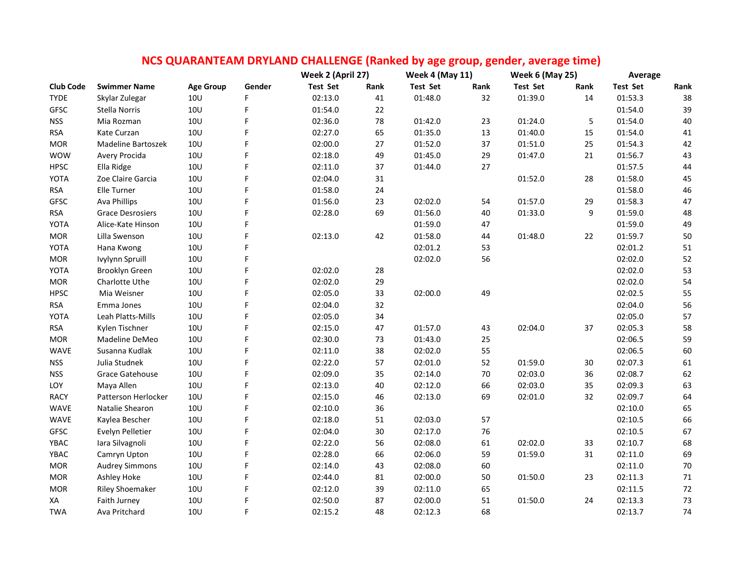# NCS QUARANTEAM DRYLAND CHALLENGE (Ranked by age group, gender, average time)

| | | | | Week 2 (April 27) | | Week 4 (May 11) | | Week 6 (May 25) | | Average | |
|---|---|---|---|---|---|---|---|---|---|---|---|
| Club Code | Swimmer Name | Age Group | Gender | Test Set | Rank | Test Set | Rank | Test Set | Rank | Test Set | Rank |
| TYDE | Skylar Zulegar | 10U | F | 02:13.0 | 41 | 01:48.0 | 32 | 01:39.0 | 14 | 01:53.3 | 38 |
| GFSC | Stella Norris | 10U | F | 01:54.0 | 22 | | | | | 01:54.0 | 39 |
| NSS | Mia Rozman | 10U | F | 02:36.0 | 78 | 01:42.0 | 23 | 01:24.0 | 5 | 01:54.0 | 40 |
| RSA | Kate Curzan | 10U | F | 02:27.0 | 65 | 01:35.0 | 13 | 01:40.0 | 15 | 01:54.0 | 41 |
| MOR | Madeline Bartoszek | 10U | F | 02:00.0 | 27 | 01:52.0 | 37 | 01:51.0 | 25 | 01:54.3 | 42 |
| WOW | Avery Procida | 10U | F | 02:18.0 | 49 | 01:45.0 | 29 | 01:47.0 | 21 | 01:56.7 | 43 |
| HPSC | Ella Ridge | 10U | F | 02:11.0 | 37 | 01:44.0 | 27 | | | 01:57.5 | 44 |
| YOTA | Zoe Claire Garcia | 10U | F | 02:04.0 | 31 | | | 01:52.0 | 28 | 01:58.0 | 45 |
| RSA | Elle Turner | 10U | F | 01:58.0 | 24 | | | | | 01:58.0 | 46 |
| GFSC | Ava Phillips | 10U | F | 01:56.0 | 23 | 02:02.0 | 54 | 01:57.0 | 29 | 01:58.3 | 47 |
| RSA | Grace Desrosiers | 10U | F | 02:28.0 | 69 | 01:56.0 | 40 | 01:33.0 | 9 | 01:59.0 | 48 |
| YOTA | Alice-Kate Hinson | 10U | F | | | 01:59.0 | 47 | | | 01:59.0 | 49 |
| MOR | Lilla Swenson | 10U | F | 02:13.0 | 42 | 01:58.0 | 44 | 01:48.0 | 22 | 01:59.7 | 50 |
| YOTA | Hana Kwong | 10U | F | | | 02:01.2 | 53 | | | 02:01.2 | 51 |
| MOR | Ivylynn Spruill | 10U | F | | | 02:02.0 | 56 | | | 02:02.0 | 52 |
| YOTA | Brooklyn Green | 10U | F | 02:02.0 | 28 | | | | | 02:02.0 | 53 |
| MOR | Charlotte Uthe | 10U | F | 02:02.0 | 29 | | | | | 02:02.0 | 54 |
| HPSC | Mia Weisner | 10U | F | 02:05.0 | 33 | 02:00.0 | 49 | | | 02:02.5 | 55 |
| RSA | Emma Jones | 10U | F | 02:04.0 | 32 | | | | | 02:04.0 | 56 |
| YOTA | Leah Platts-Mills | 10U | F | 02:05.0 | 34 | | | | | 02:05.0 | 57 |
| RSA | Kylen Tischner | 10U | F | 02:15.0 | 47 | 01:57.0 | 43 | 02:04.0 | 37 | 02:05.3 | 58 |
| MOR | Madeline DeMeo | 10U | F | 02:30.0 | 73 | 01:43.0 | 25 | | | 02:06.5 | 59 |
| WAVE | Susanna Kudlak | 10U | F | 02:11.0 | 38 | 02:02.0 | 55 | | | 02:06.5 | 60 |
| NSS | Julia Studnek | 10U | F | 02:22.0 | 57 | 02:01.0 | 52 | 01:59.0 | 30 | 02:07.3 | 61 |
| NSS | Grace Gatehouse | 10U | F | 02:09.0 | 35 | 02:14.0 | 70 | 02:03.0 | 36 | 02:08.7 | 62 |
| LOY | Maya Allen | 10U | F | 02:13.0 | 40 | 02:12.0 | 66 | 02:03.0 | 35 | 02:09.3 | 63 |
| RACY | Patterson Herlocker | 10U | F | 02:15.0 | 46 | 02:13.0 | 69 | 02:01.0 | 32 | 02:09.7 | 64 |
| WAVE | Natalie Shearon | 10U | F | 02:10.0 | 36 | | | | | 02:10.0 | 65 |
| WAVE | Kaylea Bescher | 10U | F | 02:18.0 | 51 | 02:03.0 | 57 | | | 02:10.5 | 66 |
| GFSC | Evelyn Pelletier | 10U | F | 02:04.0 | 30 | 02:17.0 | 76 | | | 02:10.5 | 67 |
| YBAC | Iara Silvagnoli | 10U | F | 02:22.0 | 56 | 02:08.0 | 61 | 02:02.0 | 33 | 02:10.7 | 68 |
| YBAC | Camryn Upton | 10U | F | 02:28.0 | 66 | 02:06.0 | 59 | 01:59.0 | 31 | 02:11.0 | 69 |
| MOR | Audrey Simmons | 10U | F | 02:14.0 | 43 | 02:08.0 | 60 | | | 02:11.0 | 70 |
| MOR | Ashley Hoke | 10U | F | 02:44.0 | 81 | 02:00.0 | 50 | 01:50.0 | 23 | 02:11.3 | 71 |
| MOR | Riley Shoemaker | 10U | F | 02:12.0 | 39 | 02:11.0 | 65 | | | 02:11.5 | 72 |
| XA | Faith Jurney | 10U | F | 02:50.0 | 87 | 02:00.0 | 51 | 01:50.0 | 24 | 02:13.3 | 73 |
| TWA | Ava Pritchard | 10U | F | 02:15.2 | 48 | 02:12.3 | 68 | | | 02:13.7 | 74 |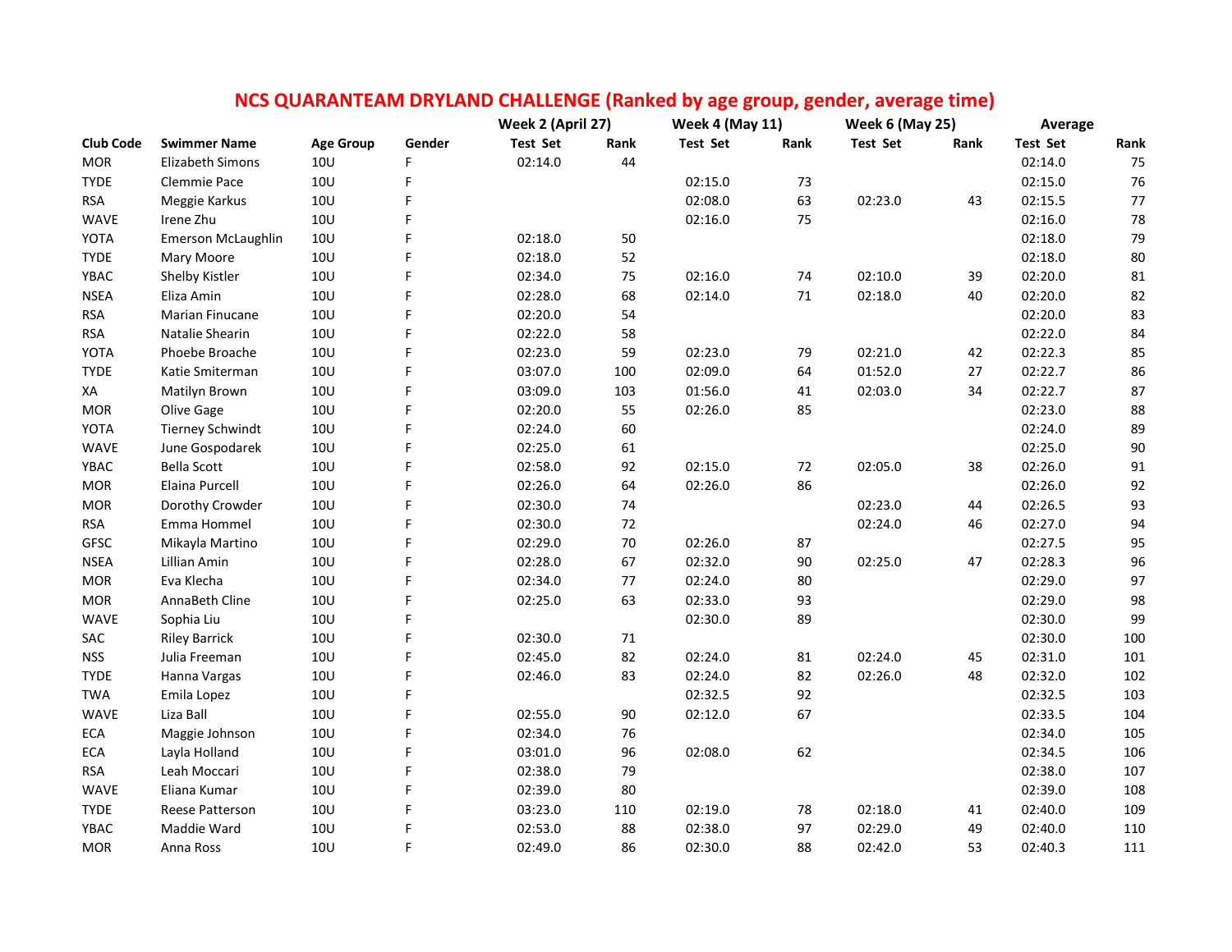# NCS QUARANTEAM DRYLAND CHALLENGE (Ranked by age group, gender, average time)

| | | | | Week 2 (April 27) | | Week 4 (May 11) | | Week 6 (May 25) | | Average | |
|---|---|---|---|---|---|---|---|---|---|---|---|
| Club Code | Swimmer Name | Age Group | Gender | Test Set | Rank | Test Set | Rank | Test Set | Rank | Test Set | Rank |
| MOR | Elizabeth Simons | 10U | F | 02:14.0 | 44 | | | | | 02:14.0 | 75 |
| TYDE | Clemmie Pace | 10U | F | | | 02:15.0 | 73 | | | 02:15.0 | 76 |
| RSA | Meggie Karkus | 10U | F | | | 02:08.0 | 63 | 02:23.0 | 43 | 02:15.5 | 77 |
| WAVE | Irene Zhu | 10U | F | | | 02:16.0 | 75 | | | 02:16.0 | 78 |
| YOTA | Emerson McLaughlin | 10U | F | 02:18.0 | 50 | | | | | 02:18.0 | 79 |
| TYDE | Mary Moore | 10U | F | 02:18.0 | 52 | | | | | 02:18.0 | 80 |
| YBAC | Shelby Kistler | 10U | F | 02:34.0 | 75 | 02:16.0 | 74 | 02:10.0 | 39 | 02:20.0 | 81 |
| NSEA | Eliza Amin | 10U | F | 02:28.0 | 68 | 02:14.0 | 71 | 02:18.0 | 40 | 02:20.0 | 82 |
| RSA | Marian Finucane | 10U | F | 02:20.0 | 54 | | | | | 02:20.0 | 83 |
| RSA | Natalie Shearin | 10U | F | 02:22.0 | 58 | | | | | 02:22.0 | 84 |
| YOTA | Phoebe Broache | 10U | F | 02:23.0 | 59 | 02:23.0 | 79 | 02:21.0 | 42 | 02:22.3 | 85 |
| TYDE | Katie Smiterman | 10U | F | 03:07.0 | 100 | 02:09.0 | 64 | 01:52.0 | 27 | 02:22.7 | 86 |
| XA | Matilyn Brown | 10U | F | 03:09.0 | 103 | 01:56.0 | 41 | 02:03.0 | 34 | 02:22.7 | 87 |
| MOR | Olive Gage | 10U | F | 02:20.0 | 55 | 02:26.0 | 85 | | | 02:23.0 | 88 |
| YOTA | Tierney Schwindt | 10U | F | 02:24.0 | 60 | | | | | 02:24.0 | 89 |
| WAVE | June Gospodarek | 10U | F | 02:25.0 | 61 | | | | | 02:25.0 | 90 |
| YBAC | Bella Scott | 10U | F | 02:58.0 | 92 | 02:15.0 | 72 | 02:05.0 | 38 | 02:26.0 | 91 |
| MOR | Elaina Purcell | 10U | F | 02:26.0 | 64 | 02:26.0 | 86 | | | 02:26.0 | 92 |
| MOR | Dorothy Crowder | 10U | F | 02:30.0 | 74 | | | 02:23.0 | 44 | 02:26.5 | 93 |
| RSA | Emma Hommel | 10U | F | 02:30.0 | 72 | | | 02:24.0 | 46 | 02:27.0 | 94 |
| GFSC | Mikayla Martino | 10U | F | 02:29.0 | 70 | 02:26.0 | 87 | | | 02:27.5 | 95 |
| NSEA | Lillian Amin | 10U | F | 02:28.0 | 67 | 02:32.0 | 90 | 02:25.0 | 47 | 02:28.3 | 96 |
| MOR | Eva Klecha | 10U | F | 02:34.0 | 77 | 02:24.0 | 80 | | | 02:29.0 | 97 |
| MOR | AnnaBeth Cline | 10U | F | 02:25.0 | 63 | 02:33.0 | 93 | | | 02:29.0 | 98 |
| WAVE | Sophia Liu | 10U | F | | | 02:30.0 | 89 | | | 02:30.0 | 99 |
| SAC | Riley Barrick | 10U | F | 02:30.0 | 71 | | | | | 02:30.0 | 100 |
| NSS | Julia Freeman | 10U | F | 02:45.0 | 82 | 02:24.0 | 81 | 02:24.0 | 45 | 02:31.0 | 101 |
| TYDE | Hanna Vargas | 10U | F | 02:46.0 | 83 | 02:24.0 | 82 | 02:26.0 | 48 | 02:32.0 | 102 |
| TWA | Emila Lopez | 10U | F | | | 02:32.5 | 92 | | | 02:32.5 | 103 |
| WAVE | Liza Ball | 10U | F | 02:55.0 | 90 | 02:12.0 | 67 | | | 02:33.5 | 104 |
| ECA | Maggie Johnson | 10U | F | 02:34.0 | 76 | | | | | 02:34.0 | 105 |
| ECA | Layla Holland | 10U | F | 03:01.0 | 96 | 02:08.0 | 62 | | | 02:34.5 | 106 |
| RSA | Leah Moccari | 10U | F | 02:38.0 | 79 | | | | | 02:38.0 | 107 |
| WAVE | Eliana Kumar | 10U | F | 02:39.0 | 80 | | | | | 02:39.0 | 108 |
| TYDE | Reese Patterson | 10U | F | 03:23.0 | 110 | 02:19.0 | 78 | 02:18.0 | 41 | 02:40.0 | 109 |
| YBAC | Maddie Ward | 10U | F | 02:53.0 | 88 | 02:38.0 | 97 | 02:29.0 | 49 | 02:40.0 | 110 |
| MOR | Anna Ross | 10U | F | 02:49.0 | 86 | 02:30.0 | 88 | 02:42.0 | 53 | 02:40.3 | 111 |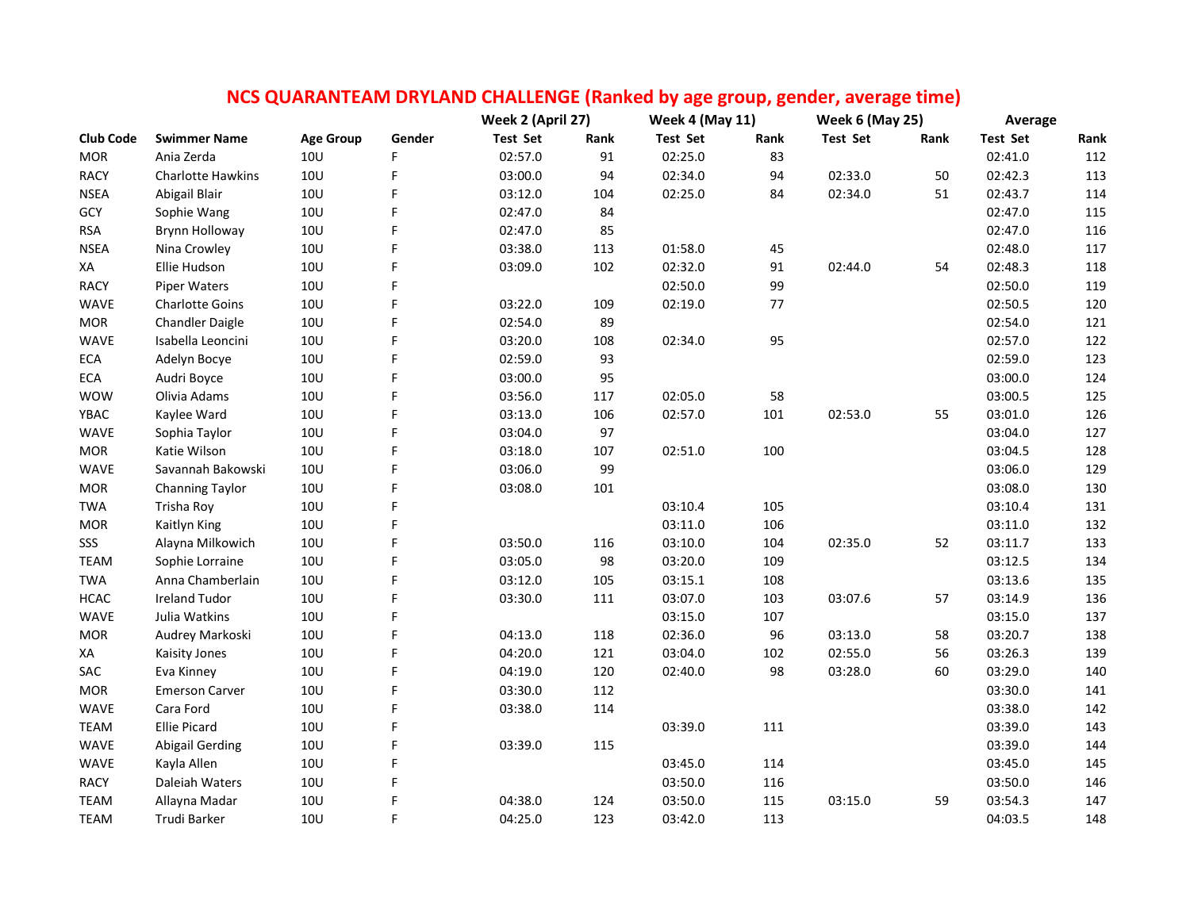# NCS QUARANTEAM DRYLAND CHALLENGE (Ranked by age group, gender, average time)

| Club Code | Swimmer Name | Age Group | Gender | Week 2 (April 27) | | Week 4 (May 11) | | Week 6 (May 25) | | Average | |
|---|---|---|---|---|---|---|---|---|---|---|---|
| | | | | Test Set | Rank | Test Set | Rank | Test Set | Rank | Test Set | Rank |
| MOR | Ania Zerda | 10U | F | 02:57.0 | 91 | 02:25.0 | 83 | | | 02:41.0 | 112 |
| RACY | Charlotte Hawkins | 10U | F | 03:00.0 | 94 | 02:34.0 | 94 | 02:33.0 | 50 | 02:42.3 | 113 |
| NSEA | Abigail Blair | 10U | F | 03:12.0 | 104 | 02:25.0 | 84 | 02:34.0 | 51 | 02:43.7 | 114 |
| GCY | Sophie Wang | 10U | F | 02:47.0 | 84 | | | | | 02:47.0 | 115 |
| RSA | Brynn Holloway | 10U | F | 02:47.0 | 85 | | | | | 02:47.0 | 116 |
| NSEA | Nina Crowley | 10U | F | 03:38.0 | 113 | 01:58.0 | 45 | | | 02:48.0 | 117 |
| XA | Ellie Hudson | 10U | F | 03:09.0 | 102 | 02:32.0 | 91 | 02:44.0 | 54 | 02:48.3 | 118 |
| RACY | Piper Waters | 10U | F | | | 02:50.0 | 99 | | | 02:50.0 | 119 |
| WAVE | Charlotte Goins | 10U | F | 03:22.0 | 109 | 02:19.0 | 77 | | | 02:50.5 | 120 |
| MOR | Chandler Daigle | 10U | F | 02:54.0 | 89 | | | | | 02:54.0 | 121 |
| WAVE | Isabella Leoncini | 10U | F | 03:20.0 | 108 | 02:34.0 | 95 | | | 02:57.0 | 122 |
| ECA | Adelyn Bocye | 10U | F | 02:59.0 | 93 | | | | | 02:59.0 | 123 |
| ECA | Audri Boyce | 10U | F | 03:00.0 | 95 | | | | | 03:00.0 | 124 |
| WOW | Olivia Adams | 10U | F | 03:56.0 | 117 | 02:05.0 | 58 | | | 03:00.5 | 125 |
| YBAC | Kaylee Ward | 10U | F | 03:13.0 | 106 | 02:57.0 | 101 | 02:53.0 | 55 | 03:01.0 | 126 |
| WAVE | Sophia Taylor | 10U | F | 03:04.0 | 97 | | | | | 03:04.0 | 127 |
| MOR | Katie Wilson | 10U | F | 03:18.0 | 107 | 02:51.0 | 100 | | | 03:04.5 | 128 |
| WAVE | Savannah Bakowski | 10U | F | 03:06.0 | 99 | | | | | 03:06.0 | 129 |
| MOR | Channing Taylor | 10U | F | 03:08.0 | 101 | | | | | 03:08.0 | 130 |
| TWA | Trisha Roy | 10U | F | | | 03:10.4 | 105 | | | 03:10.4 | 131 |
| MOR | Kaitlyn King | 10U | F | | | 03:11.0 | 106 | | | 03:11.0 | 132 |
| SSS | Alayna Milkowich | 10U | F | 03:50.0 | 116 | 03:10.0 | 104 | 02:35.0 | 52 | 03:11.7 | 133 |
| TEAM | Sophie Lorraine | 10U | F | 03:05.0 | 98 | 03:20.0 | 109 | | | 03:12.5 | 134 |
| TWA | Anna Chamberlain | 10U | F | 03:12.0 | 105 | 03:15.1 | 108 | | | 03:13.6 | 135 |
| HCAC | Ireland Tudor | 10U | F | 03:30.0 | 111 | 03:07.0 | 103 | 03:07.6 | 57 | 03:14.9 | 136 |
| WAVE | Julia Watkins | 10U | F | | | 03:15.0 | 107 | | | 03:15.0 | 137 |
| MOR | Audrey Markoski | 10U | F | 04:13.0 | 118 | 02:36.0 | 96 | 03:13.0 | 58 | 03:20.7 | 138 |
| XA | Kaisity Jones | 10U | F | 04:20.0 | 121 | 03:04.0 | 102 | 02:55.0 | 56 | 03:26.3 | 139 |
| SAC | Eva Kinney | 10U | F | 04:19.0 | 120 | 02:40.0 | 98 | 03:28.0 | 60 | 03:29.0 | 140 |
| MOR | Emerson Carver | 10U | F | 03:30.0 | 112 | | | | | 03:30.0 | 141 |
| WAVE | Cara Ford | 10U | F | 03:38.0 | 114 | | | | | 03:38.0 | 142 |
| TEAM | Ellie Picard | 10U | F | | | 03:39.0 | 111 | | | 03:39.0 | 143 |
| WAVE | Abigail Gerding | 10U | F | 03:39.0 | 115 | | | | | 03:39.0 | 144 |
| WAVE | Kayla Allen | 10U | F | | | 03:45.0 | 114 | | | 03:45.0 | 145 |
| RACY | Daleiah Waters | 10U | F | | | 03:50.0 | 116 | | | 03:50.0 | 146 |
| TEAM | Allayna Madar | 10U | F | 04:38.0 | 124 | 03:50.0 | 115 | 03:15.0 | 59 | 03:54.3 | 147 |
| TEAM | Trudi Barker | 10U | F | 04:25.0 | 123 | 03:42.0 | 113 | | | 04:03.5 | 148 |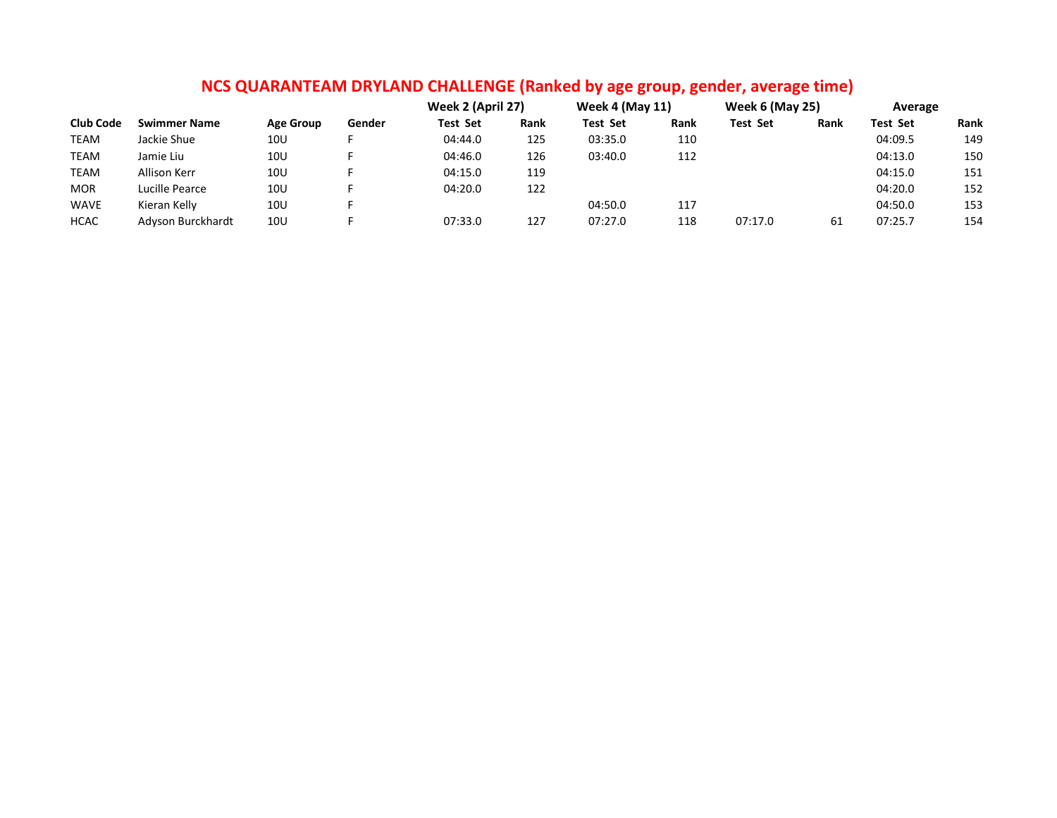## NCS QUARANTEAM DRYLAND CHALLENGE (Ranked by age group, gender, average time)

| | | | | Week 2 (April 27) | | Week 4 (May 11) | | Week 6 (May 25) | | Average | |
|---|---|---|---|---|---|---|---|---|---|---|---|
| Club Code | Swimmer Name | Age Group | Gender | Test Set | Rank | Test Set | Rank | Test Set | Rank | Test Set | Rank |
| TEAM | Jackie Shue | 10U | F | 04:44.0 | 125 | 03:35.0 | 110 | | | 04:09.5 | 149 |
| TEAM | Jamie Liu | 10U | F | 04:46.0 | 126 | 03:40.0 | 112 | | | 04:13.0 | 150 |
| TEAM | Allison Kerr | 10U | F | 04:15.0 | 119 | | | | | 04:15.0 | 151 |
| MOR | Lucille Pearce | 10U | F | 04:20.0 | 122 | | | | | 04:20.0 | 152 |
| WAVE | Kieran Kelly | 10U | F | | | 04:50.0 | 117 | | | 04:50.0 | 153 |
| HCAC | Adyson Burckhardt | 10U | F | 07:33.0 | 127 | 07:27.0 | 118 | 07:17.0 | 61 | 07:25.7 | 154 |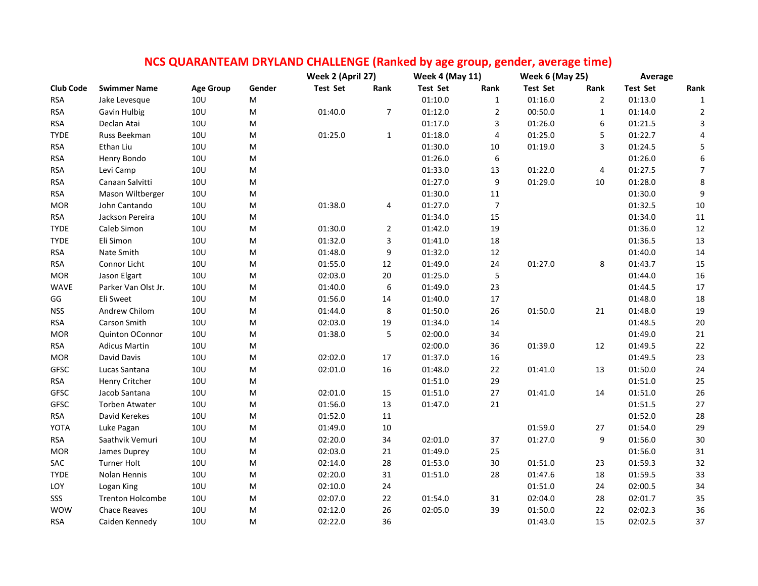# NCS QUARANTEAM DRYLAND CHALLENGE (Ranked by age group, gender, average time)

| Club Code | Swimmer Name | Age Group | Gender | Week 2 (April 27) | | Week 4 (May 11) | | Week 6 (May 25) | | Average | |
|---|---|---|---|---|---|---|---|---|---|---|---|
| | | | | Test Set | Rank | Test Set | Rank | Test Set | Rank | Test Set | Rank |
| RSA | Jake Levesque | 10U | M | | | 01:10.0 | 1 | 01:16.0 | 2 | 01:13.0 | 1 |
| RSA | Gavin Hulbig | 10U | M | 01:40.0 | 7 | 01:12.0 | 2 | 00:50.0 | 1 | 01:14.0 | 2 |
| RSA | Declan Atai | 10U | M | | | 01:17.0 | 3 | 01:26.0 | 6 | 01:21.5 | 3 |
| TYDE | Russ Beekman | 10U | M | 01:25.0 | 1 | 01:18.0 | 4 | 01:25.0 | 5 | 01:22.7 | 4 |
| RSA | Ethan Liu | 10U | M | | | 01:30.0 | 10 | 01:19.0 | 3 | 01:24.5 | 5 |
| RSA | Henry Bondo | 10U | M | | | 01:26.0 | 6 | | | 01:26.0 | 6 |
| RSA | Levi Camp | 10U | M | | | 01:33.0 | 13 | 01:22.0 | 4 | 01:27.5 | 7 |
| RSA | Canaan Salvitti | 10U | M | | | 01:27.0 | 9 | 01:29.0 | 10 | 01:28.0 | 8 |
| RSA | Mason Wiltberger | 10U | M | | | 01:30.0 | 11 | | | 01:30.0 | 9 |
| MOR | John Cantando | 10U | M | 01:38.0 | 4 | 01:27.0 | 7 | | | 01:32.5 | 10 |
| RSA | Jackson Pereira | 10U | M | | | 01:34.0 | 15 | | | 01:34.0 | 11 |
| TYDE | Caleb Simon | 10U | M | 01:30.0 | 2 | 01:42.0 | 19 | | | 01:36.0 | 12 |
| TYDE | Eli Simon | 10U | M | 01:32.0 | 3 | 01:41.0 | 18 | | | 01:36.5 | 13 |
| RSA | Nate Smith | 10U | M | 01:48.0 | 9 | 01:32.0 | 12 | | | 01:40.0 | 14 |
| RSA | Connor Licht | 10U | M | 01:55.0 | 12 | 01:49.0 | 24 | 01:27.0 | 8 | 01:43.7 | 15 |
| MOR | Jason Elgart | 10U | M | 02:03.0 | 20 | 01:25.0 | 5 | | | 01:44.0 | 16 |
| WAVE | Parker Van Olst Jr. | 10U | M | 01:40.0 | 6 | 01:49.0 | 23 | | | 01:44.5 | 17 |
| GG | Eli Sweet | 10U | M | 01:56.0 | 14 | 01:40.0 | 17 | | | 01:48.0 | 18 |
| NSS | Andrew Chilom | 10U | M | 01:44.0 | 8 | 01:50.0 | 26 | 01:50.0 | 21 | 01:48.0 | 19 |
| RSA | Carson Smith | 10U | M | 02:03.0 | 19 | 01:34.0 | 14 | | | 01:48.5 | 20 |
| MOR | Quinton OConnor | 10U | M | 01:38.0 | 5 | 02:00.0 | 34 | | | 01:49.0 | 21 |
| RSA | Adicus Martin | 10U | M | | | 02:00.0 | 36 | 01:39.0 | 12 | 01:49.5 | 22 |
| MOR | David Davis | 10U | M | 02:02.0 | 17 | 01:37.0 | 16 | | | 01:49.5 | 23 |
| GFSC | Lucas Santana | 10U | M | 02:01.0 | 16 | 01:48.0 | 22 | 01:41.0 | 13 | 01:50.0 | 24 |
| RSA | Henry Critcher | 10U | M | | | 01:51.0 | 29 | | | 01:51.0 | 25 |
| GFSC | Jacob Santana | 10U | M | 02:01.0 | 15 | 01:51.0 | 27 | 01:41.0 | 14 | 01:51.0 | 26 |
| GFSC | Torben Atwater | 10U | M | 01:56.0 | 13 | 01:47.0 | 21 | | | 01:51.5 | 27 |
| RSA | David Kerekes | 10U | M | 01:52.0 | 11 | | | | | 01:52.0 | 28 |
| YOTA | Luke Pagan | 10U | M | 01:49.0 | 10 | | | 01:59.0 | 27 | 01:54.0 | 29 |
| RSA | Saathvik Vemuri | 10U | M | 02:20.0 | 34 | 02:01.0 | 37 | 01:27.0 | 9 | 01:56.0 | 30 |
| MOR | James Duprey | 10U | M | 02:03.0 | 21 | 01:49.0 | 25 | | | 01:56.0 | 31 |
| SAC | Turner Holt | 10U | M | 02:14.0 | 28 | 01:53.0 | 30 | 01:51.0 | 23 | 01:59.3 | 32 |
| TYDE | Nolan Hennis | 10U | M | 02:20.0 | 31 | 01:51.0 | 28 | 01:47.6 | 18 | 01:59.5 | 33 |
| LOY | Logan King | 10U | M | 02:10.0 | 24 | | | 01:51.0 | 24 | 02:00.5 | 34 |
| SSS | Trenton Holcombe | 10U | M | 02:07.0 | 22 | 01:54.0 | 31 | 02:04.0 | 28 | 02:01.7 | 35 |
| WOW | Chace Reaves | 10U | M | 02:12.0 | 26 | 02:05.0 | 39 | 01:50.0 | 22 | 02:02.3 | 36 |
| RSA | Caiden Kennedy | 10U | M | 02:22.0 | 36 | | | 01:43.0 | 15 | 02:02.5 | 37 |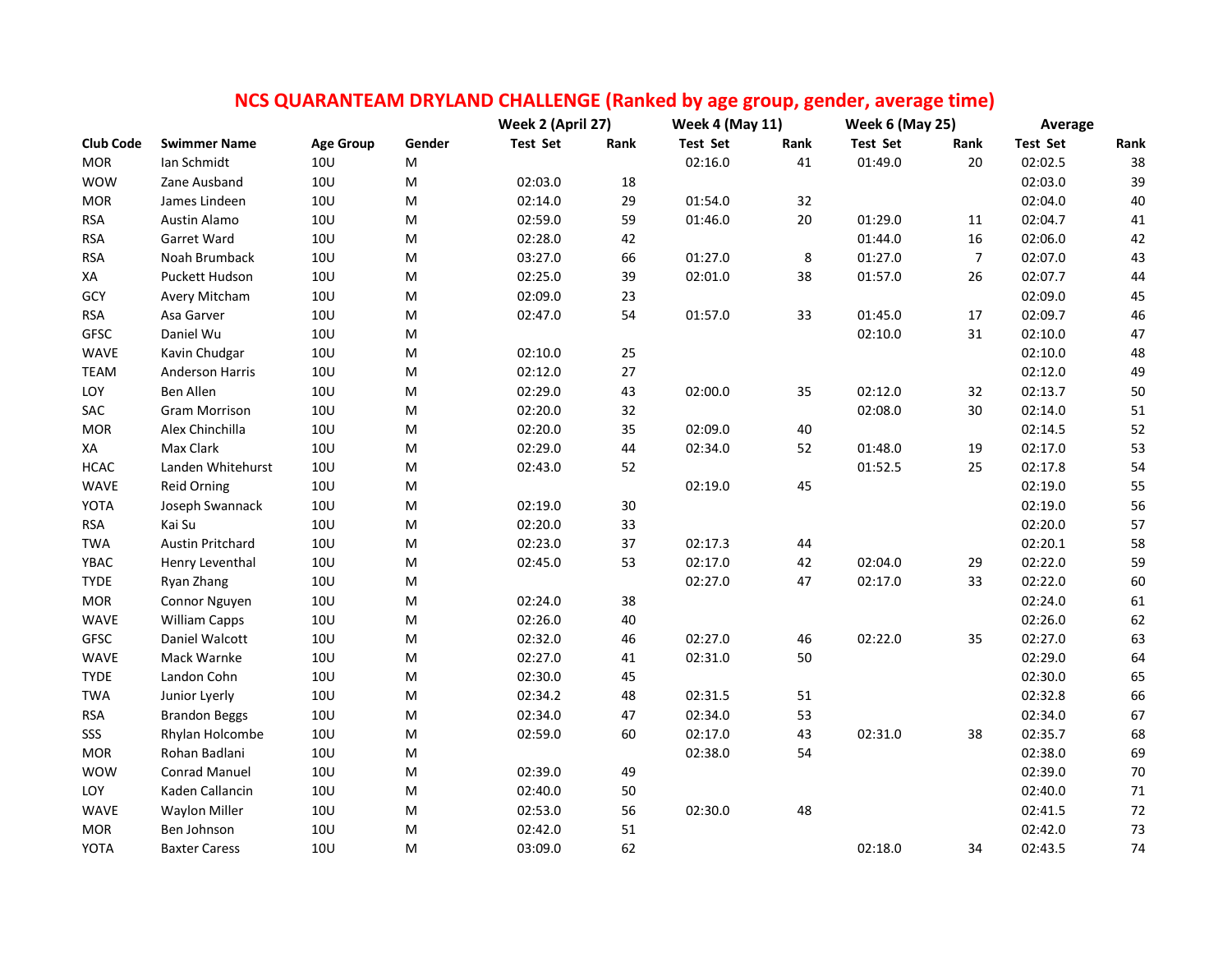# NCS QUARANTEAM DRYLAND CHALLENGE (Ranked by age group, gender, average time)

| Club Code | Swimmer Name | Age Group | Gender | Week 2 (April 27) | | Week 4 (May 11) | | Week 6 (May 25) | | Average | |
|---|---|---|---|---|---|---|---|---|---|---|---|
| | | | | Test Set | Rank | Test Set | Rank | Test Set | Rank | Test Set | Rank |
| MOR | Ian Schmidt | 10U | M | | | 02:16.0 | 41 | 01:49.0 | 20 | 02:02.5 | 38 |
| WOW | Zane Ausband | 10U | M | 02:03.0 | 18 | | | | | 02:03.0 | 39 |
| MOR | James Lindeen | 10U | M | 02:14.0 | 29 | 01:54.0 | 32 | | | 02:04.0 | 40 |
| RSA | Austin Alamo | 10U | M | 02:59.0 | 59 | 01:46.0 | 20 | 01:29.0 | 11 | 02:04.7 | 41 |
| RSA | Garret Ward | 10U | M | 02:28.0 | 42 | | | 01:44.0 | 16 | 02:06.0 | 42 |
| RSA | Noah Brumback | 10U | M | 03:27.0 | 66 | 01:27.0 | 8 | 01:27.0 | 7 | 02:07.0 | 43 |
| XA | Puckett Hudson | 10U | M | 02:25.0 | 39 | 02:01.0 | 38 | 01:57.0 | 26 | 02:07.7 | 44 |
| GCY | Avery Mitcham | 10U | M | 02:09.0 | 23 | | | | | 02:09.0 | 45 |
| RSA | Asa Garver | 10U | M | 02:47.0 | 54 | 01:57.0 | 33 | 01:45.0 | 17 | 02:09.7 | 46 |
| GFSC | Daniel Wu | 10U | M | | | | | 02:10.0 | 31 | 02:10.0 | 47 |
| WAVE | Kavin Chudgar | 10U | M | 02:10.0 | 25 | | | | | 02:10.0 | 48 |
| TEAM | Anderson Harris | 10U | M | 02:12.0 | 27 | | | | | 02:12.0 | 49 |
| LOY | Ben Allen | 10U | M | 02:29.0 | 43 | 02:00.0 | 35 | 02:12.0 | 32 | 02:13.7 | 50 |
| SAC | Gram Morrison | 10U | M | 02:20.0 | 32 | | | 02:08.0 | 30 | 02:14.0 | 51 |
| MOR | Alex Chinchilla | 10U | M | 02:20.0 | 35 | 02:09.0 | 40 | | | 02:14.5 | 52 |
| XA | Max Clark | 10U | M | 02:29.0 | 44 | 02:34.0 | 52 | 01:48.0 | 19 | 02:17.0 | 53 |
| HCAC | Landen Whitehurst | 10U | M | 02:43.0 | 52 | | | 01:52.5 | 25 | 02:17.8 | 54 |
| WAVE | Reid Orning | 10U | M | | | 02:19.0 | 45 | | | 02:19.0 | 55 |
| YOTA | Joseph Swannack | 10U | M | 02:19.0 | 30 | | | | | 02:19.0 | 56 |
| RSA | Kai Su | 10U | M | 02:20.0 | 33 | | | | | 02:20.0 | 57 |
| TWA | Austin Pritchard | 10U | M | 02:23.0 | 37 | 02:17.3 | 44 | | | 02:20.1 | 58 |
| YBAC | Henry Leventhal | 10U | M | 02:45.0 | 53 | 02:17.0 | 42 | 02:04.0 | 29 | 02:22.0 | 59 |
| TYDE | Ryan Zhang | 10U | M | | | 02:27.0 | 47 | 02:17.0 | 33 | 02:22.0 | 60 |
| MOR | Connor Nguyen | 10U | M | 02:24.0 | 38 | | | | | 02:24.0 | 61 |
| WAVE | William Capps | 10U | M | 02:26.0 | 40 | | | | | 02:26.0 | 62 |
| GFSC | Daniel Walcott | 10U | M | 02:32.0 | 46 | 02:27.0 | 46 | 02:22.0 | 35 | 02:27.0 | 63 |
| WAVE | Mack Warnke | 10U | M | 02:27.0 | 41 | 02:31.0 | 50 | | | 02:29.0 | 64 |
| TYDE | Landon Cohn | 10U | M | 02:30.0 | 45 | | | | | 02:30.0 | 65 |
| TWA | Junior Lyerly | 10U | M | 02:34.2 | 48 | 02:31.5 | 51 | | | 02:32.8 | 66 |
| RSA | Brandon Beggs | 10U | M | 02:34.0 | 47 | 02:34.0 | 53 | | | 02:34.0 | 67 |
| SSS | Rhylan Holcombe | 10U | M | 02:59.0 | 60 | 02:17.0 | 43 | 02:31.0 | 38 | 02:35.7 | 68 |
| MOR | Rohan Badlani | 10U | M | | | 02:38.0 | 54 | | | 02:38.0 | 69 |
| WOW | Conrad Manuel | 10U | M | 02:39.0 | 49 | | | | | 02:39.0 | 70 |
| LOY | Kaden Callancin | 10U | M | 02:40.0 | 50 | | | | | 02:40.0 | 71 |
| WAVE | Waylon Miller | 10U | M | 02:53.0 | 56 | 02:30.0 | 48 | | | 02:41.5 | 72 |
| MOR | Ben Johnson | 10U | M | 02:42.0 | 51 | | | | | 02:42.0 | 73 |
| YOTA | Baxter Caress | 10U | M | 03:09.0 | 62 | | | 02:18.0 | 34 | 02:43.5 | 74 |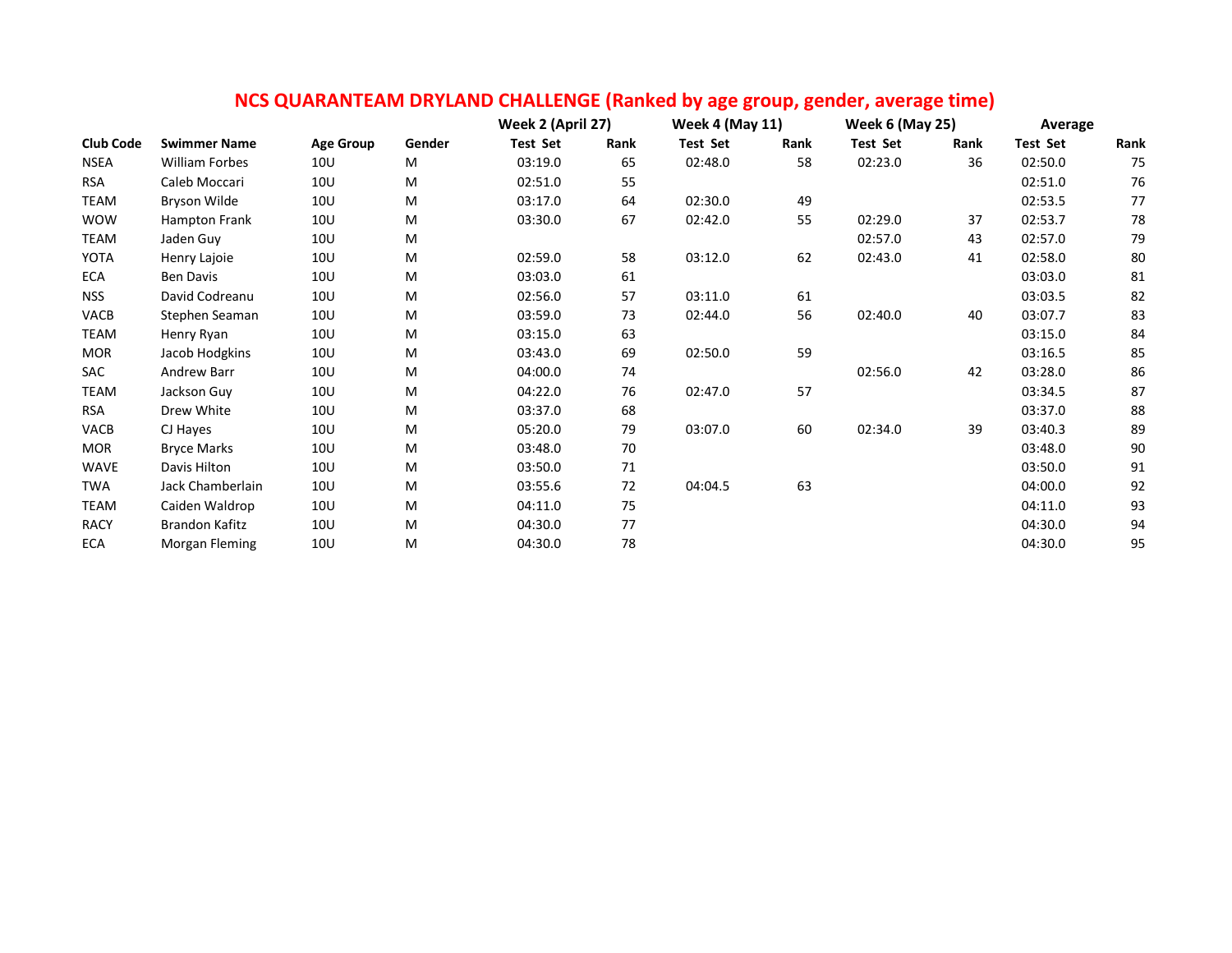## NCS QUARANTEAM DRYLAND CHALLENGE (Ranked by age group, gender, average time)

| | | | | Week 2 (April 27) | | Week 4 (May 11) | | Week 6 (May 25) | | Average | |
|---|---|---|---|---|---|---|---|---|---|---|---|
| Club Code | Swimmer Name | Age Group | Gender | Test Set | Rank | Test Set | Rank | Test Set | Rank | Test Set | Rank |
| NSEA | William Forbes | 10U | M | 03:19.0 | 65 | 02:48.0 | 58 | 02:23.0 | 36 | 02:50.0 | 75 |
| RSA | Caleb Moccari | 10U | M | 02:51.0 | 55 | | | | | 02:51.0 | 76 |
| TEAM | Bryson Wilde | 10U | M | 03:17.0 | 64 | 02:30.0 | 49 | | | 02:53.5 | 77 |
| WOW | Hampton Frank | 10U | M | 03:30.0 | 67 | 02:42.0 | 55 | 02:29.0 | 37 | 02:53.7 | 78 |
| TEAM | Jaden Guy | 10U | M | | | | | 02:57.0 | 43 | 02:57.0 | 79 |
| YOTA | Henry Lajoie | 10U | M | 02:59.0 | 58 | 03:12.0 | 62 | 02:43.0 | 41 | 02:58.0 | 80 |
| ECA | Ben Davis | 10U | M | 03:03.0 | 61 | | | | | 03:03.0 | 81 |
| NSS | David Codreanu | 10U | M | 02:56.0 | 57 | 03:11.0 | 61 | | | 03:03.5 | 82 |
| VACB | Stephen Seaman | 10U | M | 03:59.0 | 73 | 02:44.0 | 56 | 02:40.0 | 40 | 03:07.7 | 83 |
| TEAM | Henry Ryan | 10U | M | 03:15.0 | 63 | | | | | 03:15.0 | 84 |
| MOR | Jacob Hodgkins | 10U | M | 03:43.0 | 69 | 02:50.0 | 59 | | | 03:16.5 | 85 |
| SAC | Andrew Barr | 10U | M | 04:00.0 | 74 | | | 02:56.0 | 42 | 03:28.0 | 86 |
| TEAM | Jackson Guy | 10U | M | 04:22.0 | 76 | 02:47.0 | 57 | | | 03:34.5 | 87 |
| RSA | Drew White | 10U | M | 03:37.0 | 68 | | | | | 03:37.0 | 88 |
| VACB | CJ Hayes | 10U | M | 05:20.0 | 79 | 03:07.0 | 60 | 02:34.0 | 39 | 03:40.3 | 89 |
| MOR | Bryce Marks | 10U | M | 03:48.0 | 70 | | | | | 03:48.0 | 90 |
| WAVE | Davis Hilton | 10U | M | 03:50.0 | 71 | | | | | 03:50.0 | 91 |
| TWA | Jack Chamberlain | 10U | M | 03:55.6 | 72 | 04:04.5 | 63 | | | 04:00.0 | 92 |
| TEAM | Caiden Waldrop | 10U | M | 04:11.0 | 75 | | | | | 04:11.0 | 93 |
| RACY | Brandon Kafitz | 10U | M | 04:30.0 | 77 | | | | | 04:30.0 | 94 |
| ECA | Morgan Fleming | 10U | M | 04:30.0 | 78 | | | | | 04:30.0 | 95 |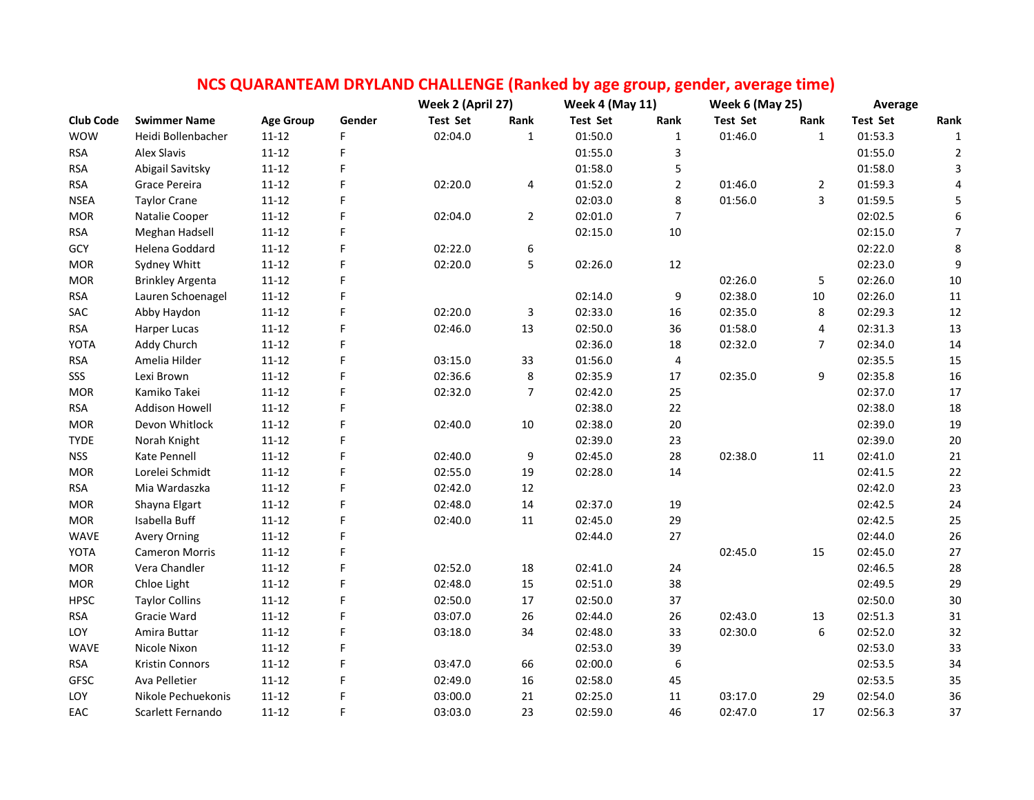# NCS QUARANTEAM DRYLAND CHALLENGE (Ranked by age group, gender, average time)

| Club Code | Swimmer Name | Age Group | Gender | Week 2 (April 27) | | Week 4 (May 11) | | Week 6 (May 25) | | Average | |
|---|---|---|---|---|---|---|---|---|---|---|---|
| | | | | Test Set | Rank | Test Set | Rank | Test Set | Rank | Test Set | Rank |
| WOW | Heidi Bollenbacher | 11-12 | F | 02:04.0 | 1 | 01:50.0 | 1 | 01:46.0 | 1 | 01:53.3 | 1 |
| RSA | Alex Slavis | 11-12 | F | | | 01:55.0 | 3 | | | 01:55.0 | 2 |
| RSA | Abigail Savitsky | 11-12 | F | | | 01:58.0 | 5 | | | 01:58.0 | 3 |
| RSA | Grace Pereira | 11-12 | F | 02:20.0 | 4 | 01:52.0 | 2 | 01:46.0 | 2 | 01:59.3 | 4 |
| NSEA | Taylor Crane | 11-12 | F | | | 02:03.0 | 8 | 01:56.0 | 3 | 01:59.5 | 5 |
| MOR | Natalie Cooper | 11-12 | F | 02:04.0 | 2 | 02:01.0 | 7 | | | 02:02.5 | 6 |
| RSA | Meghan Hadsell | 11-12 | F | | | 02:15.0 | 10 | | | 02:15.0 | 7 |
| GCY | Helena Goddard | 11-12 | F | 02:22.0 | 6 | | | | | 02:22.0 | 8 |
| MOR | Sydney Whitt | 11-12 | F | 02:20.0 | 5 | 02:26.0 | 12 | | | 02:23.0 | 9 |
| MOR | Brinkley Argenta | 11-12 | F | | | | | 02:26.0 | 5 | 02:26.0 | 10 |
| RSA | Lauren Schoenagel | 11-12 | F | | | 02:14.0 | 9 | 02:38.0 | 10 | 02:26.0 | 11 |
| SAC | Abby Haydon | 11-12 | F | 02:20.0 | 3 | 02:33.0 | 16 | 02:35.0 | 8 | 02:29.3 | 12 |
| RSA | Harper Lucas | 11-12 | F | 02:46.0 | 13 | 02:50.0 | 36 | 01:58.0 | 4 | 02:31.3 | 13 |
| YOTA | Addy Church | 11-12 | F | | | 02:36.0 | 18 | 02:32.0 | 7 | 02:34.0 | 14 |
| RSA | Amelia Hilder | 11-12 | F | 03:15.0 | 33 | 01:56.0 | 4 | | | 02:35.5 | 15 |
| SSS | Lexi Brown | 11-12 | F | 02:36.6 | 8 | 02:35.9 | 17 | 02:35.0 | 9 | 02:35.8 | 16 |
| MOR | Kamiko Takei | 11-12 | F | 02:32.0 | 7 | 02:42.0 | 25 | | | 02:37.0 | 17 |
| RSA | Addison Howell | 11-12 | F | | | 02:38.0 | 22 | | | 02:38.0 | 18 |
| MOR | Devon Whitlock | 11-12 | F | 02:40.0 | 10 | 02:38.0 | 20 | | | 02:39.0 | 19 |
| TYDE | Norah Knight | 11-12 | F | | | 02:39.0 | 23 | | | 02:39.0 | 20 |
| NSS | Kate Pennell | 11-12 | F | 02:40.0 | 9 | 02:45.0 | 28 | 02:38.0 | 11 | 02:41.0 | 21 |
| MOR | Lorelei Schmidt | 11-12 | F | 02:55.0 | 19 | 02:28.0 | 14 | | | 02:41.5 | 22 |
| RSA | Mia Wardaszka | 11-12 | F | 02:42.0 | 12 | | | | | 02:42.0 | 23 |
| MOR | Shayna Elgart | 11-12 | F | 02:48.0 | 14 | 02:37.0 | 19 | | | 02:42.5 | 24 |
| MOR | Isabella Buff | 11-12 | F | 02:40.0 | 11 | 02:45.0 | 29 | | | 02:42.5 | 25 |
| WAVE | Avery Orning | 11-12 | F | | | 02:44.0 | 27 | | | 02:44.0 | 26 |
| YOTA | Cameron Morris | 11-12 | F | | | | | 02:45.0 | 15 | 02:45.0 | 27 |
| MOR | Vera Chandler | 11-12 | F | 02:52.0 | 18 | 02:41.0 | 24 | | | 02:46.5 | 28 |
| MOR | Chloe Light | 11-12 | F | 02:48.0 | 15 | 02:51.0 | 38 | | | 02:49.5 | 29 |
| HPSC | Taylor Collins | 11-12 | F | 02:50.0 | 17 | 02:50.0 | 37 | | | 02:50.0 | 30 |
| RSA | Gracie Ward | 11-12 | F | 03:07.0 | 26 | 02:44.0 | 26 | 02:43.0 | 13 | 02:51.3 | 31 |
| LOY | Amira Buttar | 11-12 | F | 03:18.0 | 34 | 02:48.0 | 33 | 02:30.0 | 6 | 02:52.0 | 32 |
| WAVE | Nicole Nixon | 11-12 | F | | | 02:53.0 | 39 | | | 02:53.0 | 33 |
| RSA | Kristin Connors | 11-12 | F | 03:47.0 | 66 | 02:00.0 | 6 | | | 02:53.5 | 34 |
| GFSC | Ava Pelletier | 11-12 | F | 02:49.0 | 16 | 02:58.0 | 45 | | | 02:53.5 | 35 |
| LOY | Nikole Pechuekonis | 11-12 | F | 03:00.0 | 21 | 02:25.0 | 11 | 03:17.0 | 29 | 02:54.0 | 36 |
| EAC | Scarlett Fernando | 11-12 | F | 03:03.0 | 23 | 02:59.0 | 46 | 02:47.0 | 17 | 02:56.3 | 37 |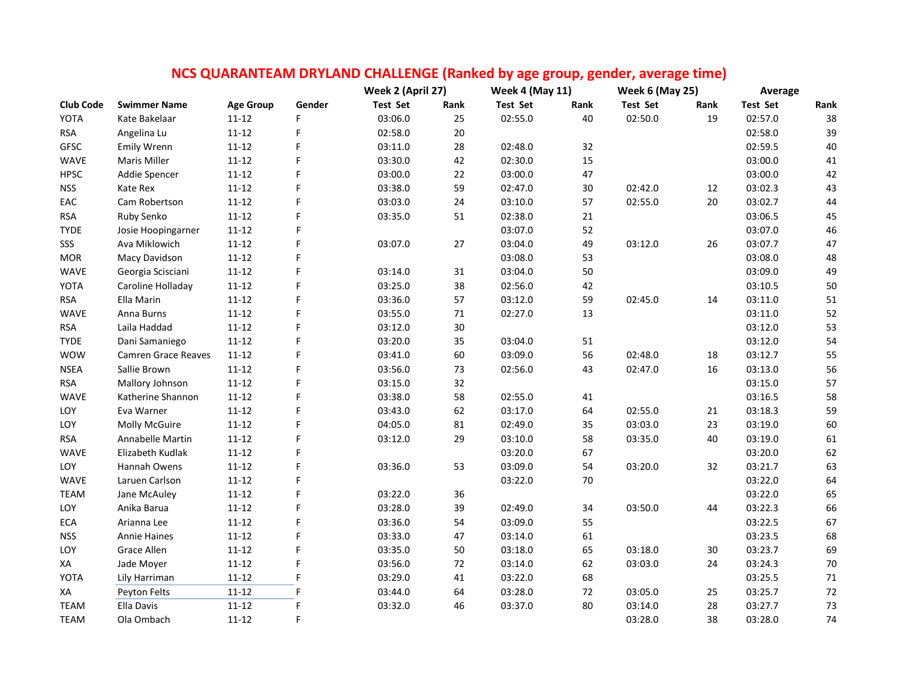# NCS QUARANTEAM DRYLAND CHALLENGE (Ranked by age group, gender, average time)

| Club Code | Swimmer Name | Age Group | Gender | Week 2 (April 27) | | Week 4 (May 11) | | Week 6 (May 25) | | Average | |
|---|---|---|---|---|---|---|---|---|---|---|---|
| | | | | Test Set | Rank | Test Set | Rank | Test Set | Rank | Test Set | Rank |
| YOTA | Kate Bakelaar | 11-12 | F | 03:06.0 | 25 | 02:55.0 | 40 | 02:50.0 | 19 | 02:57.0 | 38 |
| RSA | Angelina Lu | 11-12 | F | 02:58.0 | 20 | | | | | 02:58.0 | 39 |
| GFSC | Emily Wrenn | 11-12 | F | 03:11.0 | 28 | 02:48.0 | 32 | | | 02:59.5 | 40 |
| WAVE | Maris Miller | 11-12 | F | 03:30.0 | 42 | 02:30.0 | 15 | | | 03:00.0 | 41 |
| HPSC | Addie Spencer | 11-12 | F | 03:00.0 | 22 | 03:00.0 | 47 | | | 03:00.0 | 42 |
| NSS | Kate Rex | 11-12 | F | 03:38.0 | 59 | 02:47.0 | 30 | 02:42.0 | 12 | 03:02.3 | 43 |
| EAC | Cam Robertson | 11-12 | F | 03:03.0 | 24 | 03:10.0 | 57 | 02:55.0 | 20 | 03:02.7 | 44 |
| RSA | Ruby Senko | 11-12 | F | 03:35.0 | 51 | 02:38.0 | 21 | | | 03:06.5 | 45 |
| TYDE | Josie Hoopingarner | 11-12 | F | | | 03:07.0 | 52 | | | 03:07.0 | 46 |
| SSS | Ava Miklowich | 11-12 | F | 03:07.0 | 27 | 03:04.0 | 49 | 03:12.0 | 26 | 03:07.7 | 47 |
| MOR | Macy Davidson | 11-12 | F | | | 03:08.0 | 53 | | | 03:08.0 | 48 |
| WAVE | Georgia Scisciani | 11-12 | F | 03:14.0 | 31 | 03:04.0 | 50 | | | 03:09.0 | 49 |
| YOTA | Caroline Holladay | 11-12 | F | 03:25.0 | 38 | 02:56.0 | 42 | | | 03:10.5 | 50 |
| RSA | Ella Marin | 11-12 | F | 03:36.0 | 57 | 03:12.0 | 59 | 02:45.0 | 14 | 03:11.0 | 51 |
| WAVE | Anna Burns | 11-12 | F | 03:55.0 | 71 | 02:27.0 | 13 | | | 03:11.0 | 52 |
| RSA | Laila Haddad | 11-12 | F | 03:12.0 | 30 | | | | | 03:12.0 | 53 |
| TYDE | Dani Samaniego | 11-12 | F | 03:20.0 | 35 | 03:04.0 | 51 | | | 03:12.0 | 54 |
| WOW | Camren Grace Reaves | 11-12 | F | 03:41.0 | 60 | 03:09.0 | 56 | 02:48.0 | 18 | 03:12.7 | 55 |
| NSEA | Sallie Brown | 11-12 | F | 03:56.0 | 73 | 02:56.0 | 43 | 02:47.0 | 16 | 03:13.0 | 56 |
| RSA | Mallory Johnson | 11-12 | F | 03:15.0 | 32 | | | | | 03:15.0 | 57 |
| WAVE | Katherine Shannon | 11-12 | F | 03:38.0 | 58 | 02:55.0 | 41 | | | 03:16.5 | 58 |
| LOY | Eva Warner | 11-12 | F | 03:43.0 | 62 | 03:17.0 | 64 | 02:55.0 | 21 | 03:18.3 | 59 |
| LOY | Molly McGuire | 11-12 | F | 04:05.0 | 81 | 02:49.0 | 35 | 03:03.0 | 23 | 03:19.0 | 60 |
| RSA | Annabelle Martin | 11-12 | F | 03:12.0 | 29 | 03:10.0 | 58 | 03:35.0 | 40 | 03:19.0 | 61 |
| WAVE | Elizabeth Kudlak | 11-12 | F | | | 03:20.0 | 67 | | | 03:20.0 | 62 |
| LOY | Hannah Owens | 11-12 | F | 03:36.0 | 53 | 03:09.0 | 54 | 03:20.0 | 32 | 03:21.7 | 63 |
| WAVE | Laruen Carlson | 11-12 | F | | | 03:22.0 | 70 | | | 03:22.0 | 64 |
| TEAM | Jane McAuley | 11-12 | F | 03:22.0 | 36 | | | | | 03:22.0 | 65 |
| LOY | Anika Barua | 11-12 | F | 03:28.0 | 39 | 02:49.0 | 34 | 03:50.0 | 44 | 03:22.3 | 66 |
| ECA | Arianna Lee | 11-12 | F | 03:36.0 | 54 | 03:09.0 | 55 | | | 03:22.5 | 67 |
| NSS | Annie Haines | 11-12 | F | 03:33.0 | 47 | 03:14.0 | 61 | | | 03:23.5 | 68 |
| LOY | Grace Allen | 11-12 | F | 03:35.0 | 50 | 03:18.0 | 65 | 03:18.0 | 30 | 03:23.7 | 69 |
| XA | Jade Moyer | 11-12 | F | 03:56.0 | 72 | 03:14.0 | 62 | 03:03.0 | 24 | 03:24.3 | 70 |
| YOTA | Lily Harriman | 11-12 | F | 03:29.0 | 41 | 03:22.0 | 68 | | | 03:25.5 | 71 |
| XA | Peyton Felts | 11-12 | F | 03:44.0 | 64 | 03:28.0 | 72 | 03:05.0 | 25 | 03:25.7 | 72 |
| TEAM | Ella Davis | 11-12 | F | 03:32.0 | 46 | 03:37.0 | 80 | 03:14.0 | 28 | 03:27.7 | 73 |
| TEAM | Ola Ombach | 11-12 | F | | | | | 03:28.0 | 38 | 03:28.0 | 74 |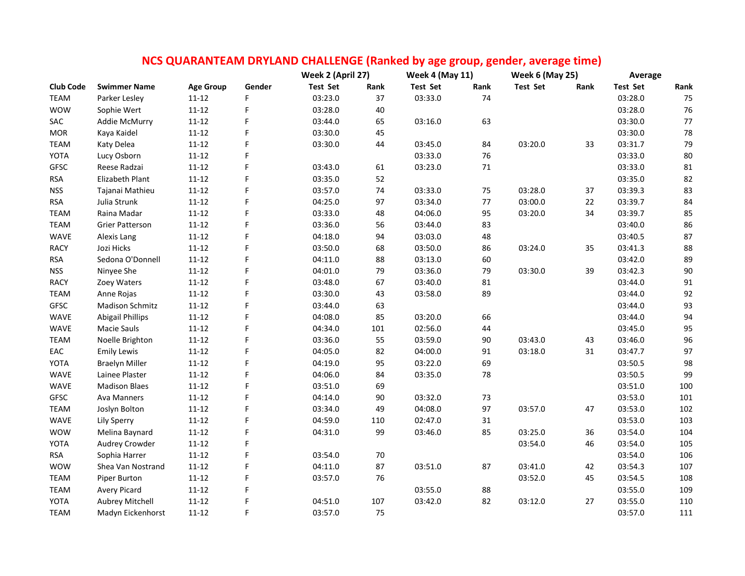# NCS QUARANTEAM DRYLAND CHALLENGE (Ranked by age group, gender, average time)

| Club Code | Swimmer Name | Age Group | Gender | Week 2 (April 27) | | Week 4 (May 11) | | Week 6 (May 25) | | Average | |
|---|---|---|---|---|---|---|---|---|---|---|---|
| | | | | Test Set | Rank | Test Set | Rank | Test Set | Rank | Test Set | Rank |
| TEAM | Parker Lesley | 11-12 | F | 03:23.0 | 37 | 03:33.0 | 74 | | | 03:28.0 | 75 |
| WOW | Sophie Wert | 11-12 | F | 03:28.0 | 40 | | | | | 03:28.0 | 76 |
| SAC | Addie McMurry | 11-12 | F | 03:44.0 | 65 | 03:16.0 | 63 | | | 03:30.0 | 77 |
| MOR | Kaya Kaidel | 11-12 | F | 03:30.0 | 45 | | | | | 03:30.0 | 78 |
| TEAM | Katy Delea | 11-12 | F | 03:30.0 | 44 | 03:45.0 | 84 | 03:20.0 | 33 | 03:31.7 | 79 |
| YOTA | Lucy Osborn | 11-12 | F | | | 03:33.0 | 76 | | | 03:33.0 | 80 |
| GFSC | Reese Radzai | 11-12 | F | 03:43.0 | 61 | 03:23.0 | 71 | | | 03:33.0 | 81 |
| RSA | Elizabeth Plant | 11-12 | F | 03:35.0 | 52 | | | | | 03:35.0 | 82 |
| NSS | Tajanai Mathieu | 11-12 | F | 03:57.0 | 74 | 03:33.0 | 75 | 03:28.0 | 37 | 03:39.3 | 83 |
| RSA | Julia Strunk | 11-12 | F | 04:25.0 | 97 | 03:34.0 | 77 | 03:00.0 | 22 | 03:39.7 | 84 |
| TEAM | Raina Madar | 11-12 | F | 03:33.0 | 48 | 04:06.0 | 95 | 03:20.0 | 34 | 03:39.7 | 85 |
| TEAM | Grier Patterson | 11-12 | F | 03:36.0 | 56 | 03:44.0 | 83 | | | 03:40.0 | 86 |
| WAVE | Alexis Lang | 11-12 | F | 04:18.0 | 94 | 03:03.0 | 48 | | | 03:40.5 | 87 |
| RACY | Jozi Hicks | 11-12 | F | 03:50.0 | 68 | 03:50.0 | 86 | 03:24.0 | 35 | 03:41.3 | 88 |
| RSA | Sedona O'Donnell | 11-12 | F | 04:11.0 | 88 | 03:13.0 | 60 | | | 03:42.0 | 89 |
| NSS | Ninyee She | 11-12 | F | 04:01.0 | 79 | 03:36.0 | 79 | 03:30.0 | 39 | 03:42.3 | 90 |
| RACY | Zoey Waters | 11-12 | F | 03:48.0 | 67 | 03:40.0 | 81 | | | 03:44.0 | 91 |
| TEAM | Anne Rojas | 11-12 | F | 03:30.0 | 43 | 03:58.0 | 89 | | | 03:44.0 | 92 |
| GFSC | Madison Schmitz | 11-12 | F | 03:44.0 | 63 | | | | | 03:44.0 | 93 |
| WAVE | Abigail Phillips | 11-12 | F | 04:08.0 | 85 | 03:20.0 | 66 | | | 03:44.0 | 94 |
| WAVE | Macie Sauls | 11-12 | F | 04:34.0 | 101 | 02:56.0 | 44 | | | 03:45.0 | 95 |
| TEAM | Noelle Brighton | 11-12 | F | 03:36.0 | 55 | 03:59.0 | 90 | 03:43.0 | 43 | 03:46.0 | 96 |
| EAC | Emily Lewis | 11-12 | F | 04:05.0 | 82 | 04:00.0 | 91 | 03:18.0 | 31 | 03:47.7 | 97 |
| YOTA | Braelyn Miller | 11-12 | F | 04:19.0 | 95 | 03:22.0 | 69 | | | 03:50.5 | 98 |
| WAVE | Lainee Plaster | 11-12 | F | 04:06.0 | 84 | 03:35.0 | 78 | | | 03:50.5 | 99 |
| WAVE | Madison Blaes | 11-12 | F | 03:51.0 | 69 | | | | | 03:51.0 | 100 |
| GFSC | Ava Manners | 11-12 | F | 04:14.0 | 90 | 03:32.0 | 73 | | | 03:53.0 | 101 |
| TEAM | Joslyn Bolton | 11-12 | F | 03:34.0 | 49 | 04:08.0 | 97 | 03:57.0 | 47 | 03:53.0 | 102 |
| WAVE | Lily Sperry | 11-12 | F | 04:59.0 | 110 | 02:47.0 | 31 | | | 03:53.0 | 103 |
| WOW | Melina Baynard | 11-12 | F | 04:31.0 | 99 | 03:46.0 | 85 | 03:25.0 | 36 | 03:54.0 | 104 |
| YOTA | Audrey Crowder | 11-12 | F | | | | | 03:54.0 | 46 | 03:54.0 | 105 |
| RSA | Sophia Harrer | 11-12 | F | 03:54.0 | 70 | | | | | 03:54.0 | 106 |
| WOW | Shea Van Nostrand | 11-12 | F | 04:11.0 | 87 | 03:51.0 | 87 | 03:41.0 | 42 | 03:54.3 | 107 |
| TEAM | Piper Burton | 11-12 | F | 03:57.0 | 76 | | | 03:52.0 | 45 | 03:54.5 | 108 |
| TEAM | Avery Picard | 11-12 | F | | | 03:55.0 | 88 | | | 03:55.0 | 109 |
| YOTA | Aubrey Mitchell | 11-12 | F | 04:51.0 | 107 | 03:42.0 | 82 | 03:12.0 | 27 | 03:55.0 | 110 |
| TEAM | Madyn Eickenhorst | 11-12 | F | 03:57.0 | 75 | | | | | 03:57.0 | 111 |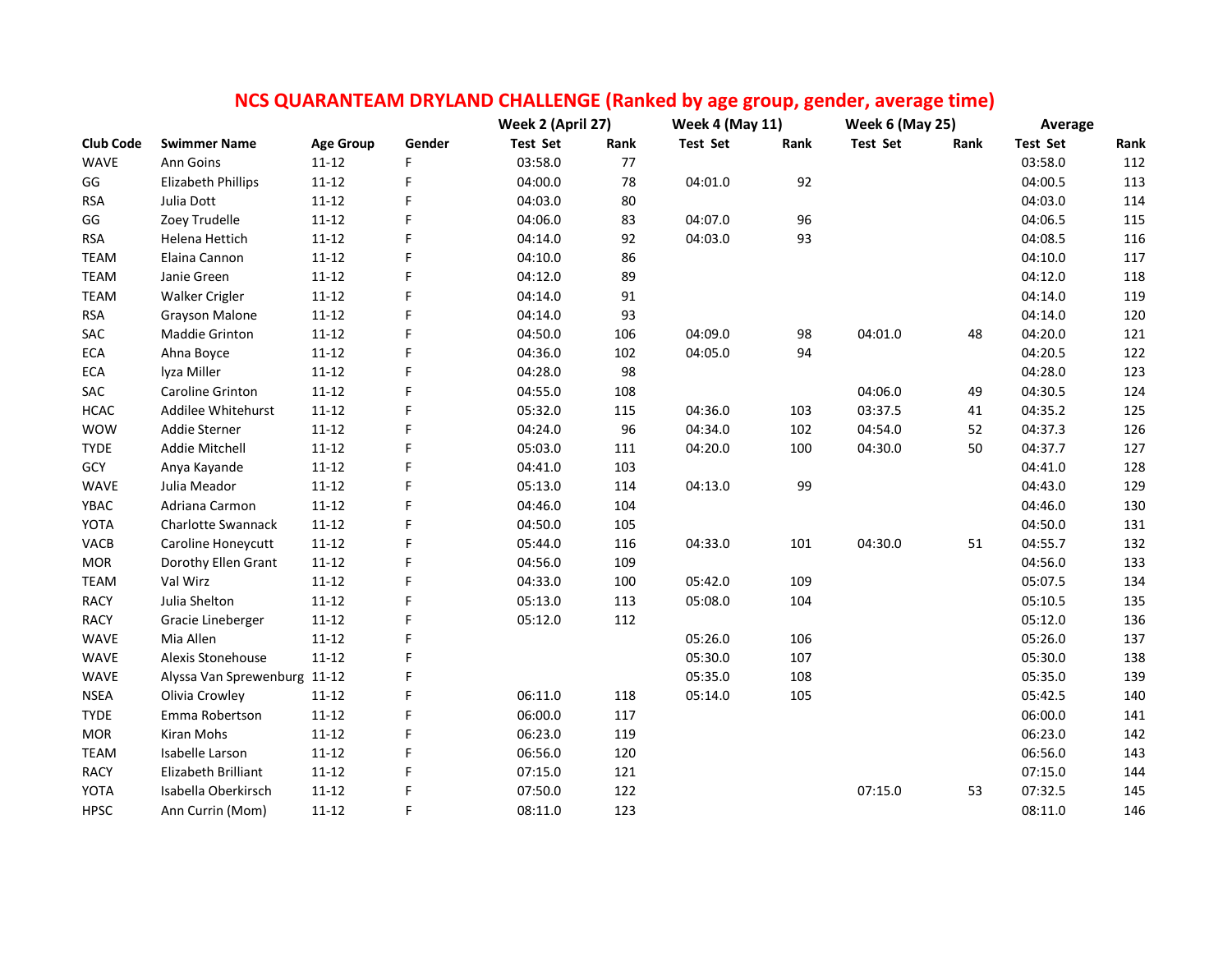## NCS QUARANTEAM DRYLAND CHALLENGE (Ranked by age group, gender, average time)

| Club Code | Swimmer Name | Age Group | Gender | Week 2 (April 27) Test Set | Rank | Week 4 (May 11) Test Set | Rank | Week 6 (May 25) Test Set | Rank | Average Test Set | Rank |
|---|---|---|---|---|---|---|---|---|---|---|---|
| WAVE | Ann Goins | 11-12 | F | 03:58.0 | 77 | | | | | 03:58.0 | 112 |
| GG | Elizabeth Phillips | 11-12 | F | 04:00.0 | 78 | 04:01.0 | 92 | | | 04:00.5 | 113 |
| RSA | Julia Dott | 11-12 | F | 04:03.0 | 80 | | | | | 04:03.0 | 114 |
| GG | Zoey Trudelle | 11-12 | F | 04:06.0 | 83 | 04:07.0 | 96 | | | 04:06.5 | 115 |
| RSA | Helena Hettich | 11-12 | F | 04:14.0 | 92 | 04:03.0 | 93 | | | 04:08.5 | 116 |
| TEAM | Elaina Cannon | 11-12 | F | 04:10.0 | 86 | | | | | 04:10.0 | 117 |
| TEAM | Janie Green | 11-12 | F | 04:12.0 | 89 | | | | | 04:12.0 | 118 |
| TEAM | Walker Crigler | 11-12 | F | 04:14.0 | 91 | | | | | 04:14.0 | 119 |
| RSA | Grayson Malone | 11-12 | F | 04:14.0 | 93 | | | | | 04:14.0 | 120 |
| SAC | Maddie Grinton | 11-12 | F | 04:50.0 | 106 | 04:09.0 | 98 | 04:01.0 | 48 | 04:20.0 | 121 |
| ECA | Ahna Boyce | 11-12 | F | 04:36.0 | 102 | 04:05.0 | 94 | | | 04:20.5 | 122 |
| ECA | Iyza Miller | 11-12 | F | 04:28.0 | 98 | | | | | 04:28.0 | 123 |
| SAC | Caroline Grinton | 11-12 | F | 04:55.0 | 108 | | | 04:06.0 | 49 | 04:30.5 | 124 |
| HCAC | Addilee Whitehurst | 11-12 | F | 05:32.0 | 115 | 04:36.0 | 103 | 03:37.5 | 41 | 04:35.2 | 125 |
| WOW | Addie Sterner | 11-12 | F | 04:24.0 | 96 | 04:34.0 | 102 | 04:54.0 | 52 | 04:37.3 | 126 |
| TYDE | Addie Mitchell | 11-12 | F | 05:03.0 | 111 | 04:20.0 | 100 | 04:30.0 | 50 | 04:37.7 | 127 |
| GCY | Anya Kayande | 11-12 | F | 04:41.0 | 103 | | | | | 04:41.0 | 128 |
| WAVE | Julia Meador | 11-12 | F | 05:13.0 | 114 | 04:13.0 | 99 | | | 04:43.0 | 129 |
| YBAC | Adriana Carmon | 11-12 | F | 04:46.0 | 104 | | | | | 04:46.0 | 130 |
| YOTA | Charlotte Swannack | 11-12 | F | 04:50.0 | 105 | | | | | 04:50.0 | 131 |
| VACB | Caroline Honeycutt | 11-12 | F | 05:44.0 | 116 | 04:33.0 | 101 | 04:30.0 | 51 | 04:55.7 | 132 |
| MOR | Dorothy Ellen Grant | 11-12 | F | 04:56.0 | 109 | | | | | 04:56.0 | 133 |
| TEAM | Val Wirz | 11-12 | F | 04:33.0 | 100 | 05:42.0 | 109 | | | 05:07.5 | 134 |
| RACY | Julia Shelton | 11-12 | F | 05:13.0 | 113 | 05:08.0 | 104 | | | 05:10.5 | 135 |
| RACY | Gracie Lineberger | 11-12 | F | 05:12.0 | 112 | | | | | 05:12.0 | 136 |
| WAVE | Mia Allen | 11-12 | F | | | 05:26.0 | 106 | | | 05:26.0 | 137 |
| WAVE | Alexis Stonehouse | 11-12 | F | | | 05:30.0 | 107 | | | 05:30.0 | 138 |
| WAVE | Alyssa Van Sprewenburg | 11-12 | F | | | 05:35.0 | 108 | | | 05:35.0 | 139 |
| NSEA | Olivia Crowley | 11-12 | F | 06:11.0 | 118 | 05:14.0 | 105 | | | 05:42.5 | 140 |
| TYDE | Emma Robertson | 11-12 | F | 06:00.0 | 117 | | | | | 06:00.0 | 141 |
| MOR | Kiran Mohs | 11-12 | F | 06:23.0 | 119 | | | | | 06:23.0 | 142 |
| TEAM | Isabelle Larson | 11-12 | F | 06:56.0 | 120 | | | | | 06:56.0 | 143 |
| RACY | Elizabeth Brilliant | 11-12 | F | 07:15.0 | 121 | | | | | 07:15.0 | 144 |
| YOTA | Isabella Oberkirsch | 11-12 | F | 07:50.0 | 122 | | | 07:15.0 | 53 | 07:32.5 | 145 |
| HPSC | Ann Currin (Mom) | 11-12 | F | 08:11.0 | 123 | | | | | 08:11.0 | 146 |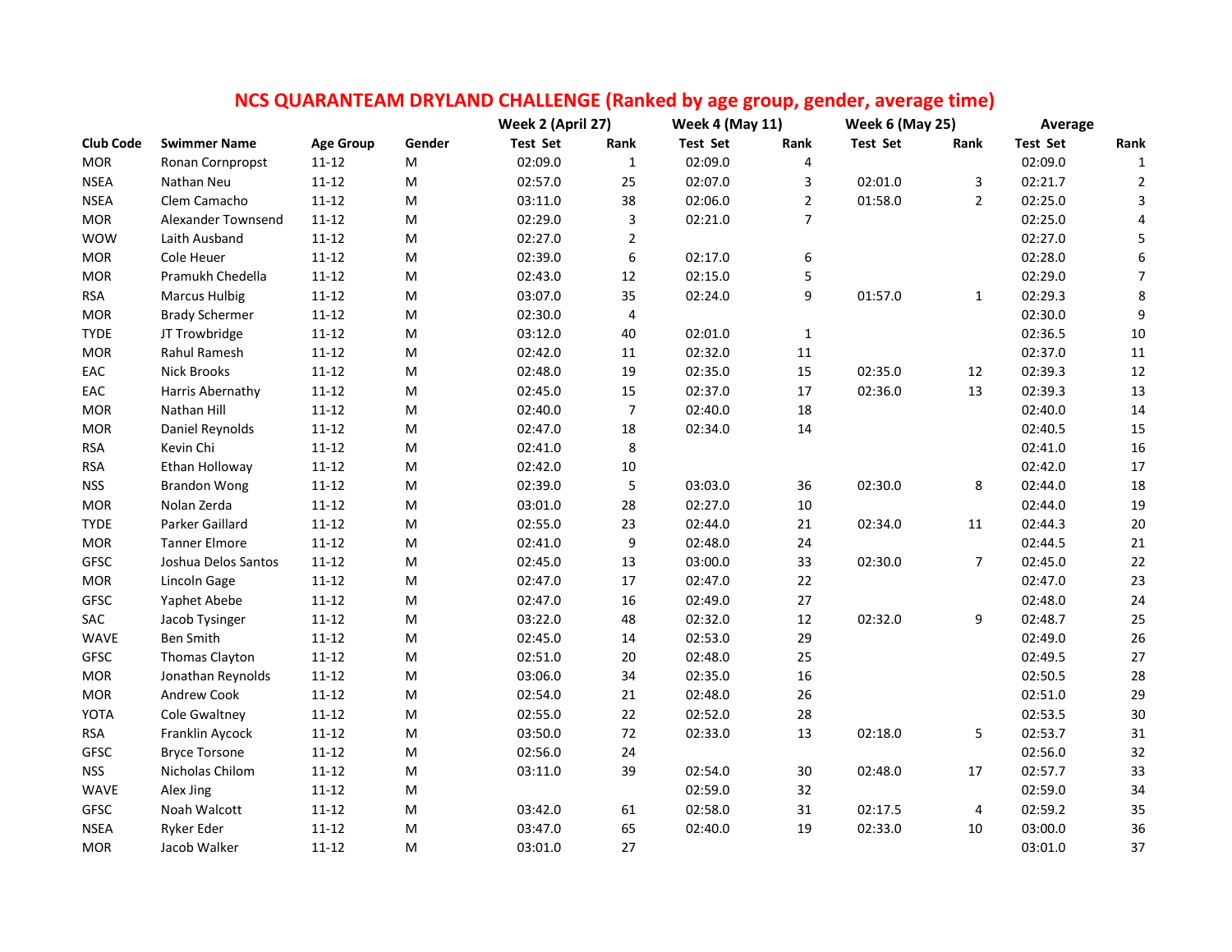# NCS QUARANTEAM DRYLAND CHALLENGE (Ranked by age group, gender, average time)

| | | | | Week 2 (April 27) | | Week 4 (May 11) | | Week 6 (May 25) | | Average | |
|---|---|---|---|---|---|---|---|---|---|---|---|
| Club Code | Swimmer Name | Age Group | Gender | Test Set | Rank | Test Set | Rank | Test Set | Rank | Test Set | Rank |
| MOR | Ronan Cornpropst | 11-12 | M | 02:09.0 | 1 | 02:09.0 | 4 | | | 02:09.0 | 1 |
| NSEA | Nathan Neu | 11-12 | M | 02:57.0 | 25 | 02:07.0 | 3 | 02:01.0 | 3 | 02:21.7 | 2 |
| NSEA | Clem Camacho | 11-12 | M | 03:11.0 | 38 | 02:06.0 | 2 | 01:58.0 | 2 | 02:25.0 | 3 |
| MOR | Alexander Townsend | 11-12 | M | 02:29.0 | 3 | 02:21.0 | 7 | | | 02:25.0 | 4 |
| WOW | Laith Ausband | 11-12 | M | 02:27.0 | 2 | | | | | 02:27.0 | 5 |
| MOR | Cole Heuer | 11-12 | M | 02:39.0 | 6 | 02:17.0 | 6 | | | 02:28.0 | 6 |
| MOR | Pramukh Chedella | 11-12 | M | 02:43.0 | 12 | 02:15.0 | 5 | | | 02:29.0 | 7 |
| RSA | Marcus Hulbig | 11-12 | M | 03:07.0 | 35 | 02:24.0 | 9 | 01:57.0 | 1 | 02:29.3 | 8 |
| MOR | Brady Schermer | 11-12 | M | 02:30.0 | 4 | | | | | 02:30.0 | 9 |
| TYDE | JT Trowbridge | 11-12 | M | 03:12.0 | 40 | 02:01.0 | 1 | | | 02:36.5 | 10 |
| MOR | Rahul Ramesh | 11-12 | M | 02:42.0 | 11 | 02:32.0 | 11 | | | 02:37.0 | 11 |
| EAC | Nick Brooks | 11-12 | M | 02:48.0 | 19 | 02:35.0 | 15 | 02:35.0 | 12 | 02:39.3 | 12 |
| EAC | Harris Abernathy | 11-12 | M | 02:45.0 | 15 | 02:37.0 | 17 | 02:36.0 | 13 | 02:39.3 | 13 |
| MOR | Nathan Hill | 11-12 | M | 02:40.0 | 7 | 02:40.0 | 18 | | | 02:40.0 | 14 |
| MOR | Daniel Reynolds | 11-12 | M | 02:47.0 | 18 | 02:34.0 | 14 | | | 02:40.5 | 15 |
| RSA | Kevin Chi | 11-12 | M | 02:41.0 | 8 | | | | | 02:41.0 | 16 |
| RSA | Ethan Holloway | 11-12 | M | 02:42.0 | 10 | | | | | 02:42.0 | 17 |
| NSS | Brandon Wong | 11-12 | M | 02:39.0 | 5 | 03:03.0 | 36 | 02:30.0 | 8 | 02:44.0 | 18 |
| MOR | Nolan Zerda | 11-12 | M | 03:01.0 | 28 | 02:27.0 | 10 | | | 02:44.0 | 19 |
| TYDE | Parker Gaillard | 11-12 | M | 02:55.0 | 23 | 02:44.0 | 21 | 02:34.0 | 11 | 02:44.3 | 20 |
| MOR | Tanner Elmore | 11-12 | M | 02:41.0 | 9 | 02:48.0 | 24 | | | 02:44.5 | 21 |
| GFSC | Joshua Delos Santos | 11-12 | M | 02:45.0 | 13 | 03:00.0 | 33 | 02:30.0 | 7 | 02:45.0 | 22 |
| MOR | Lincoln Gage | 11-12 | M | 02:47.0 | 17 | 02:47.0 | 22 | | | 02:47.0 | 23 |
| GFSC | Yaphet Abebe | 11-12 | M | 02:47.0 | 16 | 02:49.0 | 27 | | | 02:48.0 | 24 |
| SAC | Jacob Tysinger | 11-12 | M | 03:22.0 | 48 | 02:32.0 | 12 | 02:32.0 | 9 | 02:48.7 | 25 |
| WAVE | Ben Smith | 11-12 | M | 02:45.0 | 14 | 02:53.0 | 29 | | | 02:49.0 | 26 |
| GFSC | Thomas Clayton | 11-12 | M | 02:51.0 | 20 | 02:48.0 | 25 | | | 02:49.5 | 27 |
| MOR | Jonathan Reynolds | 11-12 | M | 03:06.0 | 34 | 02:35.0 | 16 | | | 02:50.5 | 28 |
| MOR | Andrew Cook | 11-12 | M | 02:54.0 | 21 | 02:48.0 | 26 | | | 02:51.0 | 29 |
| YOTA | Cole Gwaltney | 11-12 | M | 02:55.0 | 22 | 02:52.0 | 28 | | | 02:53.5 | 30 |
| RSA | Franklin Aycock | 11-12 | M | 03:50.0 | 72 | 02:33.0 | 13 | 02:18.0 | 5 | 02:53.7 | 31 |
| GFSC | Bryce Torsone | 11-12 | M | 02:56.0 | 24 | | | | | 02:56.0 | 32 |
| NSS | Nicholas Chilom | 11-12 | M | 03:11.0 | 39 | 02:54.0 | 30 | 02:48.0 | 17 | 02:57.7 | 33 |
| WAVE | Alex Jing | 11-12 | M | | | 02:59.0 | 32 | | | 02:59.0 | 34 |
| GFSC | Noah Walcott | 11-12 | M | 03:42.0 | 61 | 02:58.0 | 31 | 02:17.5 | 4 | 02:59.2 | 35 |
| NSEA | Ryker Eder | 11-12 | M | 03:47.0 | 65 | 02:40.0 | 19 | 02:33.0 | 10 | 03:00.0 | 36 |
| MOR | Jacob Walker | 11-12 | M | 03:01.0 | 27 | | | | | 03:01.0 | 37 |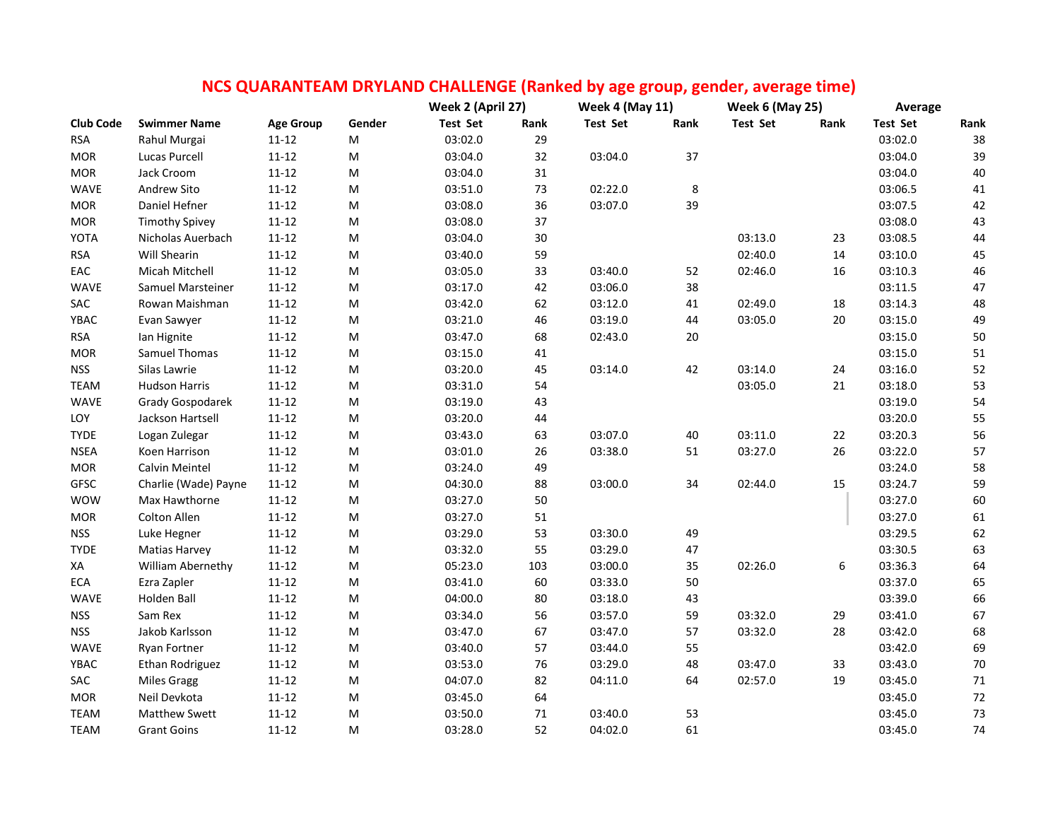# NCS QUARANTEAM DRYLAND CHALLENGE (Ranked by age group, gender, average time)

| Club Code | Swimmer Name | Age Group | Gender | Week 2 (April 27) | | Week 4 (May 11) | | Week 6 (May 25) | | Average | |
|---|---|---|---|---|---|---|---|---|---|---|---|
| | | | | Test Set | Rank | Test Set | Rank | Test Set | Rank | Test Set | Rank |
| RSA | Rahul Murgai | 11-12 | M | 03:02.0 | 29 | | | | | 03:02.0 | 38 |
| MOR | Lucas Purcell | 11-12 | M | 03:04.0 | 32 | 03:04.0 | 37 | | | 03:04.0 | 39 |
| MOR | Jack Croom | 11-12 | M | 03:04.0 | 31 | | | | | 03:04.0 | 40 |
| WAVE | Andrew Sito | 11-12 | M | 03:51.0 | 73 | 02:22.0 | 8 | | | 03:06.5 | 41 |
| MOR | Daniel Hefner | 11-12 | M | 03:08.0 | 36 | 03:07.0 | 39 | | | 03:07.5 | 42 |
| MOR | Timothy Spivey | 11-12 | M | 03:08.0 | 37 | | | | | 03:08.0 | 43 |
| YOTA | Nicholas Auerbach | 11-12 | M | 03:04.0 | 30 | | | 03:13.0 | 23 | 03:08.5 | 44 |
| RSA | Will Shearin | 11-12 | M | 03:40.0 | 59 | | | 02:40.0 | 14 | 03:10.0 | 45 |
| EAC | Micah Mitchell | 11-12 | M | 03:05.0 | 33 | 03:40.0 | 52 | 02:46.0 | 16 | 03:10.3 | 46 |
| WAVE | Samuel Marsteiner | 11-12 | M | 03:17.0 | 42 | 03:06.0 | 38 | | | 03:11.5 | 47 |
| SAC | Rowan Maishman | 11-12 | M | 03:42.0 | 62 | 03:12.0 | 41 | 02:49.0 | 18 | 03:14.3 | 48 |
| YBAC | Evan Sawyer | 11-12 | M | 03:21.0 | 46 | 03:19.0 | 44 | 03:05.0 | 20 | 03:15.0 | 49 |
| RSA | Ian Hignite | 11-12 | M | 03:47.0 | 68 | 02:43.0 | 20 | | | 03:15.0 | 50 |
| MOR | Samuel Thomas | 11-12 | M | 03:15.0 | 41 | | | | | 03:15.0 | 51 |
| NSS | Silas Lawrie | 11-12 | M | 03:20.0 | 45 | 03:14.0 | 42 | 03:14.0 | 24 | 03:16.0 | 52 |
| TEAM | Hudson Harris | 11-12 | M | 03:31.0 | 54 | | | 03:05.0 | 21 | 03:18.0 | 53 |
| WAVE | Grady Gospodarek | 11-12 | M | 03:19.0 | 43 | | | | | 03:19.0 | 54 |
| LOY | Jackson Hartsell | 11-12 | M | 03:20.0 | 44 | | | | | 03:20.0 | 55 |
| TYDE | Logan Zulegar | 11-12 | M | 03:43.0 | 63 | 03:07.0 | 40 | 03:11.0 | 22 | 03:20.3 | 56 |
| NSEA | Koen Harrison | 11-12 | M | 03:01.0 | 26 | 03:38.0 | 51 | 03:27.0 | 26 | 03:22.0 | 57 |
| MOR | Calvin Meintel | 11-12 | M | 03:24.0 | 49 | | | | | 03:24.0 | 58 |
| GFSC | Charlie (Wade) Payne | 11-12 | M | 04:30.0 | 88 | 03:00.0 | 34 | 02:44.0 | 15 | 03:24.7 | 59 |
| WOW | Max Hawthorne | 11-12 | M | 03:27.0 | 50 | | | | | 03:27.0 | 60 |
| MOR | Colton Allen | 11-12 | M | 03:27.0 | 51 | | | | | 03:27.0 | 61 |
| NSS | Luke Hegner | 11-12 | M | 03:29.0 | 53 | 03:30.0 | 49 | | | 03:29.5 | 62 |
| TYDE | Matias Harvey | 11-12 | M | 03:32.0 | 55 | 03:29.0 | 47 | | | 03:30.5 | 63 |
| XA | William Abernethy | 11-12 | M | 05:23.0 | 103 | 03:00.0 | 35 | 02:26.0 | 6 | 03:36.3 | 64 |
| ECA | Ezra Zapler | 11-12 | M | 03:41.0 | 60 | 03:33.0 | 50 | | | 03:37.0 | 65 |
| WAVE | Holden Ball | 11-12 | M | 04:00.0 | 80 | 03:18.0 | 43 | | | 03:39.0 | 66 |
| NSS | Sam Rex | 11-12 | M | 03:34.0 | 56 | 03:57.0 | 59 | 03:32.0 | 29 | 03:41.0 | 67 |
| NSS | Jakob Karlsson | 11-12 | M | 03:47.0 | 67 | 03:47.0 | 57 | 03:32.0 | 28 | 03:42.0 | 68 |
| WAVE | Ryan Fortner | 11-12 | M | 03:40.0 | 57 | 03:44.0 | 55 | | | 03:42.0 | 69 |
| YBAC | Ethan Rodriguez | 11-12 | M | 03:53.0 | 76 | 03:29.0 | 48 | 03:47.0 | 33 | 03:43.0 | 70 |
| SAC | Miles Gragg | 11-12 | M | 04:07.0 | 82 | 04:11.0 | 64 | 02:57.0 | 19 | 03:45.0 | 71 |
| MOR | Neil Devkota | 11-12 | M | 03:45.0 | 64 | | | | | 03:45.0 | 72 |
| TEAM | Matthew Swett | 11-12 | M | 03:50.0 | 71 | 03:40.0 | 53 | | | 03:45.0 | 73 |
| TEAM | Grant Goins | 11-12 | M | 03:28.0 | 52 | 04:02.0 | 61 | | | 03:45.0 | 74 |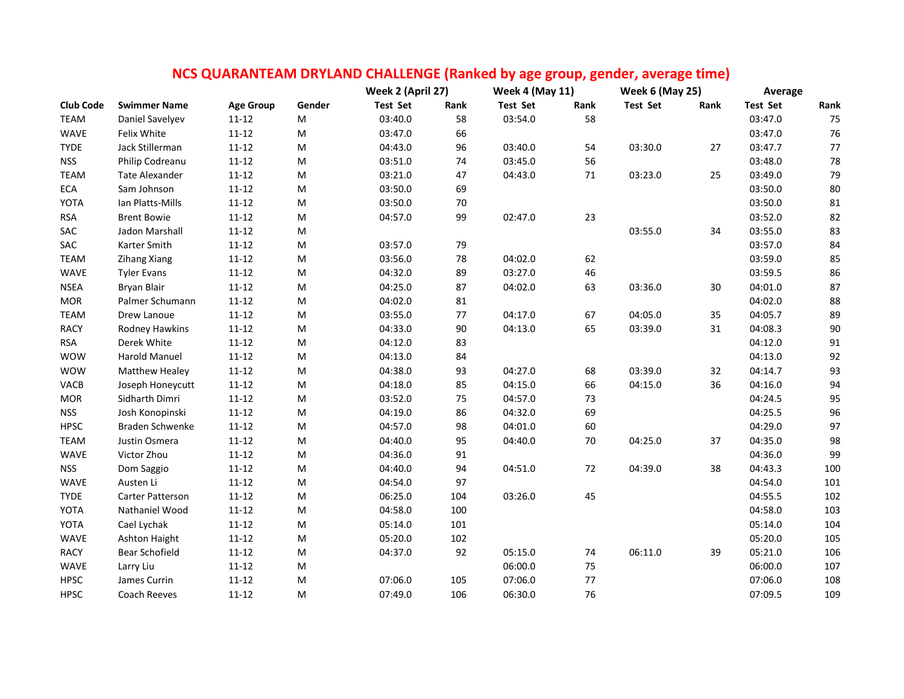## NCS QUARANTEAM DRYLAND CHALLENGE (Ranked by age group, gender, average time)

| Club Code | Swimmer Name | Age Group | Gender | Week 2 (April 27) | | Week 4 (May 11) | | Week 6 (May 25) | | Average | |
|---|---|---|---|---|---|---|---|---|---|---|---|
| | | | | Test Set | Rank | Test Set | Rank | Test Set | Rank | Test Set | Rank |
| TEAM | Daniel Savelyev | 11-12 | M | 03:40.0 | 58 | 03:54.0 | 58 | | | 03:47.0 | 75 |
| WAVE | Felix White | 11-12 | M | 03:47.0 | 66 | | | | | 03:47.0 | 76 |
| TYDE | Jack Stillerman | 11-12 | M | 04:43.0 | 96 | 03:40.0 | 54 | 03:30.0 | 27 | 03:47.7 | 77 |
| NSS | Philip Codreanu | 11-12 | M | 03:51.0 | 74 | 03:45.0 | 56 | | | 03:48.0 | 78 |
| TEAM | Tate Alexander | 11-12 | M | 03:21.0 | 47 | 04:43.0 | 71 | 03:23.0 | 25 | 03:49.0 | 79 |
| ECA | Sam Johnson | 11-12 | M | 03:50.0 | 69 | | | | | 03:50.0 | 80 |
| YOTA | Ian Platts-Mills | 11-12 | M | 03:50.0 | 70 | | | | | 03:50.0 | 81 |
| RSA | Brent Bowie | 11-12 | M | 04:57.0 | 99 | 02:47.0 | 23 | | | 03:52.0 | 82 |
| SAC | Jadon Marshall | 11-12 | M | | | | | 03:55.0 | 34 | 03:55.0 | 83 |
| SAC | Karter Smith | 11-12 | M | 03:57.0 | 79 | | | | | 03:57.0 | 84 |
| TEAM | Zihang Xiang | 11-12 | M | 03:56.0 | 78 | 04:02.0 | 62 | | | 03:59.0 | 85 |
| WAVE | Tyler Evans | 11-12 | M | 04:32.0 | 89 | 03:27.0 | 46 | | | 03:59.5 | 86 |
| NSEA | Bryan Blair | 11-12 | M | 04:25.0 | 87 | 04:02.0 | 63 | 03:36.0 | 30 | 04:01.0 | 87 |
| MOR | Palmer Schumann | 11-12 | M | 04:02.0 | 81 | | | | | 04:02.0 | 88 |
| TEAM | Drew Lanoue | 11-12 | M | 03:55.0 | 77 | 04:17.0 | 67 | 04:05.0 | 35 | 04:05.7 | 89 |
| RACY | Rodney Hawkins | 11-12 | M | 04:33.0 | 90 | 04:13.0 | 65 | 03:39.0 | 31 | 04:08.3 | 90 |
| RSA | Derek White | 11-12 | M | 04:12.0 | 83 | | | | | 04:12.0 | 91 |
| WOW | Harold Manuel | 11-12 | M | 04:13.0 | 84 | | | | | 04:13.0 | 92 |
| WOW | Matthew Healey | 11-12 | M | 04:38.0 | 93 | 04:27.0 | 68 | 03:39.0 | 32 | 04:14.7 | 93 |
| VACB | Joseph Honeycutt | 11-12 | M | 04:18.0 | 85 | 04:15.0 | 66 | 04:15.0 | 36 | 04:16.0 | 94 |
| MOR | Sidharth Dimri | 11-12 | M | 03:52.0 | 75 | 04:57.0 | 73 | | | 04:24.5 | 95 |
| NSS | Josh Konopinski | 11-12 | M | 04:19.0 | 86 | 04:32.0 | 69 | | | 04:25.5 | 96 |
| HPSC | Braden Schwenke | 11-12 | M | 04:57.0 | 98 | 04:01.0 | 60 | | | 04:29.0 | 97 |
| TEAM | Justin Osmera | 11-12 | M | 04:40.0 | 95 | 04:40.0 | 70 | 04:25.0 | 37 | 04:35.0 | 98 |
| WAVE | Victor Zhou | 11-12 | M | 04:36.0 | 91 | | | | | 04:36.0 | 99 |
| NSS | Dom Saggio | 11-12 | M | 04:40.0 | 94 | 04:51.0 | 72 | 04:39.0 | 38 | 04:43.3 | 100 |
| WAVE | Austen Li | 11-12 | M | 04:54.0 | 97 | | | | | 04:54.0 | 101 |
| TYDE | Carter Patterson | 11-12 | M | 06:25.0 | 104 | 03:26.0 | 45 | | | 04:55.5 | 102 |
| YOTA | Nathaniel Wood | 11-12 | M | 04:58.0 | 100 | | | | | 04:58.0 | 103 |
| YOTA | Cael Lychak | 11-12 | M | 05:14.0 | 101 | | | | | 05:14.0 | 104 |
| WAVE | Ashton Haight | 11-12 | M | 05:20.0 | 102 | | | | | 05:20.0 | 105 |
| RACY | Bear Schofield | 11-12 | M | 04:37.0 | 92 | 05:15.0 | 74 | 06:11.0 | 39 | 05:21.0 | 106 |
| WAVE | Larry Liu | 11-12 | M | | | 06:00.0 | 75 | | | 06:00.0 | 107 |
| HPSC | James Currin | 11-12 | M | 07:06.0 | 105 | 07:06.0 | 77 | | | 07:06.0 | 108 |
| HPSC | Coach Reeves | 11-12 | M | 07:49.0 | 106 | 06:30.0 | 76 | | | 07:09.5 | 109 |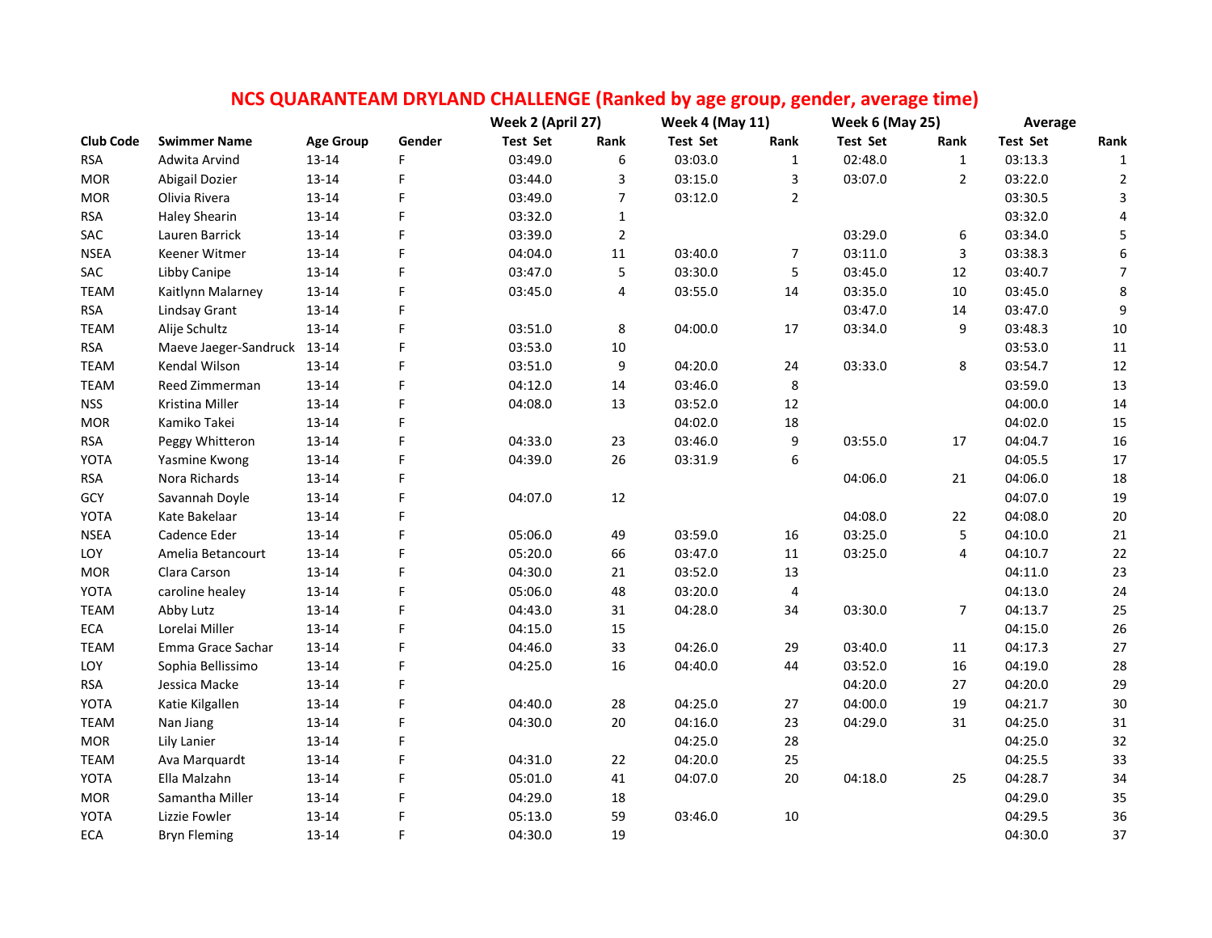# NCS QUARANTEAM DRYLAND CHALLENGE (Ranked by age group, gender, average time)

| | | | | Week 2 (April 27) | | Week 4 (May 11) | | Week 6 (May 25) | | Average | |
|---|---|---|---|---|---|---|---|---|---|---|---|
| **Club Code** | **Swimmer Name** | **Age Group** | **Gender** | **Test Set** | **Rank** | **Test Set** | **Rank** | **Test Set** | **Rank** | **Test Set** | **Rank** |
| RSA | Adwita Arvind | 13-14 | F | 03:49.0 | 6 | 03:03.0 | 1 | 02:48.0 | 1 | 03:13.3 | 1 |
| MOR | Abigail Dozier | 13-14 | F | 03:44.0 | 3 | 03:15.0 | 3 | 03:07.0 | 2 | 03:22.0 | 2 |
| MOR | Olivia Rivera | 13-14 | F | 03:49.0 | 7 | 03:12.0 | 2 | | | 03:30.5 | 3 |
| RSA | Haley Shearin | 13-14 | F | 03:32.0 | 1 | | | | | 03:32.0 | 4 |
| SAC | Lauren Barrick | 13-14 | F | 03:39.0 | 2 | | | 03:29.0 | 6 | 03:34.0 | 5 |
| NSEA | Keener Witmer | 13-14 | F | 04:04.0 | 11 | 03:40.0 | 7 | 03:11.0 | 3 | 03:38.3 | 6 |
| SAC | Libby Canipe | 13-14 | F | 03:47.0 | 5 | 03:30.0 | 5 | 03:45.0 | 12 | 03:40.7 | 7 |
| TEAM | Kaitlynn Malarney | 13-14 | F | 03:45.0 | 4 | 03:55.0 | 14 | 03:35.0 | 10 | 03:45.0 | 8 |
| RSA | Lindsay Grant | 13-14 | F | | | | | 03:47.0 | 14 | 03:47.0 | 9 |
| TEAM | Alije Schultz | 13-14 | F | 03:51.0 | 8 | 04:00.0 | 17 | 03:34.0 | 9 | 03:48.3 | 10 |
| RSA | Maeve Jaeger-Sandruck | 13-14 | F | 03:53.0 | 10 | | | | | 03:53.0 | 11 |
| TEAM | Kendal Wilson | 13-14 | F | 03:51.0 | 9 | 04:20.0 | 24 | 03:33.0 | 8 | 03:54.7 | 12 |
| TEAM | Reed Zimmerman | 13-14 | F | 04:12.0 | 14 | 03:46.0 | 8 | | | 03:59.0 | 13 |
| NSS | Kristina Miller | 13-14 | F | 04:08.0 | 13 | 03:52.0 | 12 | | | 04:00.0 | 14 |
| MOR | Kamiko Takei | 13-14 | F | | | 04:02.0 | 18 | | | 04:02.0 | 15 |
| RSA | Peggy Whitteron | 13-14 | F | 04:33.0 | 23 | 03:46.0 | 9 | 03:55.0 | 17 | 04:04.7 | 16 |
| YOTA | Yasmine Kwong | 13-14 | F | 04:39.0 | 26 | 03:31.9 | 6 | | | 04:05.5 | 17 |
| RSA | Nora Richards | 13-14 | F | | | | | 04:06.0 | 21 | 04:06.0 | 18 |
| GCY | Savannah Doyle | 13-14 | F | 04:07.0 | 12 | | | | | 04:07.0 | 19 |
| YOTA | Kate Bakelaar | 13-14 | F | | | | | 04:08.0 | 22 | 04:08.0 | 20 |
| NSEA | Cadence Eder | 13-14 | F | 05:06.0 | 49 | 03:59.0 | 16 | 03:25.0 | 5 | 04:10.0 | 21 |
| LOY | Amelia Betancourt | 13-14 | F | 05:20.0 | 66 | 03:47.0 | 11 | 03:25.0 | 4 | 04:10.7 | 22 |
| MOR | Clara Carson | 13-14 | F | 04:30.0 | 21 | 03:52.0 | 13 | | | 04:11.0 | 23 |
| YOTA | caroline healey | 13-14 | F | 05:06.0 | 48 | 03:20.0 | 4 | | | 04:13.0 | 24 |
| TEAM | Abby Lutz | 13-14 | F | 04:43.0 | 31 | 04:28.0 | 34 | 03:30.0 | 7 | 04:13.7 | 25 |
| ECA | Lorelai Miller | 13-14 | F | 04:15.0 | 15 | | | | | 04:15.0 | 26 |
| TEAM | Emma Grace Sachar | 13-14 | F | 04:46.0 | 33 | 04:26.0 | 29 | 03:40.0 | 11 | 04:17.3 | 27 |
| LOY | Sophia Bellissimo | 13-14 | F | 04:25.0 | 16 | 04:40.0 | 44 | 03:52.0 | 16 | 04:19.0 | 28 |
| RSA | Jessica Macke | 13-14 | F | | | | | 04:20.0 | 27 | 04:20.0 | 29 |
| YOTA | Katie Kilgallen | 13-14 | F | 04:40.0 | 28 | 04:25.0 | 27 | 04:00.0 | 19 | 04:21.7 | 30 |
| TEAM | Nan Jiang | 13-14 | F | 04:30.0 | 20 | 04:16.0 | 23 | 04:29.0 | 31 | 04:25.0 | 31 |
| MOR | Lily Lanier | 13-14 | F | | | 04:25.0 | 28 | | | 04:25.0 | 32 |
| TEAM | Ava Marquardt | 13-14 | F | 04:31.0 | 22 | 04:20.0 | 25 | | | 04:25.5 | 33 |
| YOTA | Ella Malzahn | 13-14 | F | 05:01.0 | 41 | 04:07.0 | 20 | 04:18.0 | 25 | 04:28.7 | 34 |
| MOR | Samantha Miller | 13-14 | F | 04:29.0 | 18 | | | | | 04:29.0 | 35 |
| YOTA | Lizzie Fowler | 13-14 | F | 05:13.0 | 59 | 03:46.0 | 10 | | | 04:29.5 | 36 |
| ECA | Bryn Fleming | 13-14 | F | 04:30.0 | 19 | | | | | 04:30.0 | 37 |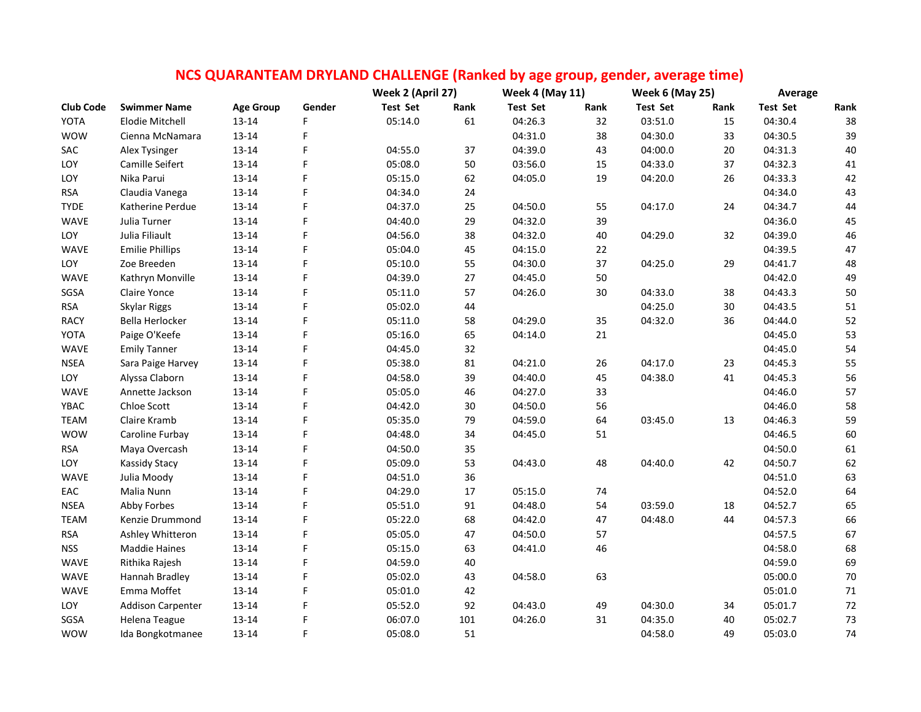## NCS QUARANTEAM DRYLAND CHALLENGE (Ranked by age group, gender, average time)

| | | | | Week 2 (April 27) | | Week 4 (May 11) | | Week 6 (May 25) | | Average | |
|---|---|---|---|---|---|---|---|---|---|---|---|
| **Club Code** | **Swimmer Name** | **Age Group** | **Gender** | **Test Set** | **Rank** | **Test Set** | **Rank** | **Test Set** | **Rank** | **Test Set** | **Rank** |
| YOTA | Elodie Mitchell | 13-14 | F | 05:14.0 | 61 | 04:26.3 | 32 | 03:51.0 | 15 | 04:30.4 | 38 |
| WOW | Cienna McNamara | 13-14 | F | | | 04:31.0 | 38 | 04:30.0 | 33 | 04:30.5 | 39 |
| SAC | Alex Tysinger | 13-14 | F | 04:55.0 | 37 | 04:39.0 | 43 | 04:00.0 | 20 | 04:31.3 | 40 |
| LOY | Camille Seifert | 13-14 | F | 05:08.0 | 50 | 03:56.0 | 15 | 04:33.0 | 37 | 04:32.3 | 41 |
| LOY | Nika Parui | 13-14 | F | 05:15.0 | 62 | 04:05.0 | 19 | 04:20.0 | 26 | 04:33.3 | 42 |
| RSA | Claudia Vanega | 13-14 | F | 04:34.0 | 24 | | | | | 04:34.0 | 43 |
| TYDE | Katherine Perdue | 13-14 | F | 04:37.0 | 25 | 04:50.0 | 55 | 04:17.0 | 24 | 04:34.7 | 44 |
| WAVE | Julia Turner | 13-14 | F | 04:40.0 | 29 | 04:32.0 | 39 | | | 04:36.0 | 45 |
| LOY | Julia Filiault | 13-14 | F | 04:56.0 | 38 | 04:32.0 | 40 | 04:29.0 | 32 | 04:39.0 | 46 |
| WAVE | Emilie Phillips | 13-14 | F | 05:04.0 | 45 | 04:15.0 | 22 | | | 04:39.5 | 47 |
| LOY | Zoe Breeden | 13-14 | F | 05:10.0 | 55 | 04:30.0 | 37 | 04:25.0 | 29 | 04:41.7 | 48 |
| WAVE | Kathryn Monville | 13-14 | F | 04:39.0 | 27 | 04:45.0 | 50 | | | 04:42.0 | 49 |
| SGSA | Claire Yonce | 13-14 | F | 05:11.0 | 57 | 04:26.0 | 30 | 04:33.0 | 38 | 04:43.3 | 50 |
| RSA | Skylar Riggs | 13-14 | F | 05:02.0 | 44 | | | 04:25.0 | 30 | 04:43.5 | 51 |
| RACY | Bella Herlocker | 13-14 | F | 05:11.0 | 58 | 04:29.0 | 35 | 04:32.0 | 36 | 04:44.0 | 52 |
| YOTA | Paige O'Keefe | 13-14 | F | 05:16.0 | 65 | 04:14.0 | 21 | | | 04:45.0 | 53 |
| WAVE | Emily Tanner | 13-14 | F | 04:45.0 | 32 | | | | | 04:45.0 | 54 |
| NSEA | Sara Paige Harvey | 13-14 | F | 05:38.0 | 81 | 04:21.0 | 26 | 04:17.0 | 23 | 04:45.3 | 55 |
| LOY | Alyssa Claborn | 13-14 | F | 04:58.0 | 39 | 04:40.0 | 45 | 04:38.0 | 41 | 04:45.3 | 56 |
| WAVE | Annette Jackson | 13-14 | F | 05:05.0 | 46 | 04:27.0 | 33 | | | 04:46.0 | 57 |
| YBAC | Chloe Scott | 13-14 | F | 04:42.0 | 30 | 04:50.0 | 56 | | | 04:46.0 | 58 |
| TEAM | Claire Kramb | 13-14 | F | 05:35.0 | 79 | 04:59.0 | 64 | 03:45.0 | 13 | 04:46.3 | 59 |
| WOW | Caroline Furbay | 13-14 | F | 04:48.0 | 34 | 04:45.0 | 51 | | | 04:46.5 | 60 |
| RSA | Maya Overcash | 13-14 | F | 04:50.0 | 35 | | | | | 04:50.0 | 61 |
| LOY | Kassidy Stacy | 13-14 | F | 05:09.0 | 53 | 04:43.0 | 48 | 04:40.0 | 42 | 04:50.7 | 62 |
| WAVE | Julia Moody | 13-14 | F | 04:51.0 | 36 | | | | | 04:51.0 | 63 |
| EAC | Malia Nunn | 13-14 | F | 04:29.0 | 17 | 05:15.0 | 74 | | | 04:52.0 | 64 |
| NSEA | Abby Forbes | 13-14 | F | 05:51.0 | 91 | 04:48.0 | 54 | 03:59.0 | 18 | 04:52.7 | 65 |
| TEAM | Kenzie Drummond | 13-14 | F | 05:22.0 | 68 | 04:42.0 | 47 | 04:48.0 | 44 | 04:57.3 | 66 |
| RSA | Ashley Whitteron | 13-14 | F | 05:05.0 | 47 | 04:50.0 | 57 | | | 04:57.5 | 67 |
| NSS | Maddie Haines | 13-14 | F | 05:15.0 | 63 | 04:41.0 | 46 | | | 04:58.0 | 68 |
| WAVE | Rithika Rajesh | 13-14 | F | 04:59.0 | 40 | | | | | 04:59.0 | 69 |
| WAVE | Hannah Bradley | 13-14 | F | 05:02.0 | 43 | 04:58.0 | 63 | | | 05:00.0 | 70 |
| WAVE | Emma Moffet | 13-14 | F | 05:01.0 | 42 | | | | | 05:01.0 | 71 |
| LOY | Addison Carpenter | 13-14 | F | 05:52.0 | 92 | 04:43.0 | 49 | 04:30.0 | 34 | 05:01.7 | 72 |
| SGSA | Helena Teague | 13-14 | F | 06:07.0 | 101 | 04:26.0 | 31 | 04:35.0 | 40 | 05:02.7 | 73 |
| WOW | Ida Bongkotmanee | 13-14 | F | 05:08.0 | 51 | | | 04:58.0 | 49 | 05:03.0 | 74 |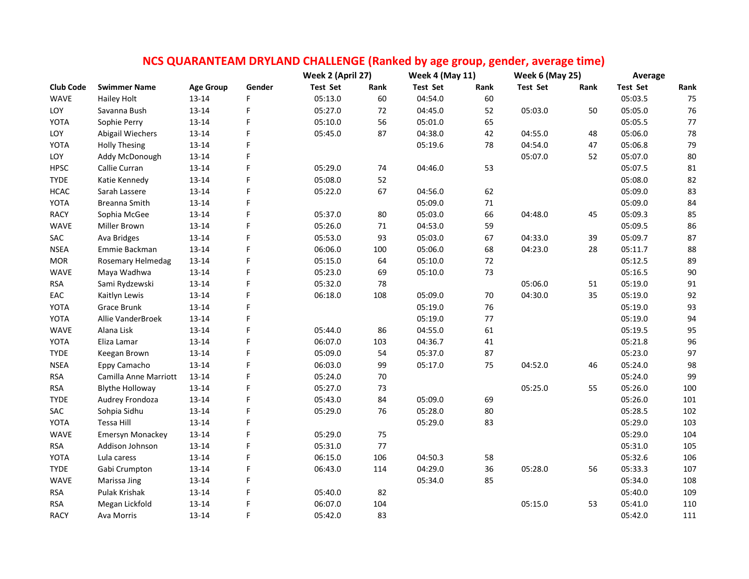## NCS QUARANTEAM DRYLAND CHALLENGE (Ranked by age group, gender, average time)

| Club Code | Swimmer Name | Age Group | Gender | Week 2 (April 27) | | Week 4 (May 11) | | Week 6 (May 25) | | Average | |
|---|---|---|---|---|---|---|---|---|---|---|---|
| | | | | Test Set | Rank | Test Set | Rank | Test Set | Rank | Test Set | Rank |
| WAVE | Hailey Holt | 13-14 | F | 05:13.0 | 60 | 04:54.0 | 60 | | | 05:03.5 | 75 |
| LOY | Savanna Bush | 13-14 | F | 05:27.0 | 72 | 04:45.0 | 52 | 05:03.0 | 50 | 05:05.0 | 76 |
| YOTA | Sophie Perry | 13-14 | F | 05:10.0 | 56 | 05:01.0 | 65 | | | 05:05.5 | 77 |
| LOY | Abigail Wiechers | 13-14 | F | 05:45.0 | 87 | 04:38.0 | 42 | 04:55.0 | 48 | 05:06.0 | 78 |
| YOTA | Holly Thesing | 13-14 | F | | | 05:19.6 | 78 | 04:54.0 | 47 | 05:06.8 | 79 |
| LOY | Addy McDonough | 13-14 | F | | | | | 05:07.0 | 52 | 05:07.0 | 80 |
| HPSC | Callie Curran | 13-14 | F | 05:29.0 | 74 | 04:46.0 | 53 | | | 05:07.5 | 81 |
| TYDE | Katie Kennedy | 13-14 | F | 05:08.0 | 52 | | | | | 05:08.0 | 82 |
| HCAC | Sarah Lassere | 13-14 | F | 05:22.0 | 67 | 04:56.0 | 62 | | | 05:09.0 | 83 |
| YOTA | Breanna Smith | 13-14 | F | | | 05:09.0 | 71 | | | 05:09.0 | 84 |
| RACY | Sophia McGee | 13-14 | F | 05:37.0 | 80 | 05:03.0 | 66 | 04:48.0 | 45 | 05:09.3 | 85 |
| WAVE | Miller Brown | 13-14 | F | 05:26.0 | 71 | 04:53.0 | 59 | | | 05:09.5 | 86 |
| SAC | Ava Bridges | 13-14 | F | 05:53.0 | 93 | 05:03.0 | 67 | 04:33.0 | 39 | 05:09.7 | 87 |
| NSEA | Emmie Backman | 13-14 | F | 06:06.0 | 100 | 05:06.0 | 68 | 04:23.0 | 28 | 05:11.7 | 88 |
| MOR | Rosemary Helmedag | 13-14 | F | 05:15.0 | 64 | 05:10.0 | 72 | | | 05:12.5 | 89 |
| WAVE | Maya Wadhwa | 13-14 | F | 05:23.0 | 69 | 05:10.0 | 73 | | | 05:16.5 | 90 |
| RSA | Sami Rydzewski | 13-14 | F | 05:32.0 | 78 | | | 05:06.0 | 51 | 05:19.0 | 91 |
| EAC | Kaitlyn Lewis | 13-14 | F | 06:18.0 | 108 | 05:09.0 | 70 | 04:30.0 | 35 | 05:19.0 | 92 |
| YOTA | Grace Brunk | 13-14 | F | | | 05:19.0 | 76 | | | 05:19.0 | 93 |
| YOTA | Allie VanderBroek | 13-14 | F | | | 05:19.0 | 77 | | | 05:19.0 | 94 |
| WAVE | Alana Lisk | 13-14 | F | 05:44.0 | 86 | 04:55.0 | 61 | | | 05:19.5 | 95 |
| YOTA | Eliza Lamar | 13-14 | F | 06:07.0 | 103 | 04:36.7 | 41 | | | 05:21.8 | 96 |
| TYDE | Keegan Brown | 13-14 | F | 05:09.0 | 54 | 05:37.0 | 87 | | | 05:23.0 | 97 |
| NSEA | Eppy Camacho | 13-14 | F | 06:03.0 | 99 | 05:17.0 | 75 | 04:52.0 | 46 | 05:24.0 | 98 |
| RSA | Camilla Anne Marriott | 13-14 | F | 05:24.0 | 70 | | | | | 05:24.0 | 99 |
| RSA | Blythe Holloway | 13-14 | F | 05:27.0 | 73 | | | 05:25.0 | 55 | 05:26.0 | 100 |
| TYDE | Audrey Frondoza | 13-14 | F | 05:43.0 | 84 | 05:09.0 | 69 | | | 05:26.0 | 101 |
| SAC | Sohpia Sidhu | 13-14 | F | 05:29.0 | 76 | 05:28.0 | 80 | | | 05:28.5 | 102 |
| YOTA | Tessa Hill | 13-14 | F | | | 05:29.0 | 83 | | | 05:29.0 | 103 |
| WAVE | Emersyn Monackey | 13-14 | F | 05:29.0 | 75 | | | | | 05:29.0 | 104 |
| RSA | Addison Johnson | 13-14 | F | 05:31.0 | 77 | | | | | 05:31.0 | 105 |
| YOTA | Lula caress | 13-14 | F | 06:15.0 | 106 | 04:50.3 | 58 | | | 05:32.6 | 106 |
| TYDE | Gabi Crumpton | 13-14 | F | 06:43.0 | 114 | 04:29.0 | 36 | 05:28.0 | 56 | 05:33.3 | 107 |
| WAVE | Marissa Jing | 13-14 | F | | | 05:34.0 | 85 | | | 05:34.0 | 108 |
| RSA | Pulak Krishak | 13-14 | F | 05:40.0 | 82 | | | | | 05:40.0 | 109 |
| RSA | Megan Lickfold | 13-14 | F | 06:07.0 | 104 | | | 05:15.0 | 53 | 05:41.0 | 110 |
| RACY | Ava Morris | 13-14 | F | 05:42.0 | 83 | | | | | 05:42.0 | 111 |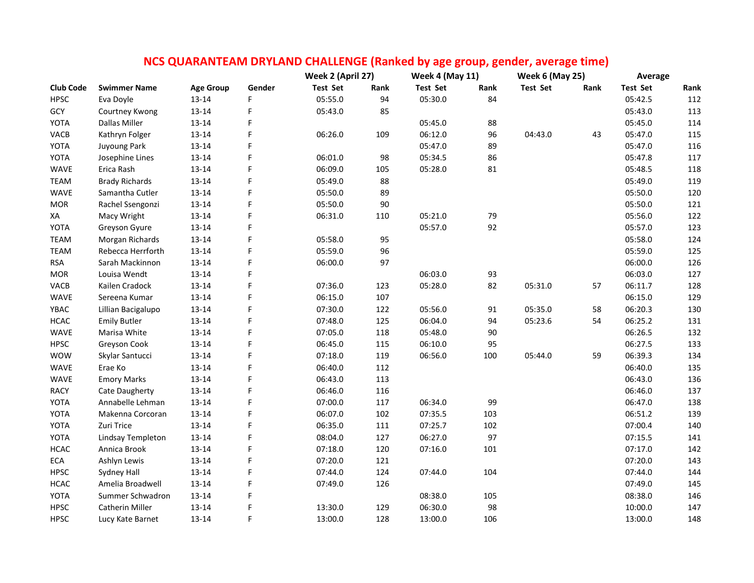# NCS QUARANTEAM DRYLAND CHALLENGE (Ranked by age group, gender, average time)

| | | | | Week 2 (April 27) | | Week 4 (May 11) | | Week 6 (May 25) | | Average | |
|---|---|---|---|---|---|---|---|---|---|---|---|
| Club Code | Swimmer Name | Age Group | Gender | Test Set | Rank | Test Set | Rank | Test Set | Rank | Test Set | Rank |
| HPSC | Eva Doyle | 13-14 | F | 05:55.0 | 94 | 05:30.0 | 84 | | | 05:42.5 | 112 |
| GCY | Courtney Kwong | 13-14 | F | 05:43.0 | 85 | | | | | 05:43.0 | 113 |
| YOTA | Dallas Miller | 13-14 | F | | | 05:45.0 | 88 | | | 05:45.0 | 114 |
| VACB | Kathryn Folger | 13-14 | F | 06:26.0 | 109 | 06:12.0 | 96 | 04:43.0 | 43 | 05:47.0 | 115 |
| YOTA | Juyoung Park | 13-14 | F | | | 05:47.0 | 89 | | | 05:47.0 | 116 |
| YOTA | Josephine Lines | 13-14 | F | 06:01.0 | 98 | 05:34.5 | 86 | | | 05:47.8 | 117 |
| WAVE | Erica Rash | 13-14 | F | 06:09.0 | 105 | 05:28.0 | 81 | | | 05:48.5 | 118 |
| TEAM | Brady Richards | 13-14 | F | 05:49.0 | 88 | | | | | 05:49.0 | 119 |
| WAVE | Samantha Cutler | 13-14 | F | 05:50.0 | 89 | | | | | 05:50.0 | 120 |
| MOR | Rachel Ssengonzi | 13-14 | F | 05:50.0 | 90 | | | | | 05:50.0 | 121 |
| XA | Macy Wright | 13-14 | F | 06:31.0 | 110 | 05:21.0 | 79 | | | 05:56.0 | 122 |
| YOTA | Greyson Gyure | 13-14 | F | | | 05:57.0 | 92 | | | 05:57.0 | 123 |
| TEAM | Morgan Richards | 13-14 | F | 05:58.0 | 95 | | | | | 05:58.0 | 124 |
| TEAM | Rebecca Herrforth | 13-14 | F | 05:59.0 | 96 | | | | | 05:59.0 | 125 |
| RSA | Sarah Mackinnon | 13-14 | F | 06:00.0 | 97 | | | | | 06:00.0 | 126 |
| MOR | Louisa Wendt | 13-14 | F | | | 06:03.0 | 93 | | | 06:03.0 | 127 |
| VACB | Kailen Cradock | 13-14 | F | 07:36.0 | 123 | 05:28.0 | 82 | 05:31.0 | 57 | 06:11.7 | 128 |
| WAVE | Sereena Kumar | 13-14 | F | 06:15.0 | 107 | | | | | 06:15.0 | 129 |
| YBAC | Lillian Bacigalupo | 13-14 | F | 07:30.0 | 122 | 05:56.0 | 91 | 05:35.0 | 58 | 06:20.3 | 130 |
| HCAC | Emily Butler | 13-14 | F | 07:48.0 | 125 | 06:04.0 | 94 | 05:23.6 | 54 | 06:25.2 | 131 |
| WAVE | Marisa White | 13-14 | F | 07:05.0 | 118 | 05:48.0 | 90 | | | 06:26.5 | 132 |
| HPSC | Greyson Cook | 13-14 | F | 06:45.0 | 115 | 06:10.0 | 95 | | | 06:27.5 | 133 |
| WOW | Skylar Santucci | 13-14 | F | 07:18.0 | 119 | 06:56.0 | 100 | 05:44.0 | 59 | 06:39.3 | 134 |
| WAVE | Erae Ko | 13-14 | F | 06:40.0 | 112 | | | | | 06:40.0 | 135 |
| WAVE | Emory Marks | 13-14 | F | 06:43.0 | 113 | | | | | 06:43.0 | 136 |
| RACY | Cate Daugherty | 13-14 | F | 06:46.0 | 116 | | | | | 06:46.0 | 137 |
| YOTA | Annabelle Lehman | 13-14 | F | 07:00.0 | 117 | 06:34.0 | 99 | | | 06:47.0 | 138 |
| YOTA | Makenna Corcoran | 13-14 | F | 06:07.0 | 102 | 07:35.5 | 103 | | | 06:51.2 | 139 |
| YOTA | Zuri Trice | 13-14 | F | 06:35.0 | 111 | 07:25.7 | 102 | | | 07:00.4 | 140 |
| YOTA | Lindsay Templeton | 13-14 | F | 08:04.0 | 127 | 06:27.0 | 97 | | | 07:15.5 | 141 |
| HCAC | Annica Brook | 13-14 | F | 07:18.0 | 120 | 07:16.0 | 101 | | | 07:17.0 | 142 |
| ECA | Ashlyn Lewis | 13-14 | F | 07:20.0 | 121 | | | | | 07:20.0 | 143 |
| HPSC | Sydney Hall | 13-14 | F | 07:44.0 | 124 | 07:44.0 | 104 | | | 07:44.0 | 144 |
| HCAC | Amelia Broadwell | 13-14 | F | 07:49.0 | 126 | | | | | 07:49.0 | 145 |
| YOTA | Summer Schwadron | 13-14 | F | | | 08:38.0 | 105 | | | 08:38.0 | 146 |
| HPSC | Catherin Miller | 13-14 | F | 13:30.0 | 129 | 06:30.0 | 98 | | | 10:00.0 | 147 |
| HPSC | Lucy Kate Barnet | 13-14 | F | 13:00.0 | 128 | 13:00.0 | 106 | | | 13:00.0 | 148 |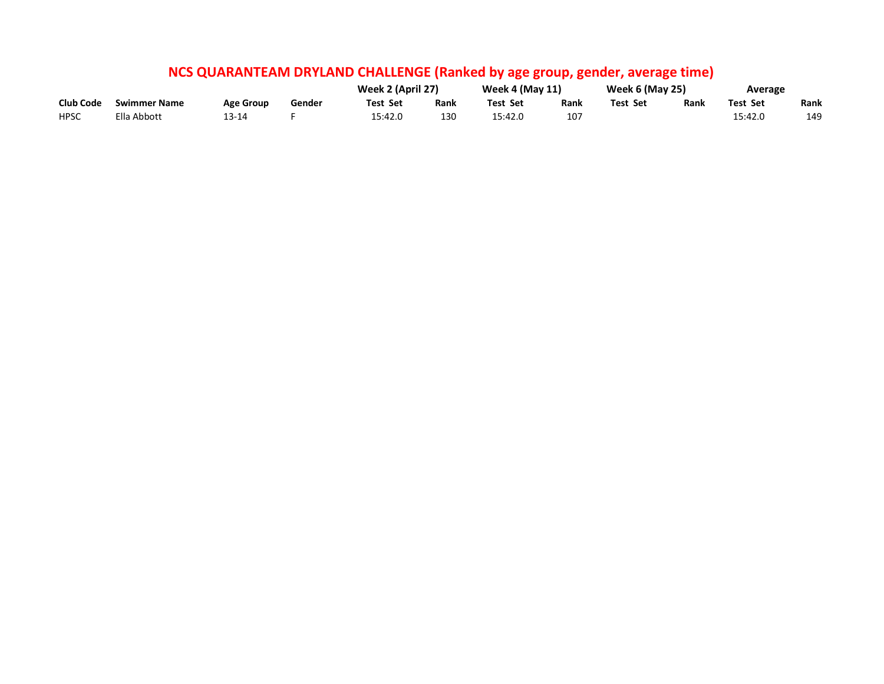# NCS QUARANTEAM DRYLAND CHALLENGE (Ranked by age group, gender, average time)

| | | | | Week 2 (April 27) | | Week 4 (May 11) | | Week 6 (May 25) | | Average | |
|---|---|---|---|---|---|---|---|---|---|---|---|
| Club Code | Swimmer Name | Age Group | Gender | Test Set | Rank | Test Set | Rank | Test Set | Rank | Test Set | Rank |
| HPSC | Ella Abbott | 13-14 | F | 15:42.0 | 130 | 15:42.0 | 107 | | | 15:42.0 | 149 |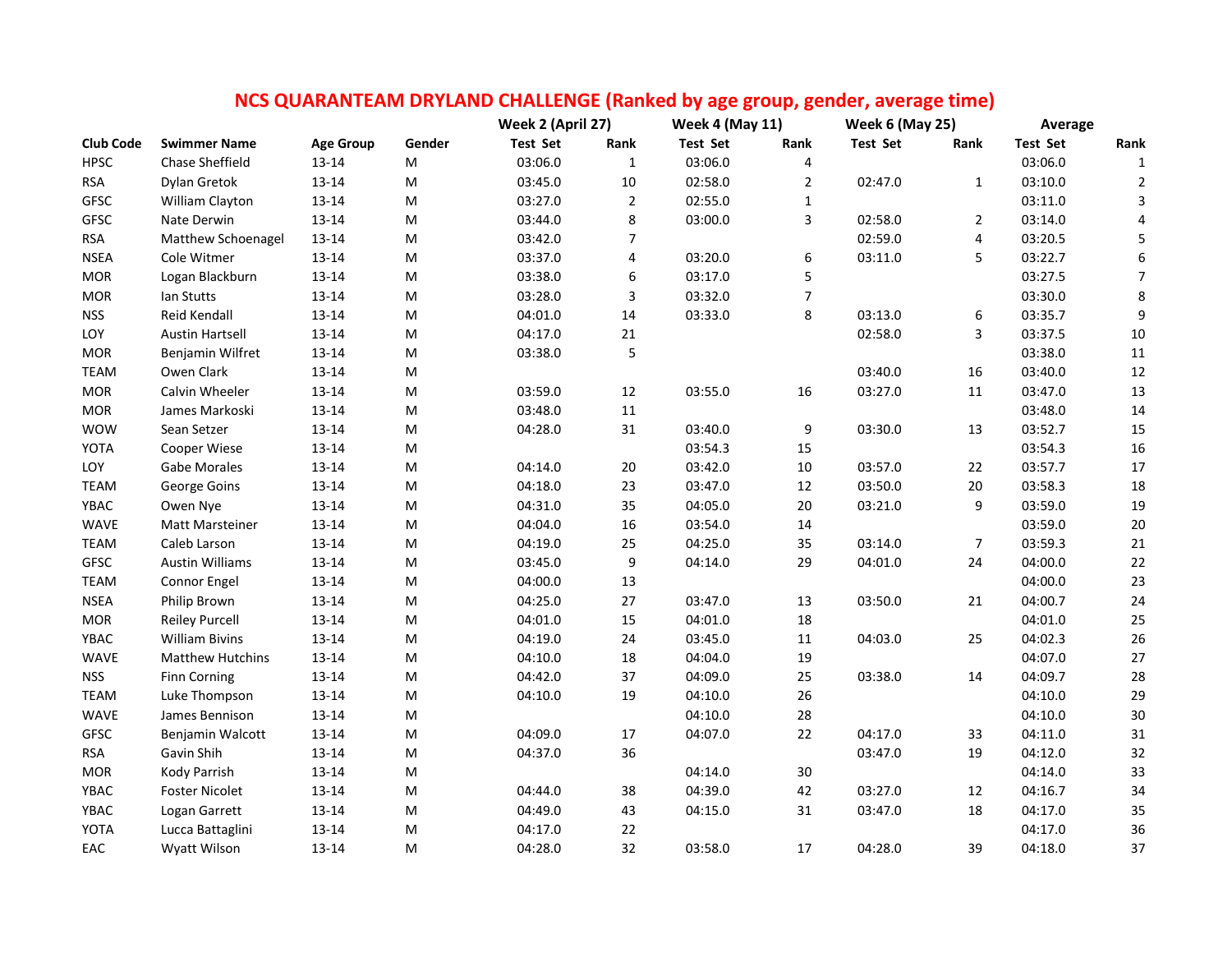# NCS QUARANTEAM DRYLAND CHALLENGE (Ranked by age group, gender, average time)

| Club Code | Swimmer Name | Age Group | Gender | Week 2 (April 27) | | Week 4 (May 11) | | Week 6 (May 25) | | Average | |
|---|---|---|---|---|---|---|---|---|---|---|---|
| | | | | Test Set | Rank | Test Set | Rank | Test Set | Rank | Test Set | Rank |
| HPSC | Chase Sheffield | 13-14 | M | 03:06.0 | 1 | 03:06.0 | 4 | | | 03:06.0 | 1 |
| RSA | Dylan Gretok | 13-14 | M | 03:45.0 | 10 | 02:58.0 | 2 | 02:47.0 | 1 | 03:10.0 | 2 |
| GFSC | William Clayton | 13-14 | M | 03:27.0 | 2 | 02:55.0 | 1 | | | 03:11.0 | 3 |
| GFSC | Nate Derwin | 13-14 | M | 03:44.0 | 8 | 03:00.0 | 3 | 02:58.0 | 2 | 03:14.0 | 4 |
| RSA | Matthew Schoenagel | 13-14 | M | 03:42.0 | 7 | | | 02:59.0 | 4 | 03:20.5 | 5 |
| NSEA | Cole Witmer | 13-14 | M | 03:37.0 | 4 | 03:20.0 | 6 | 03:11.0 | 5 | 03:22.7 | 6 |
| MOR | Logan Blackburn | 13-14 | M | 03:38.0 | 6 | 03:17.0 | 5 | | | 03:27.5 | 7 |
| MOR | Ian Stutts | 13-14 | M | 03:28.0 | 3 | 03:32.0 | 7 | | | 03:30.0 | 8 |
| NSS | Reid Kendall | 13-14 | M | 04:01.0 | 14 | 03:33.0 | 8 | 03:13.0 | 6 | 03:35.7 | 9 |
| LOY | Austin Hartsell | 13-14 | M | 04:17.0 | 21 | | | 02:58.0 | 3 | 03:37.5 | 10 |
| MOR | Benjamin Wilfret | 13-14 | M | 03:38.0 | 5 | | | | | 03:38.0 | 11 |
| TEAM | Owen Clark | 13-14 | M | | | | | 03:40.0 | 16 | 03:40.0 | 12 |
| MOR | Calvin Wheeler | 13-14 | M | 03:59.0 | 12 | 03:55.0 | 16 | 03:27.0 | 11 | 03:47.0 | 13 |
| MOR | James Markoski | 13-14 | M | 03:48.0 | 11 | | | | | 03:48.0 | 14 |
| WOW | Sean Setzer | 13-14 | M | 04:28.0 | 31 | 03:40.0 | 9 | 03:30.0 | 13 | 03:52.7 | 15 |
| YOTA | Cooper Wiese | 13-14 | M | | | 03:54.3 | 15 | | | 03:54.3 | 16 |
| LOY | Gabe Morales | 13-14 | M | 04:14.0 | 20 | 03:42.0 | 10 | 03:57.0 | 22 | 03:57.7 | 17 |
| TEAM | George Goins | 13-14 | M | 04:18.0 | 23 | 03:47.0 | 12 | 03:50.0 | 20 | 03:58.3 | 18 |
| YBAC | Owen Nye | 13-14 | M | 04:31.0 | 35 | 04:05.0 | 20 | 03:21.0 | 9 | 03:59.0 | 19 |
| WAVE | Matt Marsteiner | 13-14 | M | 04:04.0 | 16 | 03:54.0 | 14 | | | 03:59.0 | 20 |
| TEAM | Caleb Larson | 13-14 | M | 04:19.0 | 25 | 04:25.0 | 35 | 03:14.0 | 7 | 03:59.3 | 21 |
| GFSC | Austin Williams | 13-14 | M | 03:45.0 | 9 | 04:14.0 | 29 | 04:01.0 | 24 | 04:00.0 | 22 |
| TEAM | Connor Engel | 13-14 | M | 04:00.0 | 13 | | | | | 04:00.0 | 23 |
| NSEA | Philip Brown | 13-14 | M | 04:25.0 | 27 | 03:47.0 | 13 | 03:50.0 | 21 | 04:00.7 | 24 |
| MOR | Reiley Purcell | 13-14 | M | 04:01.0 | 15 | 04:01.0 | 18 | | | 04:01.0 | 25 |
| YBAC | William Bivins | 13-14 | M | 04:19.0 | 24 | 03:45.0 | 11 | 04:03.0 | 25 | 04:02.3 | 26 |
| WAVE | Matthew Hutchins | 13-14 | M | 04:10.0 | 18 | 04:04.0 | 19 | | | 04:07.0 | 27 |
| NSS | Finn Corning | 13-14 | M | 04:42.0 | 37 | 04:09.0 | 25 | 03:38.0 | 14 | 04:09.7 | 28 |
| TEAM | Luke Thompson | 13-14 | M | 04:10.0 | 19 | 04:10.0 | 26 | | | 04:10.0 | 29 |
| WAVE | James Bennison | 13-14 | M | | | 04:10.0 | 28 | | | 04:10.0 | 30 |
| GFSC | Benjamin Walcott | 13-14 | M | 04:09.0 | 17 | 04:07.0 | 22 | 04:17.0 | 33 | 04:11.0 | 31 |
| RSA | Gavin Shih | 13-14 | M | 04:37.0 | 36 | | | 03:47.0 | 19 | 04:12.0 | 32 |
| MOR | Kody Parrish | 13-14 | M | | | 04:14.0 | 30 | | | 04:14.0 | 33 |
| YBAC | Foster Nicolet | 13-14 | M | 04:44.0 | 38 | 04:39.0 | 42 | 03:27.0 | 12 | 04:16.7 | 34 |
| YBAC | Logan Garrett | 13-14 | M | 04:49.0 | 43 | 04:15.0 | 31 | 03:47.0 | 18 | 04:17.0 | 35 |
| YOTA | Lucca Battaglini | 13-14 | M | 04:17.0 | 22 | | | | | 04:17.0 | 36 |
| EAC | Wyatt Wilson | 13-14 | M | 04:28.0 | 32 | 03:58.0 | 17 | 04:28.0 | 39 | 04:18.0 | 37 |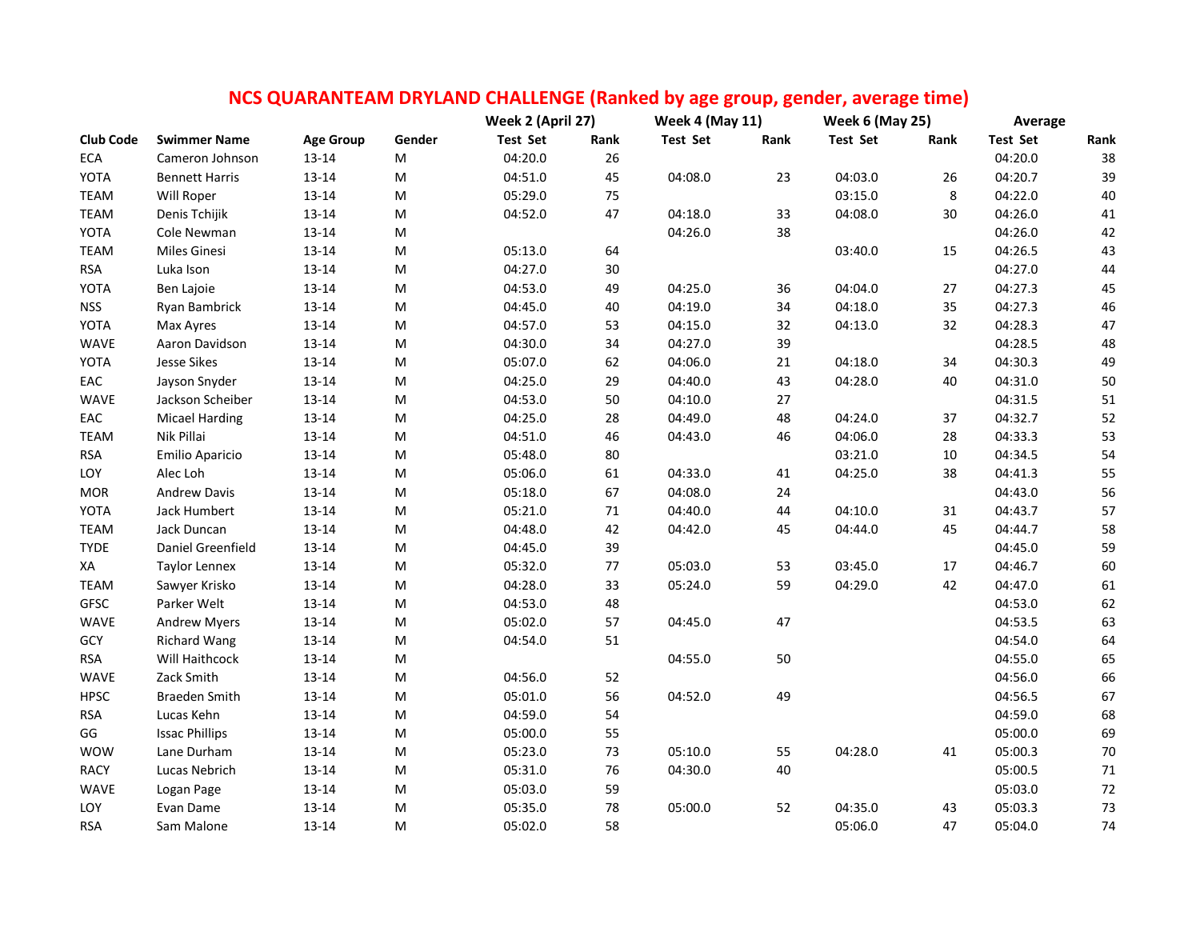# NCS QUARANTEAM DRYLAND CHALLENGE (Ranked by age group, gender, average time)

| | | | | Week 2 (April 27) | | Week 4 (May 11) | | Week 6 (May 25) | | Average | |
|---|---|---|---|---|---|---|---|---|---|---|---|
| Club Code | Swimmer Name | Age Group | Gender | Test Set | Rank | Test Set | Rank | Test Set | Rank | Test Set | Rank |
| ECA | Cameron Johnson | 13-14 | M | 04:20.0 | 26 | | | | | 04:20.0 | 38 |
| YOTA | Bennett Harris | 13-14 | M | 04:51.0 | 45 | 04:08.0 | 23 | 04:03.0 | 26 | 04:20.7 | 39 |
| TEAM | Will Roper | 13-14 | M | 05:29.0 | 75 | | | 03:15.0 | 8 | 04:22.0 | 40 |
| TEAM | Denis Tchijik | 13-14 | M | 04:52.0 | 47 | 04:18.0 | 33 | 04:08.0 | 30 | 04:26.0 | 41 |
| YOTA | Cole Newman | 13-14 | M | | | 04:26.0 | 38 | | | 04:26.0 | 42 |
| TEAM | Miles Ginesi | 13-14 | M | 05:13.0 | 64 | | | 03:40.0 | 15 | 04:26.5 | 43 |
| RSA | Luka Ison | 13-14 | M | 04:27.0 | 30 | | | | | 04:27.0 | 44 |
| YOTA | Ben Lajoie | 13-14 | M | 04:53.0 | 49 | 04:25.0 | 36 | 04:04.0 | 27 | 04:27.3 | 45 |
| NSS | Ryan Bambrick | 13-14 | M | 04:45.0 | 40 | 04:19.0 | 34 | 04:18.0 | 35 | 04:27.3 | 46 |
| YOTA | Max Ayres | 13-14 | M | 04:57.0 | 53 | 04:15.0 | 32 | 04:13.0 | 32 | 04:28.3 | 47 |
| WAVE | Aaron Davidson | 13-14 | M | 04:30.0 | 34 | 04:27.0 | 39 | | | 04:28.5 | 48 |
| YOTA | Jesse Sikes | 13-14 | M | 05:07.0 | 62 | 04:06.0 | 21 | 04:18.0 | 34 | 04:30.3 | 49 |
| EAC | Jayson Snyder | 13-14 | M | 04:25.0 | 29 | 04:40.0 | 43 | 04:28.0 | 40 | 04:31.0 | 50 |
| WAVE | Jackson Scheiber | 13-14 | M | 04:53.0 | 50 | 04:10.0 | 27 | | | 04:31.5 | 51 |
| EAC | Micael Harding | 13-14 | M | 04:25.0 | 28 | 04:49.0 | 48 | 04:24.0 | 37 | 04:32.7 | 52 |
| TEAM | Nik Pillai | 13-14 | M | 04:51.0 | 46 | 04:43.0 | 46 | 04:06.0 | 28 | 04:33.3 | 53 |
| RSA | Emilio Aparicio | 13-14 | M | 05:48.0 | 80 | | | 03:21.0 | 10 | 04:34.5 | 54 |
| LOY | Alec Loh | 13-14 | M | 05:06.0 | 61 | 04:33.0 | 41 | 04:25.0 | 38 | 04:41.3 | 55 |
| MOR | Andrew Davis | 13-14 | M | 05:18.0 | 67 | 04:08.0 | 24 | | | 04:43.0 | 56 |
| YOTA | Jack Humbert | 13-14 | M | 05:21.0 | 71 | 04:40.0 | 44 | 04:10.0 | 31 | 04:43.7 | 57 |
| TEAM | Jack Duncan | 13-14 | M | 04:48.0 | 42 | 04:42.0 | 45 | 04:44.0 | 45 | 04:44.7 | 58 |
| TYDE | Daniel Greenfield | 13-14 | M | 04:45.0 | 39 | | | | | 04:45.0 | 59 |
| XA | Taylor Lennex | 13-14 | M | 05:32.0 | 77 | 05:03.0 | 53 | 03:45.0 | 17 | 04:46.7 | 60 |
| TEAM | Sawyer Krisko | 13-14 | M | 04:28.0 | 33 | 05:24.0 | 59 | 04:29.0 | 42 | 04:47.0 | 61 |
| GFSC | Parker Welt | 13-14 | M | 04:53.0 | 48 | | | | | 04:53.0 | 62 |
| WAVE | Andrew Myers | 13-14 | M | 05:02.0 | 57 | 04:45.0 | 47 | | | 04:53.5 | 63 |
| GCY | Richard Wang | 13-14 | M | 04:54.0 | 51 | | | | | 04:54.0 | 64 |
| RSA | Will Haithcock | 13-14 | M | | | 04:55.0 | 50 | | | 04:55.0 | 65 |
| WAVE | Zack Smith | 13-14 | M | 04:56.0 | 52 | | | | | 04:56.0 | 66 |
| HPSC | Braeden Smith | 13-14 | M | 05:01.0 | 56 | 04:52.0 | 49 | | | 04:56.5 | 67 |
| RSA | Lucas Kehn | 13-14 | M | 04:59.0 | 54 | | | | | 04:59.0 | 68 |
| GG | Issac Phillips | 13-14 | M | 05:00.0 | 55 | | | | | 05:00.0 | 69 |
| WOW | Lane Durham | 13-14 | M | 05:23.0 | 73 | 05:10.0 | 55 | 04:28.0 | 41 | 05:00.3 | 70 |
| RACY | Lucas Nebrich | 13-14 | M | 05:31.0 | 76 | 04:30.0 | 40 | | | 05:00.5 | 71 |
| WAVE | Logan Page | 13-14 | M | 05:03.0 | 59 | | | | | 05:03.0 | 72 |
| LOY | Evan Dame | 13-14 | M | 05:35.0 | 78 | 05:00.0 | 52 | 04:35.0 | 43 | 05:03.3 | 73 |
| RSA | Sam Malone | 13-14 | M | 05:02.0 | 58 | | | 05:06.0 | 47 | 05:04.0 | 74 |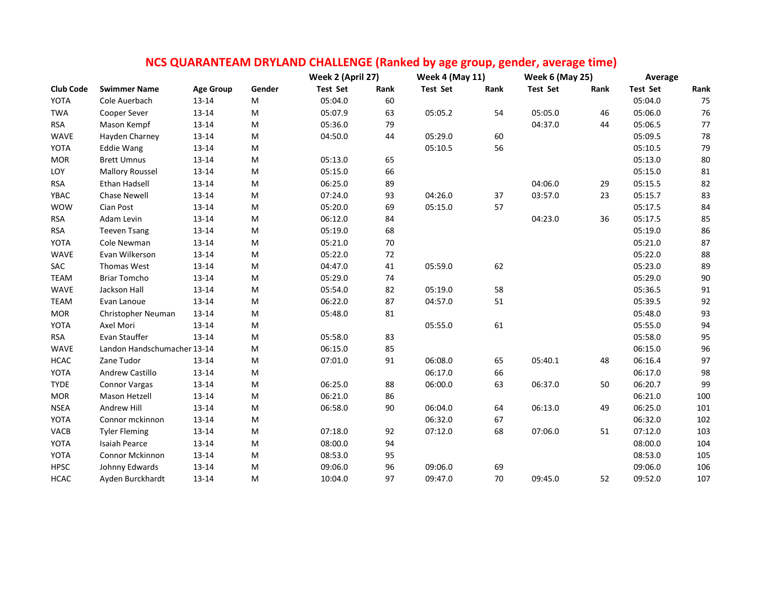# NCS QUARANTEAM DRYLAND CHALLENGE (Ranked by age group, gender, average time)

| Club Code | Swimmer Name | Age Group | Gender | Week 2 (April 27) | | Week 4 (May 11) | | Week 6 (May 25) | | Average | |
|---|---|---|---|---|---|---|---|---|---|---|---|
| | | | | Test Set | Rank | Test Set | Rank | Test Set | Rank | Test Set | Rank |
| YOTA | Cole Auerbach | 13-14 | M | 05:04.0 | 60 | | | | | 05:04.0 | 75 |
| TWA | Cooper Sever | 13-14 | M | 05:07.9 | 63 | 05:05.2 | 54 | 05:05.0 | 46 | 05:06.0 | 76 |
| RSA | Mason Kempf | 13-14 | M | 05:36.0 | 79 | | | 04:37.0 | 44 | 05:06.5 | 77 |
| WAVE | Hayden Charney | 13-14 | M | 04:50.0 | 44 | 05:29.0 | 60 | | | 05:09.5 | 78 |
| YOTA | Eddie Wang | 13-14 | M | | | 05:10.5 | 56 | | | 05:10.5 | 79 |
| MOR | Brett Umnus | 13-14 | M | 05:13.0 | 65 | | | | | 05:13.0 | 80 |
| LOY | Mallory Roussel | 13-14 | M | 05:15.0 | 66 | | | | | 05:15.0 | 81 |
| RSA | Ethan Hadsell | 13-14 | M | 06:25.0 | 89 | | | 04:06.0 | 29 | 05:15.5 | 82 |
| YBAC | Chase Newell | 13-14 | M | 07:24.0 | 93 | 04:26.0 | 37 | 03:57.0 | 23 | 05:15.7 | 83 |
| WOW | Cian Post | 13-14 | M | 05:20.0 | 69 | 05:15.0 | 57 | | | 05:17.5 | 84 |
| RSA | Adam Levin | 13-14 | M | 06:12.0 | 84 | | | 04:23.0 | 36 | 05:17.5 | 85 |
| RSA | Teeven Tsang | 13-14 | M | 05:19.0 | 68 | | | | | 05:19.0 | 86 |
| YOTA | Cole Newman | 13-14 | M | 05:21.0 | 70 | | | | | 05:21.0 | 87 |
| WAVE | Evan Wilkerson | 13-14 | M | 05:22.0 | 72 | | | | | 05:22.0 | 88 |
| SAC | Thomas West | 13-14 | M | 04:47.0 | 41 | 05:59.0 | 62 | | | 05:23.0 | 89 |
| TEAM | Briar Tomcho | 13-14 | M | 05:29.0 | 74 | | | | | 05:29.0 | 90 |
| WAVE | Jackson Hall | 13-14 | M | 05:54.0 | 82 | 05:19.0 | 58 | | | 05:36.5 | 91 |
| TEAM | Evan Lanoue | 13-14 | M | 06:22.0 | 87 | 04:57.0 | 51 | | | 05:39.5 | 92 |
| MOR | Christopher Neuman | 13-14 | M | 05:48.0 | 81 | | | | | 05:48.0 | 93 |
| YOTA | Axel Mori | 13-14 | M | | | 05:55.0 | 61 | | | 05:55.0 | 94 |
| RSA | Evan Stauffer | 13-14 | M | 05:58.0 | 83 | | | | | 05:58.0 | 95 |
| WAVE | Landon Handschumacher | 13-14 | M | 06:15.0 | 85 | | | | | 06:15.0 | 96 |
| HCAC | Zane Tudor | 13-14 | M | 07:01.0 | 91 | 06:08.0 | 65 | 05:40.1 | 48 | 06:16.4 | 97 |
| YOTA | Andrew Castillo | 13-14 | M | | | 06:17.0 | 66 | | | 06:17.0 | 98 |
| TYDE | Connor Vargas | 13-14 | M | 06:25.0 | 88 | 06:00.0 | 63 | 06:37.0 | 50 | 06:20.7 | 99 |
| MOR | Mason Hetzell | 13-14 | M | 06:21.0 | 86 | | | | | 06:21.0 | 100 |
| NSEA | Andrew Hill | 13-14 | M | 06:58.0 | 90 | 06:04.0 | 64 | 06:13.0 | 49 | 06:25.0 | 101 |
| YOTA | Connor mckinnon | 13-14 | M | | | 06:32.0 | 67 | | | 06:32.0 | 102 |
| VACB | Tyler Fleming | 13-14 | M | 07:18.0 | 92 | 07:12.0 | 68 | 07:06.0 | 51 | 07:12.0 | 103 |
| YOTA | Isaiah Pearce | 13-14 | M | 08:00.0 | 94 | | | | | 08:00.0 | 104 |
| YOTA | Connor Mckinnon | 13-14 | M | 08:53.0 | 95 | | | | | 08:53.0 | 105 |
| HPSC | Johnny Edwards | 13-14 | M | 09:06.0 | 96 | 09:06.0 | 69 | | | 09:06.0 | 106 |
| HCAC | Ayden Burckhardt | 13-14 | M | 10:04.0 | 97 | 09:47.0 | 70 | 09:45.0 | 52 | 09:52.0 | 107 |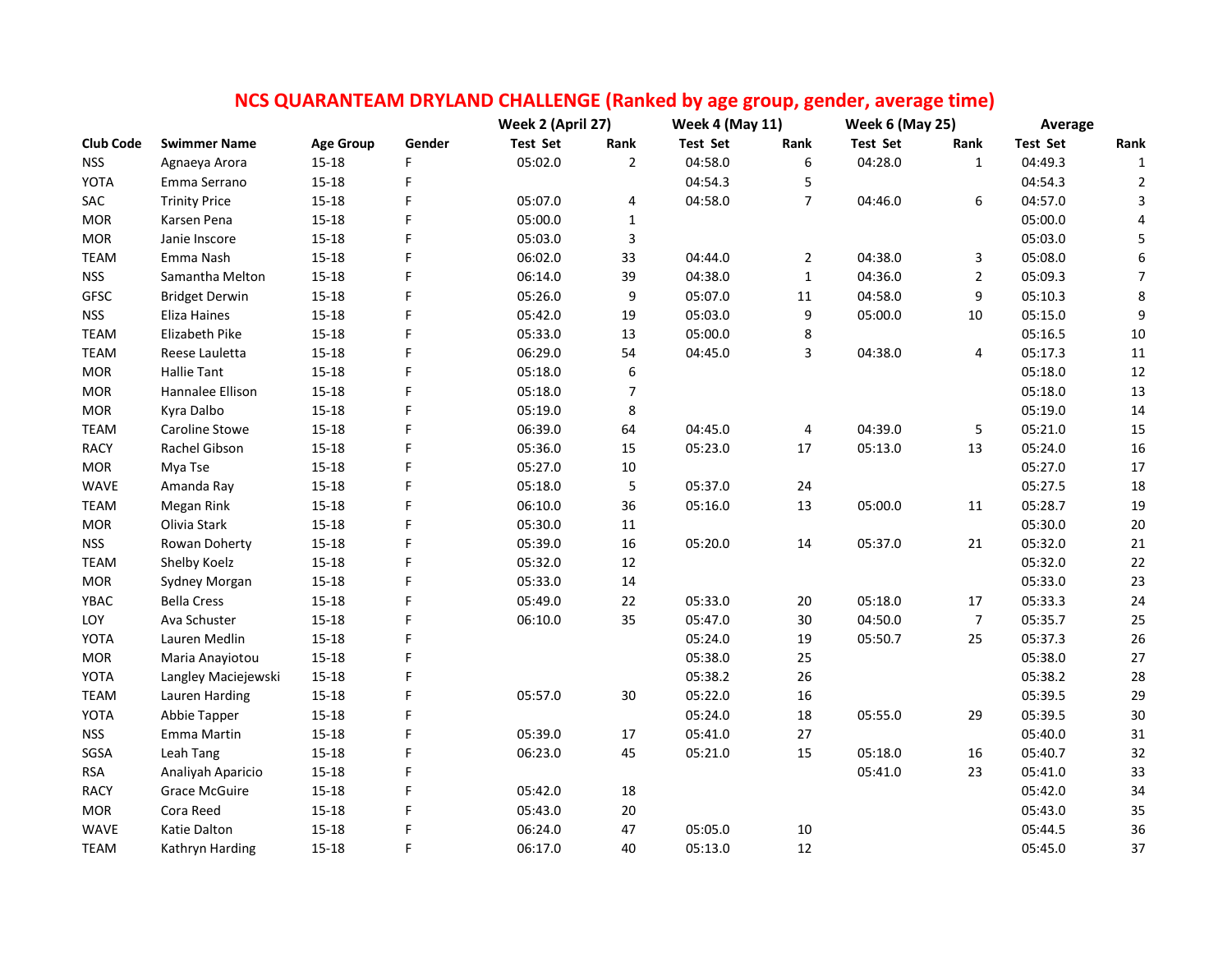# NCS QUARANTEAM DRYLAND CHALLENGE (Ranked by age group, gender, average time)

| Club Code | Swimmer Name | Age Group | Gender | Week 2 (April 27) | | Week 4 (May 11) | | Week 6 (May 25) | | Average | |
|---|---|---|---|---|---|---|---|---|---|---|---|
| | | | | Test Set | Rank | Test Set | Rank | Test Set | Rank | Test Set | Rank |
| NSS | Agnaeya Arora | 15-18 | F | 05:02.0 | 2 | 04:58.0 | 6 | 04:28.0 | 1 | 04:49.3 | 1 |
| YOTA | Emma Serrano | 15-18 | F | | | 04:54.3 | 5 | | | 04:54.3 | 2 |
| SAC | Trinity Price | 15-18 | F | 05:07.0 | 4 | 04:58.0 | 7 | 04:46.0 | 6 | 04:57.0 | 3 |
| MOR | Karsen Pena | 15-18 | F | 05:00.0 | 1 | | | | | 05:00.0 | 4 |
| MOR | Janie Inscore | 15-18 | F | 05:03.0 | 3 | | | | | 05:03.0 | 5 |
| TEAM | Emma Nash | 15-18 | F | 06:02.0 | 33 | 04:44.0 | 2 | 04:38.0 | 3 | 05:08.0 | 6 |
| NSS | Samantha Melton | 15-18 | F | 06:14.0 | 39 | 04:38.0 | 1 | 04:36.0 | 2 | 05:09.3 | 7 |
| GFSC | Bridget Derwin | 15-18 | F | 05:26.0 | 9 | 05:07.0 | 11 | 04:58.0 | 9 | 05:10.3 | 8 |
| NSS | Eliza Haines | 15-18 | F | 05:42.0 | 19 | 05:03.0 | 9 | 05:00.0 | 10 | 05:15.0 | 9 |
| TEAM | Elizabeth Pike | 15-18 | F | 05:33.0 | 13 | 05:00.0 | 8 | | | 05:16.5 | 10 |
| TEAM | Reese Lauletta | 15-18 | F | 06:29.0 | 54 | 04:45.0 | 3 | 04:38.0 | 4 | 05:17.3 | 11 |
| MOR | Hallie Tant | 15-18 | F | 05:18.0 | 6 | | | | | 05:18.0 | 12 |
| MOR | Hannalee Ellison | 15-18 | F | 05:18.0 | 7 | | | | | 05:18.0 | 13 |
| MOR | Kyra Dalbo | 15-18 | F | 05:19.0 | 8 | | | | | 05:19.0 | 14 |
| TEAM | Caroline Stowe | 15-18 | F | 06:39.0 | 64 | 04:45.0 | 4 | 04:39.0 | 5 | 05:21.0 | 15 |
| RACY | Rachel Gibson | 15-18 | F | 05:36.0 | 15 | 05:23.0 | 17 | 05:13.0 | 13 | 05:24.0 | 16 |
| MOR | Mya Tse | 15-18 | F | 05:27.0 | 10 | | | | | 05:27.0 | 17 |
| WAVE | Amanda Ray | 15-18 | F | 05:18.0 | 5 | 05:37.0 | 24 | | | 05:27.5 | 18 |
| TEAM | Megan Rink | 15-18 | F | 06:10.0 | 36 | 05:16.0 | 13 | 05:00.0 | 11 | 05:28.7 | 19 |
| MOR | Olivia Stark | 15-18 | F | 05:30.0 | 11 | | | | | 05:30.0 | 20 |
| NSS | Rowan Doherty | 15-18 | F | 05:39.0 | 16 | 05:20.0 | 14 | 05:37.0 | 21 | 05:32.0 | 21 |
| TEAM | Shelby Koelz | 15-18 | F | 05:32.0 | 12 | | | | | 05:32.0 | 22 |
| MOR | Sydney Morgan | 15-18 | F | 05:33.0 | 14 | | | | | 05:33.0 | 23 |
| YBAC | Bella Cress | 15-18 | F | 05:49.0 | 22 | 05:33.0 | 20 | 05:18.0 | 17 | 05:33.3 | 24 |
| LOY | Ava Schuster | 15-18 | F | 06:10.0 | 35 | 05:47.0 | 30 | 04:50.0 | 7 | 05:35.7 | 25 |
| YOTA | Lauren Medlin | 15-18 | F | | | 05:24.0 | 19 | 05:50.7 | 25 | 05:37.3 | 26 |
| MOR | Maria Anayiotou | 15-18 | F | | | 05:38.0 | 25 | | | 05:38.0 | 27 |
| YOTA | Langley Maciejewski | 15-18 | F | | | 05:38.2 | 26 | | | 05:38.2 | 28 |
| TEAM | Lauren Harding | 15-18 | F | 05:57.0 | 30 | 05:22.0 | 16 | | | 05:39.5 | 29 |
| YOTA | Abbie Tapper | 15-18 | F | | | 05:24.0 | 18 | 05:55.0 | 29 | 05:39.5 | 30 |
| NSS | Emma Martin | 15-18 | F | 05:39.0 | 17 | 05:41.0 | 27 | | | 05:40.0 | 31 |
| SGSA | Leah Tang | 15-18 | F | 06:23.0 | 45 | 05:21.0 | 15 | 05:18.0 | 16 | 05:40.7 | 32 |
| RSA | Analiyah Aparicio | 15-18 | F | | | | | 05:41.0 | 23 | 05:41.0 | 33 |
| RACY | Grace McGuire | 15-18 | F | 05:42.0 | 18 | | | | | 05:42.0 | 34 |
| MOR | Cora Reed | 15-18 | F | 05:43.0 | 20 | | | | | 05:43.0 | 35 |
| WAVE | Katie Dalton | 15-18 | F | 06:24.0 | 47 | 05:05.0 | 10 | | | 05:44.5 | 36 |
| TEAM | Kathryn Harding | 15-18 | F | 06:17.0 | 40 | 05:13.0 | 12 | | | 05:45.0 | 37 |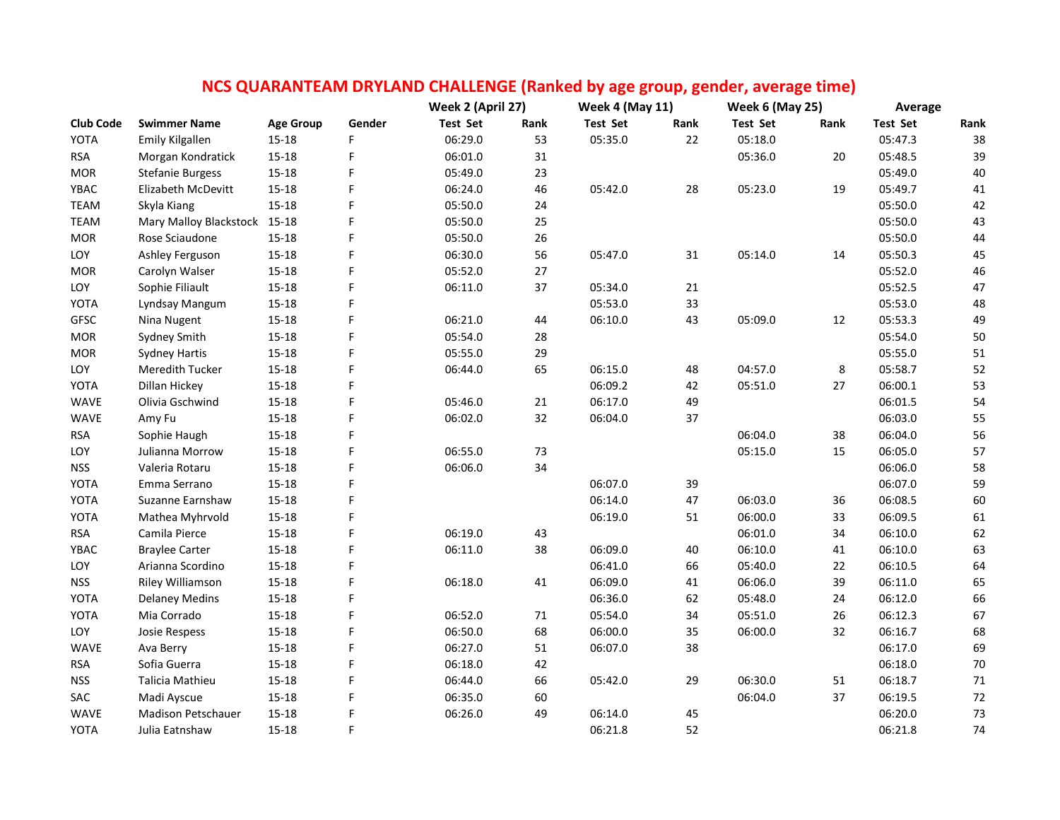# NCS QUARANTEAM DRYLAND CHALLENGE (Ranked by age group, gender, average time)

| Club Code | Swimmer Name | Age Group | Gender | Week 2 (April 27) | | Week 4 (May 11) | | Week 6 (May 25) | | Average | |
|---|---|---|---|---|---|---|---|---|---|---|---|
| | | | | Test Set | Rank | Test Set | Rank | Test Set | Rank | Test Set | Rank |
| YOTA | Emily Kilgallen | 15-18 | F | 06:29.0 | 53 | 05:35.0 | 22 | 05:18.0 | | 05:47.3 | 38 |
| RSA | Morgan Kondratick | 15-18 | F | 06:01.0 | 31 | | | 05:36.0 | 20 | 05:48.5 | 39 |
| MOR | Stefanie Burgess | 15-18 | F | 05:49.0 | 23 | | | | | 05:49.0 | 40 |
| YBAC | Elizabeth McDevitt | 15-18 | F | 06:24.0 | 46 | 05:42.0 | 28 | 05:23.0 | 19 | 05:49.7 | 41 |
| TEAM | Skyla Kiang | 15-18 | F | 05:50.0 | 24 | | | | | 05:50.0 | 42 |
| TEAM | Mary Malloy Blackstock | 15-18 | F | 05:50.0 | 25 | | | | | 05:50.0 | 43 |
| MOR | Rose Sciaudone | 15-18 | F | 05:50.0 | 26 | | | | | 05:50.0 | 44 |
| LOY | Ashley Ferguson | 15-18 | F | 06:30.0 | 56 | 05:47.0 | 31 | 05:14.0 | 14 | 05:50.3 | 45 |
| MOR | Carolyn Walser | 15-18 | F | 05:52.0 | 27 | | | | | 05:52.0 | 46 |
| LOY | Sophie Filiault | 15-18 | F | 06:11.0 | 37 | 05:34.0 | 21 | | | 05:52.5 | 47 |
| YOTA | Lyndsay Mangum | 15-18 | F | | | 05:53.0 | 33 | | | 05:53.0 | 48 |
| GFSC | Nina Nugent | 15-18 | F | 06:21.0 | 44 | 06:10.0 | 43 | 05:09.0 | 12 | 05:53.3 | 49 |
| MOR | Sydney Smith | 15-18 | F | 05:54.0 | 28 | | | | | 05:54.0 | 50 |
| MOR | Sydney Hartis | 15-18 | F | 05:55.0 | 29 | | | | | 05:55.0 | 51 |
| LOY | Meredith Tucker | 15-18 | F | 06:44.0 | 65 | 06:15.0 | 48 | 04:57.0 | 8 | 05:58.7 | 52 |
| YOTA | Dillan Hickey | 15-18 | F | | | 06:09.2 | 42 | 05:51.0 | 27 | 06:00.1 | 53 |
| WAVE | Olivia Gschwind | 15-18 | F | 05:46.0 | 21 | 06:17.0 | 49 | | | 06:01.5 | 54 |
| WAVE | Amy Fu | 15-18 | F | 06:02.0 | 32 | 06:04.0 | 37 | | | 06:03.0 | 55 |
| RSA | Sophie Haugh | 15-18 | F | | | | | 06:04.0 | 38 | 06:04.0 | 56 |
| LOY | Julianna Morrow | 15-18 | F | 06:55.0 | 73 | | | 05:15.0 | 15 | 06:05.0 | 57 |
| NSS | Valeria Rotaru | 15-18 | F | 06:06.0 | 34 | | | | | 06:06.0 | 58 |
| YOTA | Emma Serrano | 15-18 | F | | | 06:07.0 | 39 | | | 06:07.0 | 59 |
| YOTA | Suzanne Earnshaw | 15-18 | F | | | 06:14.0 | 47 | 06:03.0 | 36 | 06:08.5 | 60 |
| YOTA | Mathea Myhrvold | 15-18 | F | | | 06:19.0 | 51 | 06:00.0 | 33 | 06:09.5 | 61 |
| RSA | Camila Pierce | 15-18 | F | 06:19.0 | 43 | | | 06:01.0 | 34 | 06:10.0 | 62 |
| YBAC | Braylee Carter | 15-18 | F | 06:11.0 | 38 | 06:09.0 | 40 | 06:10.0 | 41 | 06:10.0 | 63 |
| LOY | Arianna Scordino | 15-18 | F | | | 06:41.0 | 66 | 05:40.0 | 22 | 06:10.5 | 64 |
| NSS | Riley Williamson | 15-18 | F | 06:18.0 | 41 | 06:09.0 | 41 | 06:06.0 | 39 | 06:11.0 | 65 |
| YOTA | Delaney Medins | 15-18 | F | | | 06:36.0 | 62 | 05:48.0 | 24 | 06:12.0 | 66 |
| YOTA | Mia Corrado | 15-18 | F | 06:52.0 | 71 | 05:54.0 | 34 | 05:51.0 | 26 | 06:12.3 | 67 |
| LOY | Josie Respess | 15-18 | F | 06:50.0 | 68 | 06:00.0 | 35 | 06:00.0 | 32 | 06:16.7 | 68 |
| WAVE | Ava Berry | 15-18 | F | 06:27.0 | 51 | 06:07.0 | 38 | | | 06:17.0 | 69 |
| RSA | Sofia Guerra | 15-18 | F | 06:18.0 | 42 | | | | | 06:18.0 | 70 |
| NSS | Talicia Mathieu | 15-18 | F | 06:44.0 | 66 | 05:42.0 | 29 | 06:30.0 | 51 | 06:18.7 | 71 |
| SAC | Madi Ayscue | 15-18 | F | 06:35.0 | 60 | | | 06:04.0 | 37 | 06:19.5 | 72 |
| WAVE | Madison Petschauer | 15-18 | F | 06:26.0 | 49 | 06:14.0 | 45 | | | 06:20.0 | 73 |
| YOTA | Julia Eatnshaw | 15-18 | F | | | 06:21.8 | 52 | | | 06:21.8 | 74 |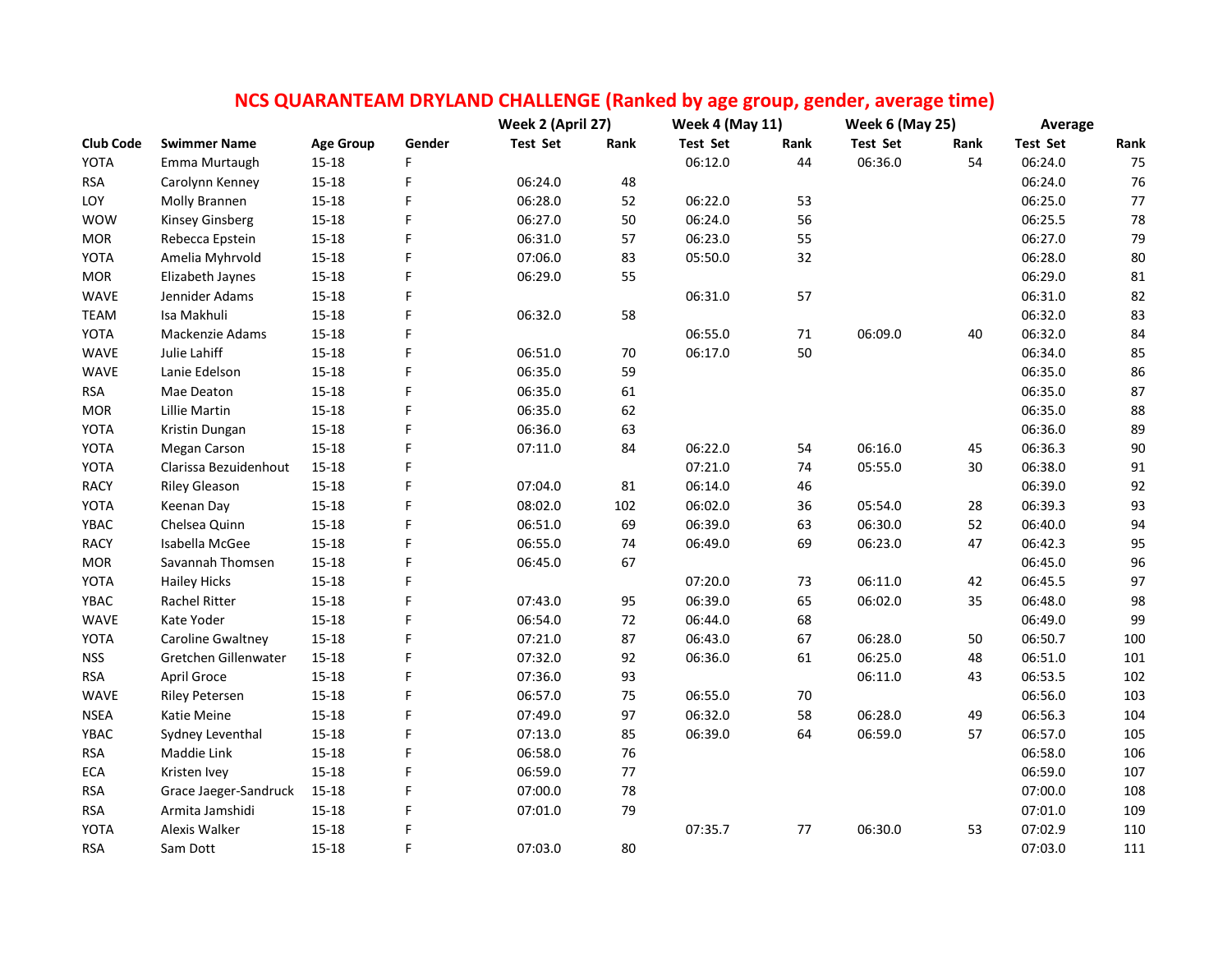# NCS QUARANTEAM DRYLAND CHALLENGE (Ranked by age group, gender, average time)

| Club Code | Swimmer Name | Age Group | Gender | Week 2 (April 27) | | Week 4 (May 11) | | Week 6 (May 25) | | Average | |
|---|---|---|---|---|---|---|---|---|---|---|---|
| | | | | Test Set | Rank | Test Set | Rank | Test Set | Rank | Test Set | Rank |
| YOTA | Emma Murtaugh | 15-18 | F | | | 06:12.0 | 44 | 06:36.0 | 54 | 06:24.0 | 75 |
| RSA | Carolynn Kenney | 15-18 | F | 06:24.0 | 48 | | | | | 06:24.0 | 76 |
| LOY | Molly Brannen | 15-18 | F | 06:28.0 | 52 | 06:22.0 | 53 | | | 06:25.0 | 77 |
| WOW | Kinsey Ginsberg | 15-18 | F | 06:27.0 | 50 | 06:24.0 | 56 | | | 06:25.5 | 78 |
| MOR | Rebecca Epstein | 15-18 | F | 06:31.0 | 57 | 06:23.0 | 55 | | | 06:27.0 | 79 |
| YOTA | Amelia Myhrvold | 15-18 | F | 07:06.0 | 83 | 05:50.0 | 32 | | | 06:28.0 | 80 |
| MOR | Elizabeth Jaynes | 15-18 | F | 06:29.0 | 55 | | | | | 06:29.0 | 81 |
| WAVE | Jennider Adams | 15-18 | F | | | 06:31.0 | 57 | | | 06:31.0 | 82 |
| TEAM | Isa Makhuli | 15-18 | F | 06:32.0 | 58 | | | | | 06:32.0 | 83 |
| YOTA | Mackenzie Adams | 15-18 | F | | | 06:55.0 | 71 | 06:09.0 | 40 | 06:32.0 | 84 |
| WAVE | Julie Lahiff | 15-18 | F | 06:51.0 | 70 | 06:17.0 | 50 | | | 06:34.0 | 85 |
| WAVE | Lanie Edelson | 15-18 | F | 06:35.0 | 59 | | | | | 06:35.0 | 86 |
| RSA | Mae Deaton | 15-18 | F | 06:35.0 | 61 | | | | | 06:35.0 | 87 |
| MOR | Lillie Martin | 15-18 | F | 06:35.0 | 62 | | | | | 06:35.0 | 88 |
| YOTA | Kristin Dungan | 15-18 | F | 06:36.0 | 63 | | | | | 06:36.0 | 89 |
| YOTA | Megan Carson | 15-18 | F | 07:11.0 | 84 | 06:22.0 | 54 | 06:16.0 | 45 | 06:36.3 | 90 |
| YOTA | Clarissa Bezuidenhout | 15-18 | F | | | 07:21.0 | 74 | 05:55.0 | 30 | 06:38.0 | 91 |
| RACY | Riley Gleason | 15-18 | F | 07:04.0 | 81 | 06:14.0 | 46 | | | 06:39.0 | 92 |
| YOTA | Keenan Day | 15-18 | F | 08:02.0 | 102 | 06:02.0 | 36 | 05:54.0 | 28 | 06:39.3 | 93 |
| YBAC | Chelsea Quinn | 15-18 | F | 06:51.0 | 69 | 06:39.0 | 63 | 06:30.0 | 52 | 06:40.0 | 94 |
| RACY | Isabella McGee | 15-18 | F | 06:55.0 | 74 | 06:49.0 | 69 | 06:23.0 | 47 | 06:42.3 | 95 |
| MOR | Savannah Thomsen | 15-18 | F | 06:45.0 | 67 | | | | | 06:45.0 | 96 |
| YOTA | Hailey Hicks | 15-18 | F | | | 07:20.0 | 73 | 06:11.0 | 42 | 06:45.5 | 97 |
| YBAC | Rachel Ritter | 15-18 | F | 07:43.0 | 95 | 06:39.0 | 65 | 06:02.0 | 35 | 06:48.0 | 98 |
| WAVE | Kate Yoder | 15-18 | F | 06:54.0 | 72 | 06:44.0 | 68 | | | 06:49.0 | 99 |
| YOTA | Caroline Gwaltney | 15-18 | F | 07:21.0 | 87 | 06:43.0 | 67 | 06:28.0 | 50 | 06:50.7 | 100 |
| NSS | Gretchen Gillenwater | 15-18 | F | 07:32.0 | 92 | 06:36.0 | 61 | 06:25.0 | 48 | 06:51.0 | 101 |
| RSA | April Groce | 15-18 | F | 07:36.0 | 93 | | | 06:11.0 | 43 | 06:53.5 | 102 |
| WAVE | Riley Petersen | 15-18 | F | 06:57.0 | 75 | 06:55.0 | 70 | | | 06:56.0 | 103 |
| NSEA | Katie Meine | 15-18 | F | 07:49.0 | 97 | 06:32.0 | 58 | 06:28.0 | 49 | 06:56.3 | 104 |
| YBAC | Sydney Leventhal | 15-18 | F | 07:13.0 | 85 | 06:39.0 | 64 | 06:59.0 | 57 | 06:57.0 | 105 |
| RSA | Maddie Link | 15-18 | F | 06:58.0 | 76 | | | | | 06:58.0 | 106 |
| ECA | Kristen Ivey | 15-18 | F | 06:59.0 | 77 | | | | | 06:59.0 | 107 |
| RSA | Grace Jaeger-Sandruck | 15-18 | F | 07:00.0 | 78 | | | | | 07:00.0 | 108 |
| RSA | Armita Jamshidi | 15-18 | F | 07:01.0 | 79 | | | | | 07:01.0 | 109 |
| YOTA | Alexis Walker | 15-18 | F | | | 07:35.7 | 77 | 06:30.0 | 53 | 07:02.9 | 110 |
| RSA | Sam Dott | 15-18 | F | 07:03.0 | 80 | | | | | 07:03.0 | 111 |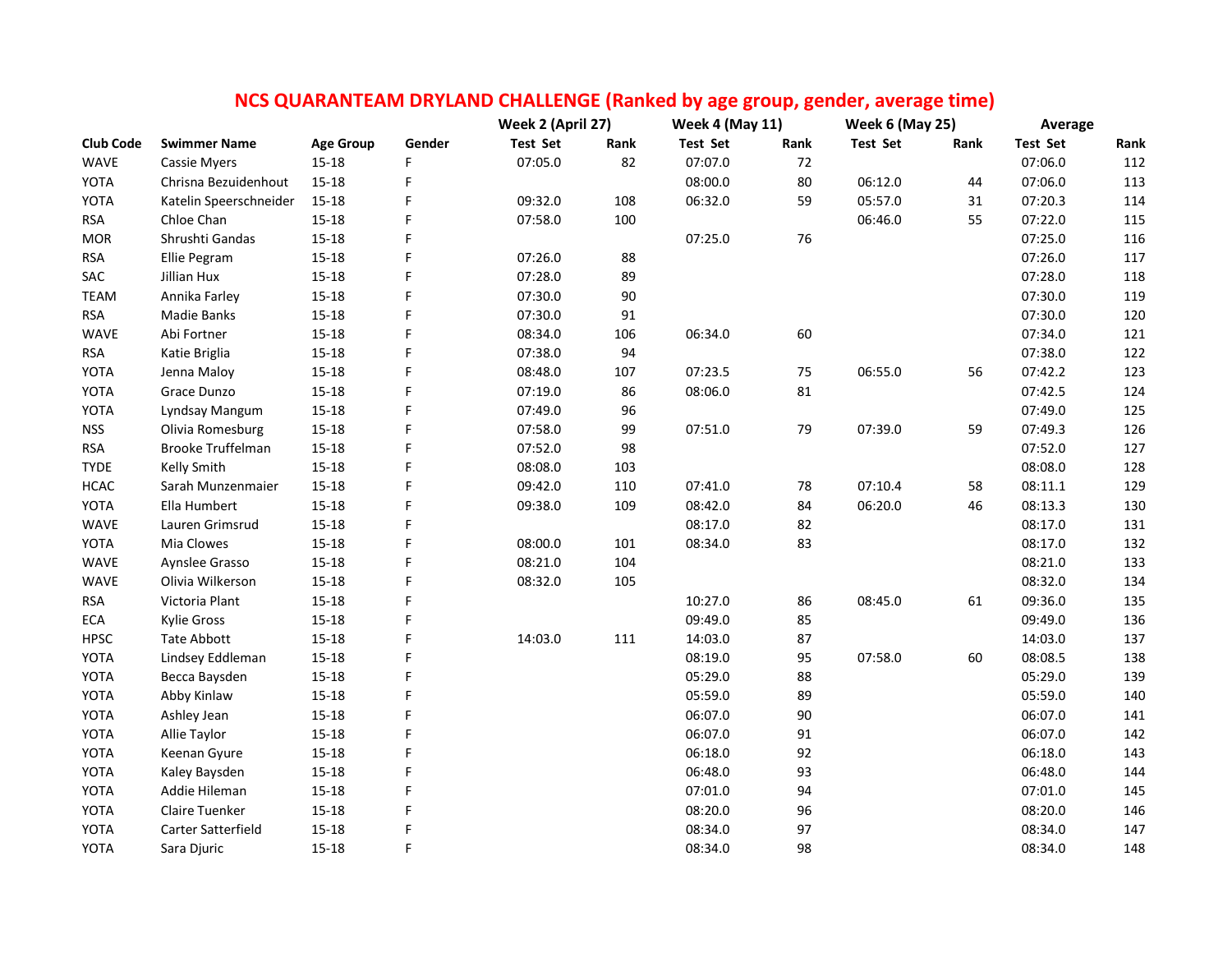# NCS QUARANTEAM DRYLAND CHALLENGE (Ranked by age group, gender, average time)

| Club Code | Swimmer Name | Age Group | Gender | Week 2 (April 27) | | Week 4 (May 11) | | Week 6 (May 25) | | Average | |
|---|---|---|---|---|---|---|---|---|---|---|---|
| | | | | Test Set | Rank | Test Set | Rank | Test Set | Rank | Test Set | Rank |
| WAVE | Cassie Myers | 15-18 | F | 07:05.0 | 82 | 07:07.0 | 72 | | | 07:06.0 | 112 |
| YOTA | Chrisna Bezuidenhout | 15-18 | F | | | 08:00.0 | 80 | 06:12.0 | 44 | 07:06.0 | 113 |
| YOTA | Katelin Speerschneider | 15-18 | F | 09:32.0 | 108 | 06:32.0 | 59 | 05:57.0 | 31 | 07:20.3 | 114 |
| RSA | Chloe Chan | 15-18 | F | 07:58.0 | 100 | | | 06:46.0 | 55 | 07:22.0 | 115 |
| MOR | Shrushti Gandas | 15-18 | F | | | 07:25.0 | 76 | | | 07:25.0 | 116 |
| RSA | Ellie Pegram | 15-18 | F | 07:26.0 | 88 | | | | | 07:26.0 | 117 |
| SAC | Jillian Hux | 15-18 | F | 07:28.0 | 89 | | | | | 07:28.0 | 118 |
| TEAM | Annika Farley | 15-18 | F | 07:30.0 | 90 | | | | | 07:30.0 | 119 |
| RSA | Madie Banks | 15-18 | F | 07:30.0 | 91 | | | | | 07:30.0 | 120 |
| WAVE | Abi Fortner | 15-18 | F | 08:34.0 | 106 | 06:34.0 | 60 | | | 07:34.0 | 121 |
| RSA | Katie Briglia | 15-18 | F | 07:38.0 | 94 | | | | | 07:38.0 | 122 |
| YOTA | Jenna Maloy | 15-18 | F | 08:48.0 | 107 | 07:23.5 | 75 | 06:55.0 | 56 | 07:42.2 | 123 |
| YOTA | Grace Dunzo | 15-18 | F | 07:19.0 | 86 | 08:06.0 | 81 | | | 07:42.5 | 124 |
| YOTA | Lyndsay Mangum | 15-18 | F | 07:49.0 | 96 | | | | | 07:49.0 | 125 |
| NSS | Olivia Romesburg | 15-18 | F | 07:58.0 | 99 | 07:51.0 | 79 | 07:39.0 | 59 | 07:49.3 | 126 |
| RSA | Brooke Truffelman | 15-18 | F | 07:52.0 | 98 | | | | | 07:52.0 | 127 |
| TYDE | Kelly Smith | 15-18 | F | 08:08.0 | 103 | | | | | 08:08.0 | 128 |
| HCAC | Sarah Munzenmaier | 15-18 | F | 09:42.0 | 110 | 07:41.0 | 78 | 07:10.4 | 58 | 08:11.1 | 129 |
| YOTA | Ella Humbert | 15-18 | F | 09:38.0 | 109 | 08:42.0 | 84 | 06:20.0 | 46 | 08:13.3 | 130 |
| WAVE | Lauren Grimsrud | 15-18 | F | | | 08:17.0 | 82 | | | 08:17.0 | 131 |
| YOTA | Mia Clowes | 15-18 | F | 08:00.0 | 101 | 08:34.0 | 83 | | | 08:17.0 | 132 |
| WAVE | Aynslee Grasso | 15-18 | F | 08:21.0 | 104 | | | | | 08:21.0 | 133 |
| WAVE | Olivia Wilkerson | 15-18 | F | 08:32.0 | 105 | | | | | 08:32.0 | 134 |
| RSA | Victoria Plant | 15-18 | F | | | 10:27.0 | 86 | 08:45.0 | 61 | 09:36.0 | 135 |
| ECA | Kylie Gross | 15-18 | F | | | 09:49.0 | 85 | | | 09:49.0 | 136 |
| HPSC | Tate Abbott | 15-18 | F | 14:03.0 | 111 | 14:03.0 | 87 | | | 14:03.0 | 137 |
| YOTA | Lindsey Eddleman | 15-18 | F | | | 08:19.0 | 95 | 07:58.0 | 60 | 08:08.5 | 138 |
| YOTA | Becca Baysden | 15-18 | F | | | 05:29.0 | 88 | | | 05:29.0 | 139 |
| YOTA | Abby Kinlaw | 15-18 | F | | | 05:59.0 | 89 | | | 05:59.0 | 140 |
| YOTA | Ashley Jean | 15-18 | F | | | 06:07.0 | 90 | | | 06:07.0 | 141 |
| YOTA | Allie Taylor | 15-18 | F | | | 06:07.0 | 91 | | | 06:07.0 | 142 |
| YOTA | Keenan Gyure | 15-18 | F | | | 06:18.0 | 92 | | | 06:18.0 | 143 |
| YOTA | Kaley Baysden | 15-18 | F | | | 06:48.0 | 93 | | | 06:48.0 | 144 |
| YOTA | Addie Hileman | 15-18 | F | | | 07:01.0 | 94 | | | 07:01.0 | 145 |
| YOTA | Claire Tuenker | 15-18 | F | | | 08:20.0 | 96 | | | 08:20.0 | 146 |
| YOTA | Carter Satterfield | 15-18 | F | | | 08:34.0 | 97 | | | 08:34.0 | 147 |
| YOTA | Sara Djuric | 15-18 | F | | | 08:34.0 | 98 | | | 08:34.0 | 148 |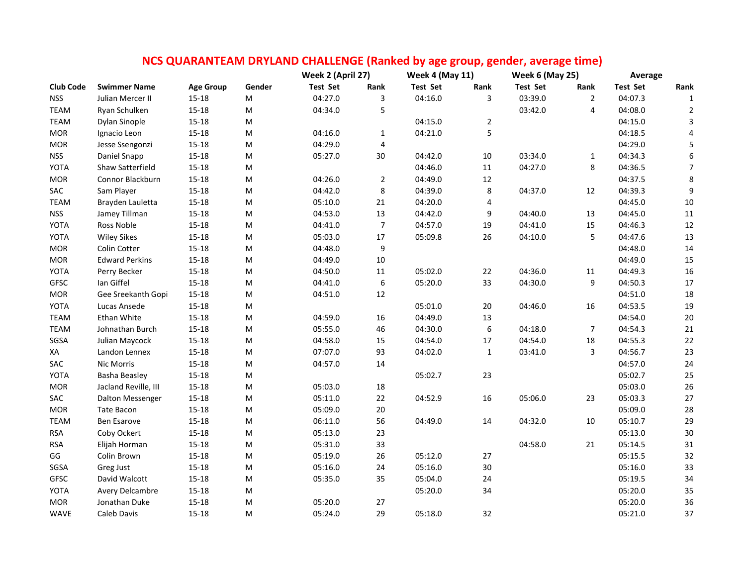# NCS QUARANTEAM DRYLAND CHALLENGE (Ranked by age group, gender, average time)

| | | | | Week 2 (April 27) | | Week 4 (May 11) | | Week 6 (May 25) | | Average | |
|---|---|---|---|---|---|---|---|---|---|---|---|
| **Club Code** | **Swimmer Name** | **Age Group** | **Gender** | **Test Set** | **Rank** | **Test Set** | **Rank** | **Test Set** | **Rank** | **Test Set** | **Rank** |
| NSS | Julian Mercer II | 15-18 | M | 04:27.0 | 3 | 04:16.0 | 3 | 03:39.0 | 2 | 04:07.3 | 1 |
| TEAM | Ryan Schulken | 15-18 | M | 04:34.0 | 5 | | | 03:42.0 | 4 | 04:08.0 | 2 |
| TEAM | Dylan Sinople | 15-18 | M | | | 04:15.0 | 2 | | | 04:15.0 | 3 |
| MOR | Ignacio Leon | 15-18 | M | 04:16.0 | 1 | 04:21.0 | 5 | | | 04:18.5 | 4 |
| MOR | Jesse Ssengonzi | 15-18 | M | 04:29.0 | 4 | | | | | 04:29.0 | 5 |
| NSS | Daniel Snapp | 15-18 | M | 05:27.0 | 30 | 04:42.0 | 10 | 03:34.0 | 1 | 04:34.3 | 6 |
| YOTA | Shaw Satterfield | 15-18 | M | | | 04:46.0 | 11 | 04:27.0 | 8 | 04:36.5 | 7 |
| MOR | Connor Blackburn | 15-18 | M | 04:26.0 | 2 | 04:49.0 | 12 | | | 04:37.5 | 8 |
| SAC | Sam Player | 15-18 | M | 04:42.0 | 8 | 04:39.0 | 8 | 04:37.0 | 12 | 04:39.3 | 9 |
| TEAM | Brayden Lauletta | 15-18 | M | 05:10.0 | 21 | 04:20.0 | 4 | | | 04:45.0 | 10 |
| NSS | Jamey Tillman | 15-18 | M | 04:53.0 | 13 | 04:42.0 | 9 | 04:40.0 | 13 | 04:45.0 | 11 |
| YOTA | Ross Noble | 15-18 | M | 04:41.0 | 7 | 04:57.0 | 19 | 04:41.0 | 15 | 04:46.3 | 12 |
| YOTA | Wiley Sikes | 15-18 | M | 05:03.0 | 17 | 05:09.8 | 26 | 04:10.0 | 5 | 04:47.6 | 13 |
| MOR | Colin Cotter | 15-18 | M | 04:48.0 | 9 | | | | | 04:48.0 | 14 |
| MOR | Edward Perkins | 15-18 | M | 04:49.0 | 10 | | | | | 04:49.0 | 15 |
| YOTA | Perry Becker | 15-18 | M | 04:50.0 | 11 | 05:02.0 | 22 | 04:36.0 | 11 | 04:49.3 | 16 |
| GFSC | Ian Giffel | 15-18 | M | 04:41.0 | 6 | 05:20.0 | 33 | 04:30.0 | 9 | 04:50.3 | 17 |
| MOR | Gee Sreekanth Gopi | 15-18 | M | 04:51.0 | 12 | | | | | 04:51.0 | 18 |
| YOTA | Lucas Ansede | 15-18 | M | | | 05:01.0 | 20 | 04:46.0 | 16 | 04:53.5 | 19 |
| TEAM | Ethan White | 15-18 | M | 04:59.0 | 16 | 04:49.0 | 13 | | | 04:54.0 | 20 |
| TEAM | Johnathan Burch | 15-18 | M | 05:55.0 | 46 | 04:30.0 | 6 | 04:18.0 | 7 | 04:54.3 | 21 |
| SGSA | Julian Maycock | 15-18 | M | 04:58.0 | 15 | 04:54.0 | 17 | 04:54.0 | 18 | 04:55.3 | 22 |
| XA | Landon Lennex | 15-18 | M | 07:07.0 | 93 | 04:02.0 | 1 | 03:41.0 | 3 | 04:56.7 | 23 |
| SAC | Nic Morris | 15-18 | M | 04:57.0 | 14 | | | | | 04:57.0 | 24 |
| YOTA | Basha Beasley | 15-18 | M | | | 05:02.7 | 23 | | | 05:02.7 | 25 |
| MOR | Jacland Reville, III | 15-18 | M | 05:03.0 | 18 | | | | | 05:03.0 | 26 |
| SAC | Dalton Messenger | 15-18 | M | 05:11.0 | 22 | 04:52.9 | 16 | 05:06.0 | 23 | 05:03.3 | 27 |
| MOR | Tate Bacon | 15-18 | M | 05:09.0 | 20 | | | | | 05:09.0 | 28 |
| TEAM | Ben Esarove | 15-18 | M | 06:11.0 | 56 | 04:49.0 | 14 | 04:32.0 | 10 | 05:10.7 | 29 |
| RSA | Coby Ockert | 15-18 | M | 05:13.0 | 23 | | | | | 05:13.0 | 30 |
| RSA | Elijah Horman | 15-18 | M | 05:31.0 | 33 | | | 04:58.0 | 21 | 05:14.5 | 31 |
| GG | Colin Brown | 15-18 | M | 05:19.0 | 26 | 05:12.0 | 27 | | | 05:15.5 | 32 |
| SGSA | Greg Just | 15-18 | M | 05:16.0 | 24 | 05:16.0 | 30 | | | 05:16.0 | 33 |
| GFSC | David Walcott | 15-18 | M | 05:35.0 | 35 | 05:04.0 | 24 | | | 05:19.5 | 34 |
| YOTA | Avery Delcambre | 15-18 | M | | | 05:20.0 | 34 | | | 05:20.0 | 35 |
| MOR | Jonathan Duke | 15-18 | M | 05:20.0 | 27 | | | | | 05:20.0 | 36 |
| WAVE | Caleb Davis | 15-18 | M | 05:24.0 | 29 | 05:18.0 | 32 | | | 05:21.0 | 37 |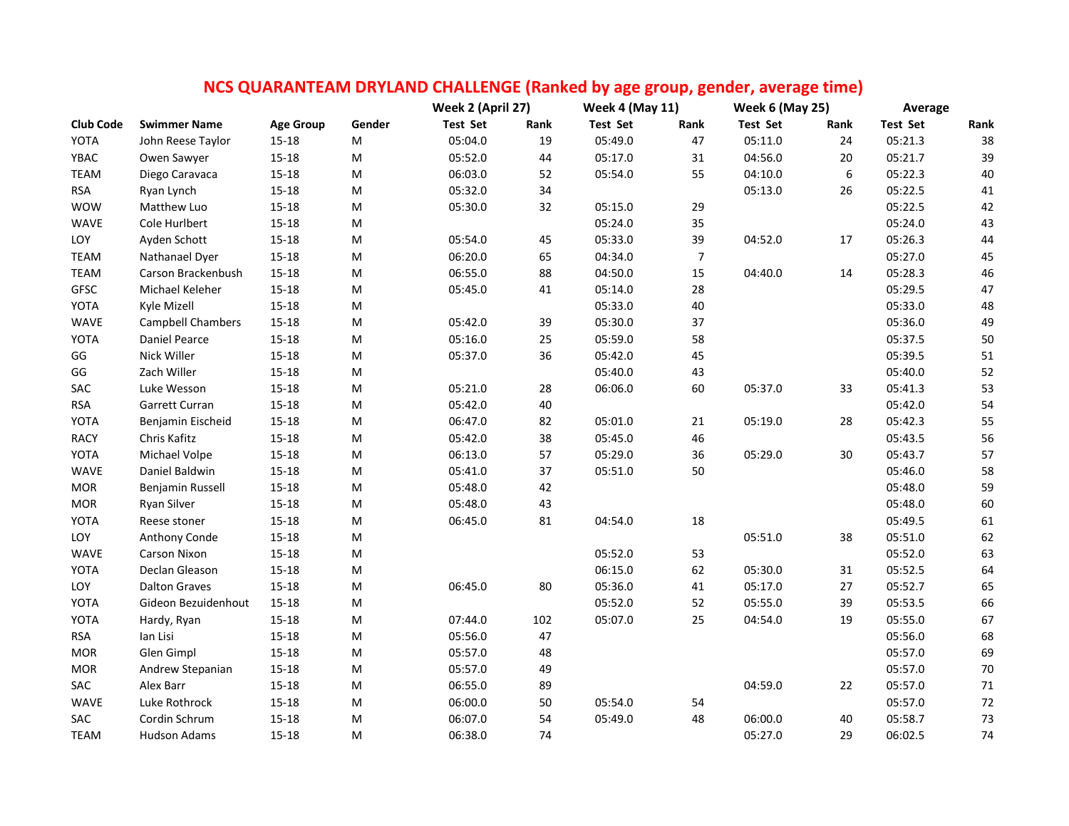# NCS QUARANTEAM DRYLAND CHALLENGE (Ranked by age group, gender, average time)

| | | | | Week 2 (April 27) | | Week 4 (May 11) | | Week 6 (May 25) | | Average | |
|---|---|---|---|---|---|---|---|---|---|---|---|
| **Club Code** | **Swimmer Name** | **Age Group** | **Gender** | **Test Set** | **Rank** | **Test Set** | **Rank** | **Test Set** | **Rank** | **Test Set** | **Rank** |
| YOTA | John Reese Taylor | 15-18 | M | 05:04.0 | 19 | 05:49.0 | 47 | 05:11.0 | 24 | 05:21.3 | 38 |
| YBAC | Owen Sawyer | 15-18 | M | 05:52.0 | 44 | 05:17.0 | 31 | 04:56.0 | 20 | 05:21.7 | 39 |
| TEAM | Diego Caravaca | 15-18 | M | 06:03.0 | 52 | 05:54.0 | 55 | 04:10.0 | 6 | 05:22.3 | 40 |
| RSA | Ryan Lynch | 15-18 | M | 05:32.0 | 34 | | | 05:13.0 | 26 | 05:22.5 | 41 |
| WOW | Matthew Luo | 15-18 | M | 05:30.0 | 32 | 05:15.0 | 29 | | | 05:22.5 | 42 |
| WAVE | Cole Hurlbert | 15-18 | M | | | 05:24.0 | 35 | | | 05:24.0 | 43 |
| LOY | Ayden Schott | 15-18 | M | 05:54.0 | 45 | 05:33.0 | 39 | 04:52.0 | 17 | 05:26.3 | 44 |
| TEAM | Nathanael Dyer | 15-18 | M | 06:20.0 | 65 | 04:34.0 | 7 | | | 05:27.0 | 45 |
| TEAM | Carson Brackenbush | 15-18 | M | 06:55.0 | 88 | 04:50.0 | 15 | 04:40.0 | 14 | 05:28.3 | 46 |
| GFSC | Michael Keleher | 15-18 | M | 05:45.0 | 41 | 05:14.0 | 28 | | | 05:29.5 | 47 |
| YOTA | Kyle Mizell | 15-18 | M | | | 05:33.0 | 40 | | | 05:33.0 | 48 |
| WAVE | Campbell Chambers | 15-18 | M | 05:42.0 | 39 | 05:30.0 | 37 | | | 05:36.0 | 49 |
| YOTA | Daniel Pearce | 15-18 | M | 05:16.0 | 25 | 05:59.0 | 58 | | | 05:37.5 | 50 |
| GG | Nick Willer | 15-18 | M | 05:37.0 | 36 | 05:42.0 | 45 | | | 05:39.5 | 51 |
| GG | Zach Willer | 15-18 | M | | | 05:40.0 | 43 | | | 05:40.0 | 52 |
| SAC | Luke Wesson | 15-18 | M | 05:21.0 | 28 | 06:06.0 | 60 | 05:37.0 | 33 | 05:41.3 | 53 |
| RSA | Garrett Curran | 15-18 | M | 05:42.0 | 40 | | | | | 05:42.0 | 54 |
| YOTA | Benjamin Eischeid | 15-18 | M | 06:47.0 | 82 | 05:01.0 | 21 | 05:19.0 | 28 | 05:42.3 | 55 |
| RACY | Chris Kafitz | 15-18 | M | 05:42.0 | 38 | 05:45.0 | 46 | | | 05:43.5 | 56 |
| YOTA | Michael Volpe | 15-18 | M | 06:13.0 | 57 | 05:29.0 | 36 | 05:29.0 | 30 | 05:43.7 | 57 |
| WAVE | Daniel Baldwin | 15-18 | M | 05:41.0 | 37 | 05:51.0 | 50 | | | 05:46.0 | 58 |
| MOR | Benjamin Russell | 15-18 | M | 05:48.0 | 42 | | | | | 05:48.0 | 59 |
| MOR | Ryan Silver | 15-18 | M | 05:48.0 | 43 | | | | | 05:48.0 | 60 |
| YOTA | Reese stoner | 15-18 | M | 06:45.0 | 81 | 04:54.0 | 18 | | | 05:49.5 | 61 |
| LOY | Anthony Conde | 15-18 | M | | | | | 05:51.0 | 38 | 05:51.0 | 62 |
| WAVE | Carson Nixon | 15-18 | M | | | 05:52.0 | 53 | | | 05:52.0 | 63 |
| YOTA | Declan Gleason | 15-18 | M | | | 06:15.0 | 62 | 05:30.0 | 31 | 05:52.5 | 64 |
| LOY | Dalton Graves | 15-18 | M | 06:45.0 | 80 | 05:36.0 | 41 | 05:17.0 | 27 | 05:52.7 | 65 |
| YOTA | Gideon Bezuidenhout | 15-18 | M | | | 05:52.0 | 52 | 05:55.0 | 39 | 05:53.5 | 66 |
| YOTA | Hardy, Ryan | 15-18 | M | 07:44.0 | 102 | 05:07.0 | 25 | 04:54.0 | 19 | 05:55.0 | 67 |
| RSA | Ian Lisi | 15-18 | M | 05:56.0 | 47 | | | | | 05:56.0 | 68 |
| MOR | Glen Gimpl | 15-18 | M | 05:57.0 | 48 | | | | | 05:57.0 | 69 |
| MOR | Andrew Stepanian | 15-18 | M | 05:57.0 | 49 | | | | | 05:57.0 | 70 |
| SAC | Alex Barr | 15-18 | M | 06:55.0 | 89 | | | 04:59.0 | 22 | 05:57.0 | 71 |
| WAVE | Luke Rothrock | 15-18 | M | 06:00.0 | 50 | 05:54.0 | 54 | | | 05:57.0 | 72 |
| SAC | Cordin Schrum | 15-18 | M | 06:07.0 | 54 | 05:49.0 | 48 | 06:00.0 | 40 | 05:58.7 | 73 |
| TEAM | Hudson Adams | 15-18 | M | 06:38.0 | 74 | | | 05:27.0 | 29 | 06:02.5 | 74 |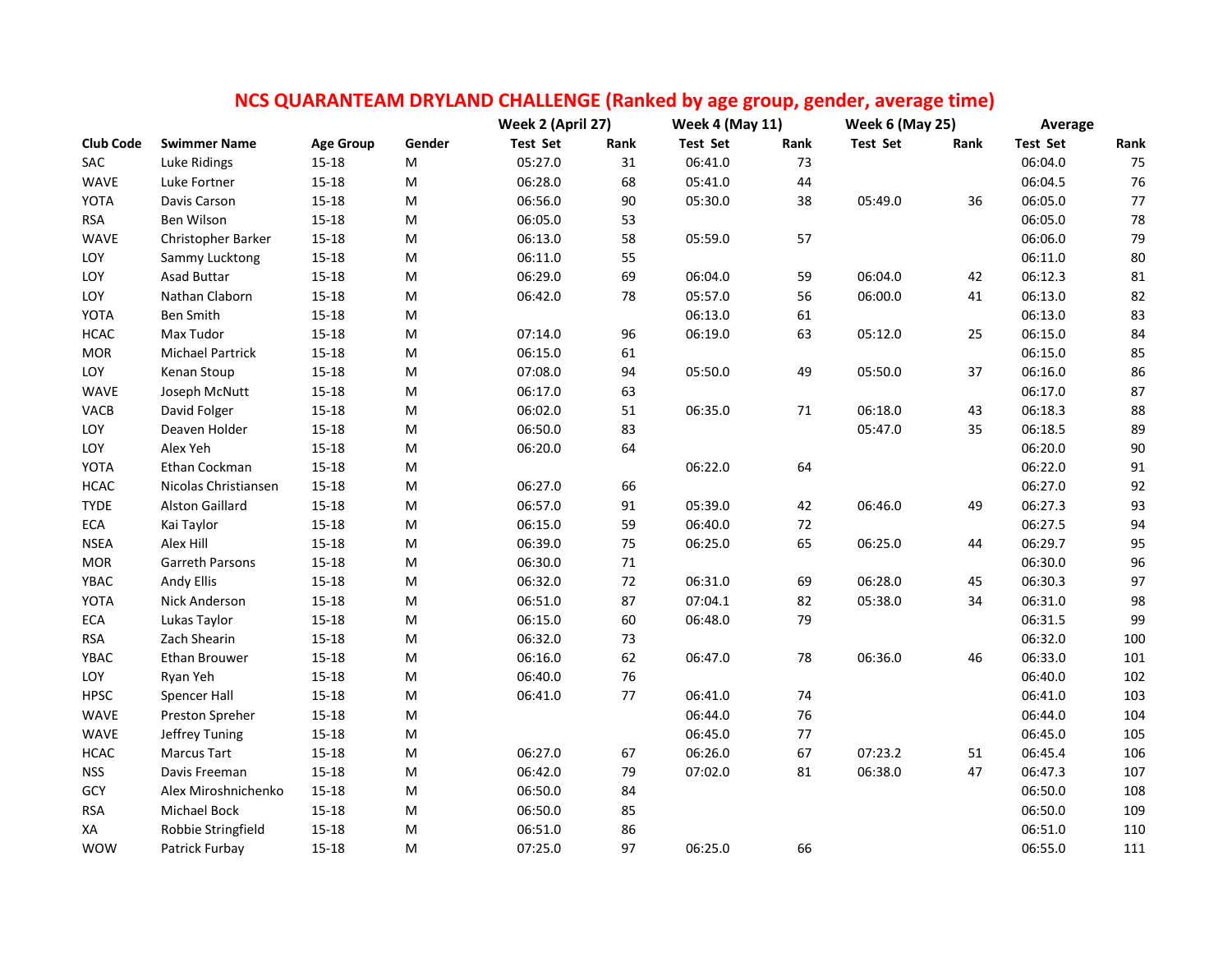# NCS QUARANTEAM DRYLAND CHALLENGE (Ranked by age group, gender, average time)

| | | | | Week 2 (April 27) | | Week 4 (May 11) | | Week 6 (May 25) | | Average | |
|---|---|---|---|---|---|---|---|---|---|---|---|
| Club Code | Swimmer Name | Age Group | Gender | Test Set | Rank | Test Set | Rank | Test Set | Rank | Test Set | Rank |
| SAC | Luke Ridings | 15-18 | M | 05:27.0 | 31 | 06:41.0 | 73 | | | 06:04.0 | 75 |
| WAVE | Luke Fortner | 15-18 | M | 06:28.0 | 68 | 05:41.0 | 44 | | | 06:04.5 | 76 |
| YOTA | Davis Carson | 15-18 | M | 06:56.0 | 90 | 05:30.0 | 38 | 05:49.0 | 36 | 06:05.0 | 77 |
| RSA | Ben Wilson | 15-18 | M | 06:05.0 | 53 | | | | | 06:05.0 | 78 |
| WAVE | Christopher Barker | 15-18 | M | 06:13.0 | 58 | 05:59.0 | 57 | | | 06:06.0 | 79 |
| LOY | Sammy Lucktong | 15-18 | M | 06:11.0 | 55 | | | | | 06:11.0 | 80 |
| LOY | Asad Buttar | 15-18 | M | 06:29.0 | 69 | 06:04.0 | 59 | 06:04.0 | 42 | 06:12.3 | 81 |
| LOY | Nathan Claborn | 15-18 | M | 06:42.0 | 78 | 05:57.0 | 56 | 06:00.0 | 41 | 06:13.0 | 82 |
| YOTA | Ben Smith | 15-18 | M | | | 06:13.0 | 61 | | | 06:13.0 | 83 |
| HCAC | Max Tudor | 15-18 | M | 07:14.0 | 96 | 06:19.0 | 63 | 05:12.0 | 25 | 06:15.0 | 84 |
| MOR | Michael Partrick | 15-18 | M | 06:15.0 | 61 | | | | | 06:15.0 | 85 |
| LOY | Kenan Stoup | 15-18 | M | 07:08.0 | 94 | 05:50.0 | 49 | 05:50.0 | 37 | 06:16.0 | 86 |
| WAVE | Joseph McNutt | 15-18 | M | 06:17.0 | 63 | | | | | 06:17.0 | 87 |
| VACB | David Folger | 15-18 | M | 06:02.0 | 51 | 06:35.0 | 71 | 06:18.0 | 43 | 06:18.3 | 88 |
| LOY | Deaven Holder | 15-18 | M | 06:50.0 | 83 | | | 05:47.0 | 35 | 06:18.5 | 89 |
| LOY | Alex Yeh | 15-18 | M | 06:20.0 | 64 | | | | | 06:20.0 | 90 |
| YOTA | Ethan Cockman | 15-18 | M | | | 06:22.0 | 64 | | | 06:22.0 | 91 |
| HCAC | Nicolas Christiansen | 15-18 | M | 06:27.0 | 66 | | | | | 06:27.0 | 92 |
| TYDE | Alston Gaillard | 15-18 | M | 06:57.0 | 91 | 05:39.0 | 42 | 06:46.0 | 49 | 06:27.3 | 93 |
| ECA | Kai Taylor | 15-18 | M | 06:15.0 | 59 | 06:40.0 | 72 | | | 06:27.5 | 94 |
| NSEA | Alex Hill | 15-18 | M | 06:39.0 | 75 | 06:25.0 | 65 | 06:25.0 | 44 | 06:29.7 | 95 |
| MOR | Garreth Parsons | 15-18 | M | 06:30.0 | 71 | | | | | 06:30.0 | 96 |
| YBAC | Andy Ellis | 15-18 | M | 06:32.0 | 72 | 06:31.0 | 69 | 06:28.0 | 45 | 06:30.3 | 97 |
| YOTA | Nick Anderson | 15-18 | M | 06:51.0 | 87 | 07:04.1 | 82 | 05:38.0 | 34 | 06:31.0 | 98 |
| ECA | Lukas Taylor | 15-18 | M | 06:15.0 | 60 | 06:48.0 | 79 | | | 06:31.5 | 99 |
| RSA | Zach Shearin | 15-18 | M | 06:32.0 | 73 | | | | | 06:32.0 | 100 |
| YBAC | Ethan Brouwer | 15-18 | M | 06:16.0 | 62 | 06:47.0 | 78 | 06:36.0 | 46 | 06:33.0 | 101 |
| LOY | Ryan Yeh | 15-18 | M | 06:40.0 | 76 | | | | | 06:40.0 | 102 |
| HPSC | Spencer Hall | 15-18 | M | 06:41.0 | 77 | 06:41.0 | 74 | | | 06:41.0 | 103 |
| WAVE | Preston Spreher | 15-18 | M | | | 06:44.0 | 76 | | | 06:44.0 | 104 |
| WAVE | Jeffrey Tuning | 15-18 | M | | | 06:45.0 | 77 | | | 06:45.0 | 105 |
| HCAC | Marcus Tart | 15-18 | M | 06:27.0 | 67 | 06:26.0 | 67 | 07:23.2 | 51 | 06:45.4 | 106 |
| NSS | Davis Freeman | 15-18 | M | 06:42.0 | 79 | 07:02.0 | 81 | 06:38.0 | 47 | 06:47.3 | 107 |
| GCY | Alex Miroshnichenko | 15-18 | M | 06:50.0 | 84 | | | | | 06:50.0 | 108 |
| RSA | Michael Bock | 15-18 | M | 06:50.0 | 85 | | | | | 06:50.0 | 109 |
| XA | Robbie Stringfield | 15-18 | M | 06:51.0 | 86 | | | | | 06:51.0 | 110 |
| WOW | Patrick Furbay | 15-18 | M | 07:25.0 | 97 | 06:25.0 | 66 | | | 06:55.0 | 111 |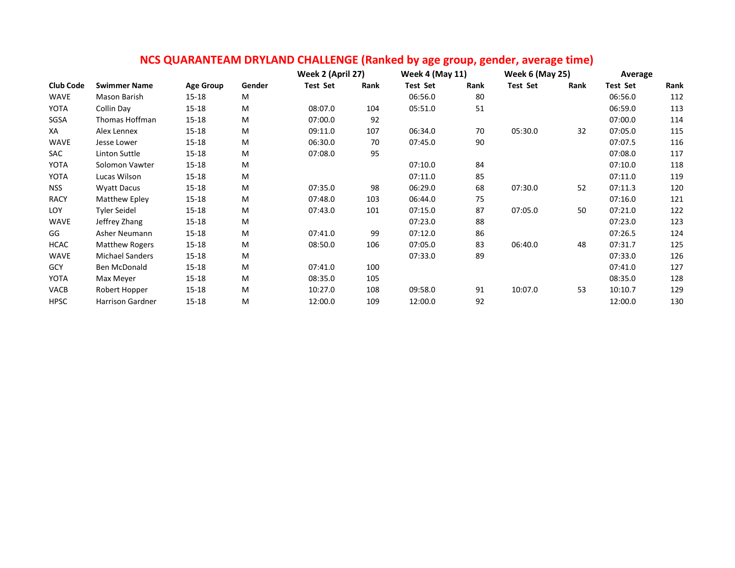## NCS QUARANTEAM DRYLAND CHALLENGE (Ranked by age group, gender, average time)

| Club Code | Swimmer Name | Age Group | Gender | Week 2 (April 27) | | Week 4 (May 11) | | Week 6 (May 25) | | Average | |
|---|---|---|---|---|---|---|---|---|---|---|---|
| | | | | Test Set | Rank | Test Set | Rank | Test Set | Rank | Test Set | Rank |
| WAVE | Mason Barish | 15-18 | M | | | 06:56.0 | 80 | | | 06:56.0 | 112 |
| YOTA | Collin Day | 15-18 | M | 08:07.0 | 104 | 05:51.0 | 51 | | | 06:59.0 | 113 |
| SGSA | Thomas Hoffman | 15-18 | M | 07:00.0 | 92 | | | | | 07:00.0 | 114 |
| XA | Alex Lennex | 15-18 | M | 09:11.0 | 107 | 06:34.0 | 70 | 05:30.0 | 32 | 07:05.0 | 115 |
| WAVE | Jesse Lower | 15-18 | M | 06:30.0 | 70 | 07:45.0 | 90 | | | 07:07.5 | 116 |
| SAC | Linton Suttle | 15-18 | M | 07:08.0 | 95 | | | | | 07:08.0 | 117 |
| YOTA | Solomon Vawter | 15-18 | M | | | 07:10.0 | 84 | | | 07:10.0 | 118 |
| YOTA | Lucas Wilson | 15-18 | M | | | 07:11.0 | 85 | | | 07:11.0 | 119 |
| NSS | Wyatt Dacus | 15-18 | M | 07:35.0 | 98 | 06:29.0 | 68 | 07:30.0 | 52 | 07:11.3 | 120 |
| RACY | Matthew Epley | 15-18 | M | 07:48.0 | 103 | 06:44.0 | 75 | | | 07:16.0 | 121 |
| LOY | Tyler Seidel | 15-18 | M | 07:43.0 | 101 | 07:15.0 | 87 | 07:05.0 | 50 | 07:21.0 | 122 |
| WAVE | Jeffrey Zhang | 15-18 | M | | | 07:23.0 | 88 | | | 07:23.0 | 123 |
| GG | Asher Neumann | 15-18 | M | 07:41.0 | 99 | 07:12.0 | 86 | | | 07:26.5 | 124 |
| HCAC | Matthew Rogers | 15-18 | M | 08:50.0 | 106 | 07:05.0 | 83 | 06:40.0 | 48 | 07:31.7 | 125 |
| WAVE | Michael Sanders | 15-18 | M | | | 07:33.0 | 89 | | | 07:33.0 | 126 |
| GCY | Ben McDonald | 15-18 | M | 07:41.0 | 100 | | | | | 07:41.0 | 127 |
| YOTA | Max Meyer | 15-18 | M | 08:35.0 | 105 | | | | | 08:35.0 | 128 |
| VACB | Robert Hopper | 15-18 | M | 10:27.0 | 108 | 09:58.0 | 91 | 10:07.0 | 53 | 10:10.7 | 129 |
| HPSC | Harrison Gardner | 15-18 | M | 12:00.0 | 109 | 12:00.0 | 92 | | | 12:00.0 | 130 |